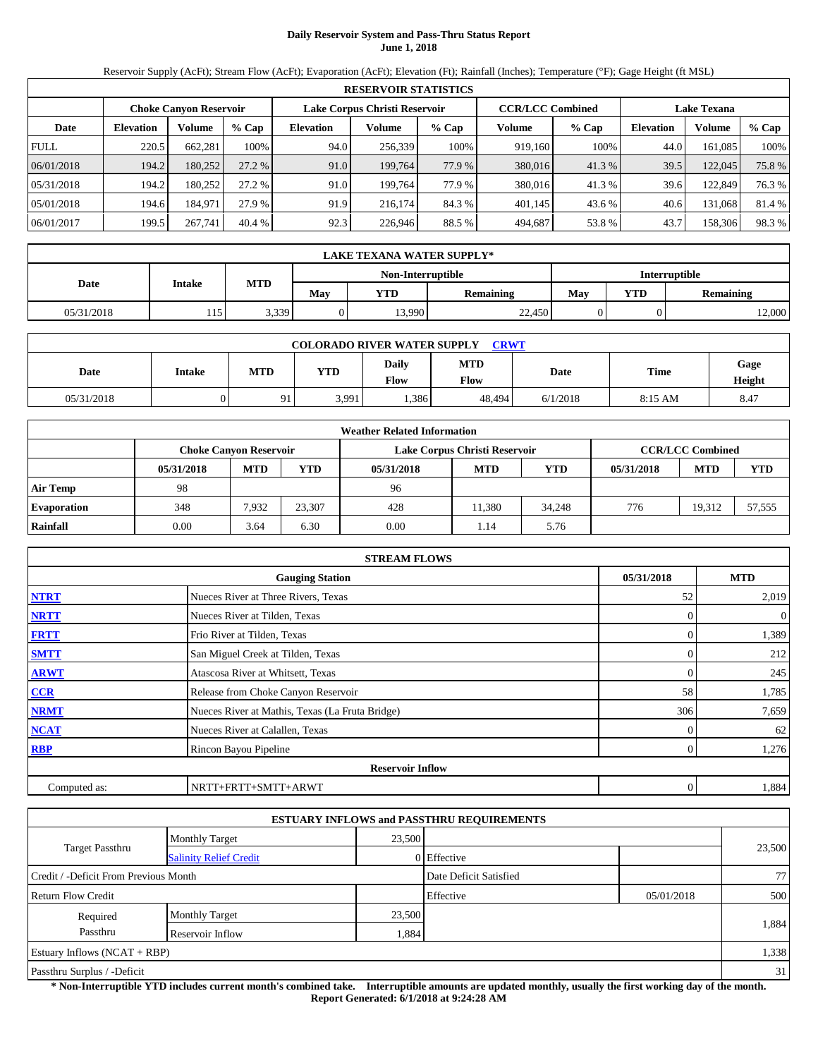# Daily Reservoir System and Pass-Thru Status Report
**June 1, 2018**

Reservoir Supply (AcFt); Stream Flow (AcFt); Evaporation (AcFt); Elevation (Ft); Rainfall (Inches); Temperature (°F); Gage Height (ft MSL)

| RESERVOIR STATISTICS | | | | | | | | | | | |
|---|---|---|---|---|---|---|---|---|---|---|---|
| | Choke Canyon Reservoir | | | Lake Corpus Christi Reservoir | | | CCR/LCC Combined | | Lake Texana | | |
| Date | Elevation | Volume | % Cap | Elevation | Volume | % Cap | Volume | % Cap | Elevation | Volume | % Cap |
| FULL | 220.5 | 662,281 | 100% | 94.0 | 256,339 | 100% | 919,160 | 100% | 44.0 | 161,085 | 100% |
| 06/01/2018 | 194.2 | 180,252 | 27.2 % | 91.0 | 199,764 | 77.9 % | 380,016 | 41.3 % | 39.5 | 122,045 | 75.8 % |
| 05/31/2018 | 194.2 | 180,252 | 27.2 % | 91.0 | 199,764 | 77.9 % | 380,016 | 41.3 % | 39.6 | 122,849 | 76.3 % |
| 05/01/2018 | 194.6 | 184,971 | 27.9 % | 91.9 | 216,174 | 84.3 % | 401,145 | 43.6 % | 40.6 | 131,068 | 81.4 % |
| 06/01/2017 | 199.5 | 267,741 | 40.4 % | 92.3 | 226,946 | 88.5 % | 494,687 | 53.8 % | 43.7 | 158,306 | 98.3 % |

| LAKE TEXANA WATER SUPPLY* | | | | | | | | |
|---|---|---|---|---|---|---|---|---|
| Date | Intake | MTD | Non-Interruptible | | | Interruptible | | |
| | | | May | YTD | Remaining | May | YTD | Remaining |
| 05/31/2018 | 115 | 3,339 | 0 | 13,990 | 22,450 | 0 | 0 | 12,000 |

| COLORADO RIVER WATER SUPPLY CRWT | | | | | | | | |
|---|---|---|---|---|---|---|---|---|
| Date | Intake | MTD | YTD | Daily Flow | MTD Flow | Date | Time | Gage Height |
| 05/31/2018 | 0 | 91 | 3,991 | 1,386 | 48,494 | 6/1/2018 | 8:15 AM | 8.47 |

| Weather Related Information | | | | | | | | | |
|---|---|---|---|---|---|---|---|---|---|
| | Choke Canyon Reservoir | | | Lake Corpus Christi Reservoir | | | CCR/LCC Combined | | |
| | 05/31/2018 | MTD | YTD | 05/31/2018 | MTD | YTD | 05/31/2018 | MTD | YTD |
| Air Temp | 98 | | | 96 | | | | | |
| Evaporation | 348 | 7,932 | 23,307 | 428 | 11,380 | 34,248 | 776 | 19,312 | 57,555 |
| Rainfall | 0.00 | 3.64 | 6.30 | 0.00 | 1.14 | 5.76 | | | |

| STREAM FLOWS | | | |
|---|---|---|---|
| | Gauging Station | 05/31/2018 | MTD |
| NTRT | Nueces River at Three Rivers, Texas | 52 | 2,019 |
| NRTT | Nueces River at Tilden, Texas | 0 | 0 |
| FRTT | Frio River at Tilden, Texas | 0 | 1,389 |
| SMTT | San Miguel Creek at Tilden, Texas | 0 | 212 |
| ARWT | Atascosa River at Whitsett, Texas | 0 | 245 |
| CCR | Release from Choke Canyon Reservoir | 58 | 1,785 |
| NRMT | Nueces River at Mathis, Texas (La Fruta Bridge) | 306 | 7,659 |
| NCAT | Nueces River at Calallen, Texas | 0 | 62 |
| RBP | Rincon Bayou Pipeline | 0 | 1,276 |
| Reservoir Inflow | | | |
| Computed as: | NRTT+FRTT+SMTT+ARWT | 0 | 1,884 |

| ESTUARY INFLOWS and PASSTHRU REQUIREMENTS | | | | | |
|---|---|---|---|---|---|
| Target Passthru | Monthly Target | 23,500 | | | 23,500 |
| | Salinity Relief Credit | 0 | Effective | | |
| Credit / -Deficit From Previous Month | | | Date Deficit Satisfied | | 77 |
| Return Flow Credit | | | Effective | 05/01/2018 | 500 |
| Required Passthru | Monthly Target | 23,500 | | | 1,884 |
| | Reservoir Inflow | 1,884 | | | |
| Estuary Inflows (NCAT + RBP) | | | | | 1,338 |
| Passthru Surplus / -Deficit | | | | | 31 |

**\* Non-Interruptible YTD includes current month's combined take. Interruptible amounts are updated monthly, usually the first working day of the month.**
**Report Generated: 6/1/2018 at 9:24:28 AM**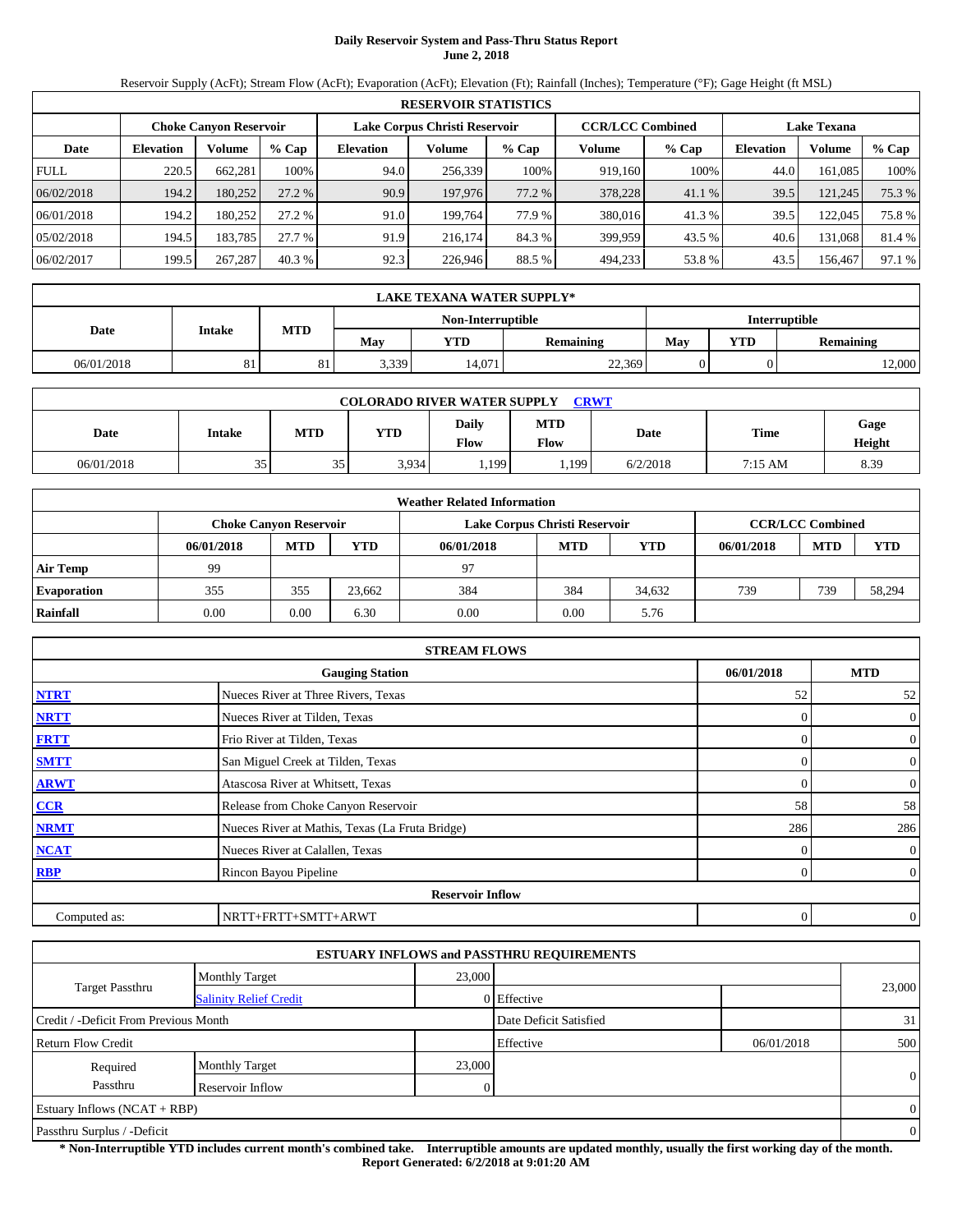# Daily Reservoir System and Pass-Thru Status Report
## June 2, 2018

Reservoir Supply (AcFt); Stream Flow (AcFt); Evaporation (AcFt); Elevation (Ft); Rainfall (Inches); Temperature (°F); Gage Height (ft MSL)

| RESERVOIR STATISTICS | | | | | | | | | | | |
|---|---|---|---|---|---|---|---|---|---|---|---|
| | Choke Canyon Reservoir | | | Lake Corpus Christi Reservoir | | | CCR/LCC Combined | | Lake Texana | | |
| Date | Elevation | Volume | % Cap | Elevation | Volume | % Cap | Volume | % Cap | Elevation | Volume | % Cap |
| FULL | 220.5 | 662,281 | 100% | 94.0 | 256,339 | 100% | 919,160 | 100% | 44.0 | 161,085 | 100% |
| 06/02/2018 | 194.2 | 180,252 | 27.2 % | 90.9 | 197,976 | 77.2 % | 378,228 | 41.1 % | 39.5 | 121,245 | 75.3 % |
| 06/01/2018 | 194.2 | 180,252 | 27.2 % | 91.0 | 199,764 | 77.9 % | 380,016 | 41.3 % | 39.5 | 122,045 | 75.8 % |
| 05/02/2018 | 194.5 | 183,785 | 27.7 % | 91.9 | 216,174 | 84.3 % | 399,959 | 43.5 % | 40.6 | 131,068 | 81.4 % |
| 06/02/2017 | 199.5 | 267,287 | 40.3 % | 92.3 | 226,946 | 88.5 % | 494,233 | 53.8 % | 43.5 | 156,467 | 97.1 % |

| LAKE TEXANA WATER SUPPLY* | | | | | | | | |
|---|---|---|---|---|---|---|---|---|
| Date | Intake | MTD | Non-Interruptible | | | Interruptible | | |
| | | | May | YTD | Remaining | May | YTD | Remaining |
| 06/01/2018 | 81 | 81 | 3,339 | 14,071 | 22,369 | 0 | 0 | 12,000 |

| COLORADO RIVER WATER SUPPLY CRWT | | | | | | | | |
|---|---|---|---|---|---|---|---|---|
| Date | Intake | MTD | YTD | Daily Flow | MTD Flow | Date | Time | Gage Height |
| 06/01/2018 | 35 | 35 | 3,934 | 1,199 | 1,199 | 6/2/2018 | 7:15 AM | 8.39 |

| Weather Related Information | | | | | | | | | |
|---|---|---|---|---|---|---|---|---|---|
| | Choke Canyon Reservoir | | | Lake Corpus Christi Reservoir | | | CCR/LCC Combined | | |
| | 06/01/2018 | MTD | YTD | 06/01/2018 | MTD | YTD | 06/01/2018 | MTD | YTD |
| Air Temp | 99 | | | 97 | | | | | |
| Evaporation | 355 | 355 | 23,662 | 384 | 384 | 34,632 | 739 | 739 | 58,294 |
| Rainfall | 0.00 | 0.00 | 6.30 | 0.00 | 0.00 | 5.76 | | | |

| STREAM FLOWS | | | |
|---|---|---|---|
| | Gauging Station | 06/01/2018 | MTD |
| NTRT | Nueces River at Three Rivers, Texas | 52 | 52 |
| NRTT | Nueces River at Tilden, Texas | 0 | 0 |
| FRTT | Frio River at Tilden, Texas | 0 | 0 |
| SMTT | San Miguel Creek at Tilden, Texas | 0 | 0 |
| ARWT | Atascosa River at Whitsett, Texas | 0 | 0 |
| CCR | Release from Choke Canyon Reservoir | 58 | 58 |
| NRMT | Nueces River at Mathis, Texas (La Fruta Bridge) | 286 | 286 |
| NCAT | Nueces River at Calallen, Texas | 0 | 0 |
| RBP | Rincon Bayou Pipeline | 0 | 0 |
| Reservoir Inflow | | | |
| Computed as: | NRTT+FRTT+SMTT+ARWT | 0 | 0 |

| ESTUARY INFLOWS and PASSTHRU REQUIREMENTS | | | | | |
|---|---|---|---|---|---|
| Target Passthru | Monthly Target | 23,000 | | | 23,000 |
| | Salinity Relief Credit | 0 | Effective | | |
| Credit / -Deficit From Previous Month | | | Date Deficit Satisfied | | 31 |
| Return Flow Credit | | | Effective | 06/01/2018 | 500 |
| Required Passthru | Monthly Target | 23,000 | | | 0 |
| | Reservoir Inflow | 0 | | | |
| Estuary Inflows (NCAT + RBP) | | | | | 0 |
| Passthru Surplus / -Deficit | | | | | 0 |

**\* Non-Interruptible YTD includes current month's combined take. Interruptible amounts are updated monthly, usually the first working day of the month.**

**Report Generated: 6/2/2018 at 9:01:20 AM**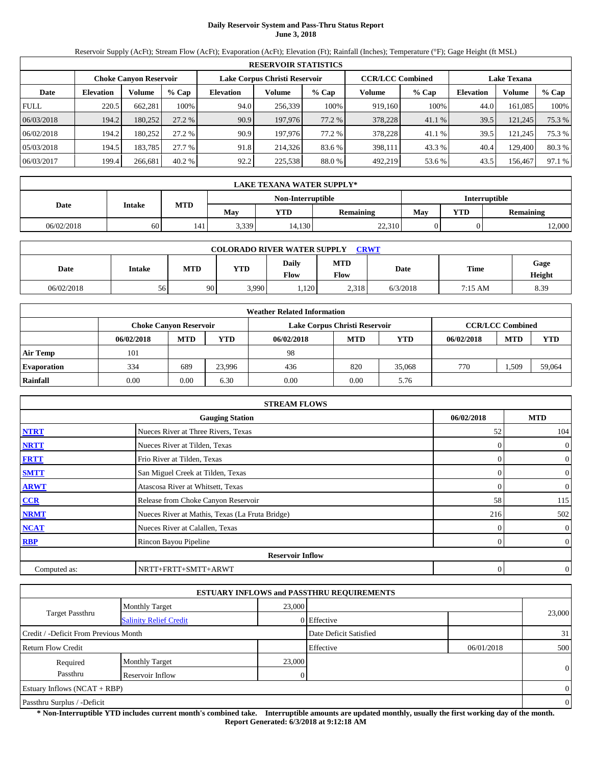# Daily Reservoir System and Pass-Thru Status Report
**June 3, 2018**

Reservoir Supply (AcFt); Stream Flow (AcFt); Evaporation (AcFt); Elevation (Ft); Rainfall (Inches); Temperature (°F); Gage Height (ft MSL)

**RESERVOIR STATISTICS**

| | Choke Canyon Reservoir | | | Lake Corpus Christi Reservoir | | | CCR/LCC Combined | | Lake Texana | | |
|---|---|---|---|---|---|---|---|---|---|---|---|
| Date | Elevation | Volume | % Cap | Elevation | Volume | % Cap | Volume | % Cap | Elevation | Volume | % Cap |
| FULL | 220.5 | 662,281 | 100% | 94.0 | 256,339 | 100% | 919,160 | 100% | 44.0 | 161,085 | 100% |
| 06/03/2018 | 194.2 | 180,252 | 27.2 % | 90.9 | 197,976 | 77.2 % | 378,228 | 41.1 % | 39.5 | 121,245 | 75.3 % |
| 06/02/2018 | 194.2 | 180,252 | 27.2 % | 90.9 | 197,976 | 77.2 % | 378,228 | 41.1 % | 39.5 | 121,245 | 75.3 % |
| 05/03/2018 | 194.5 | 183,785 | 27.7 % | 91.8 | 214,326 | 83.6 % | 398,111 | 43.3 % | 40.4 | 129,400 | 80.3 % |
| 06/03/2017 | 199.4 | 266,681 | 40.2 % | 92.2 | 225,538 | 88.0 % | 492,219 | 53.6 % | 43.5 | 156,467 | 97.1 % |

**LAKE TEXANA WATER SUPPLY***

| Date | Intake | MTD | Non-Interruptible | | | Interruptible | | |
|---|---|---|---|---|---|---|---|---|
| | | | May | YTD | Remaining | May | YTD | Remaining |
| 06/02/2018 | 60 | 141 | 3,339 | 14,130 | 22,310 | 0 | 0 | 12,000 |

**COLORADO RIVER WATER SUPPLY** CRWT

| Date | Intake | MTD | YTD | Daily Flow | MTD Flow | Date | Time | Gage Height |
|---|---|---|---|---|---|---|---|---|
| 06/02/2018 | 56 | 90 | 3,990 | 1,120 | 2,318 | 6/3/2018 | 7:15 AM | 8.39 |

**Weather Related Information**

| | Choke Canyon Reservoir | | | Lake Corpus Christi Reservoir | | | CCR/LCC Combined | | |
|---|---|---|---|---|---|---|---|---|---|
| | 06/02/2018 | MTD | YTD | 06/02/2018 | MTD | YTD | 06/02/2018 | MTD | YTD |
| Air Temp | 101 | | | 98 | | | | | |
| Evaporation | 334 | 689 | 23,996 | 436 | 820 | 35,068 | 770 | 1,509 | 59,064 |
| Rainfall | 0.00 | 0.00 | 6.30 | 0.00 | 0.00 | 5.76 | | | |

**STREAM FLOWS**

| | Gauging Station | 06/02/2018 | MTD |
|---|---|---|---|
| NTRT | Nueces River at Three Rivers, Texas | 52 | 104 |
| NRTT | Nueces River at Tilden, Texas | 0 | 0 |
| FRTT | Frio River at Tilden, Texas | 0 | 0 |
| SMTT | San Miguel Creek at Tilden, Texas | 0 | 0 |
| ARWT | Atascosa River at Whitsett, Texas | 0 | 0 |
| CCR | Release from Choke Canyon Reservoir | 58 | 115 |
| NRMT | Nueces River at Mathis, Texas (La Fruta Bridge) | 216 | 502 |
| NCAT | Nueces River at Calallen, Texas | 0 | 0 |
| RBP | Rincon Bayou Pipeline | 0 | 0 |
| | **Reservoir Inflow** | | |
| Computed as: | NRTT+FRTT+SMTT+ARWT | 0 | 0 |

**ESTUARY INFLOWS and PASSTHRU REQUIREMENTS**

| | | | | | |
|---|---|---|---|---|---|
| Target Passthru | Monthly Target | 23,000 | | | 23,000 |
| | Salinity Relief Credit | 0 | Effective | | |
| Credit / -Deficit From Previous Month | | | Date Deficit Satisfied | | 31 |
| Return Flow Credit | | | Effective | 06/01/2018 | 500 |
| Required Passthru | Monthly Target | 23,000 | | | 0 |
| | Reservoir Inflow | 0 | | | |
| Estuary Inflows (NCAT + RBP) | | | | | 0 |
| Passthru Surplus / -Deficit | | | | | 0 |

**\* Non-Interruptible YTD includes current month's combined take. Interruptible amounts are updated monthly, usually the first working day of the month.**
**Report Generated: 6/3/2018 at 9:12:18 AM**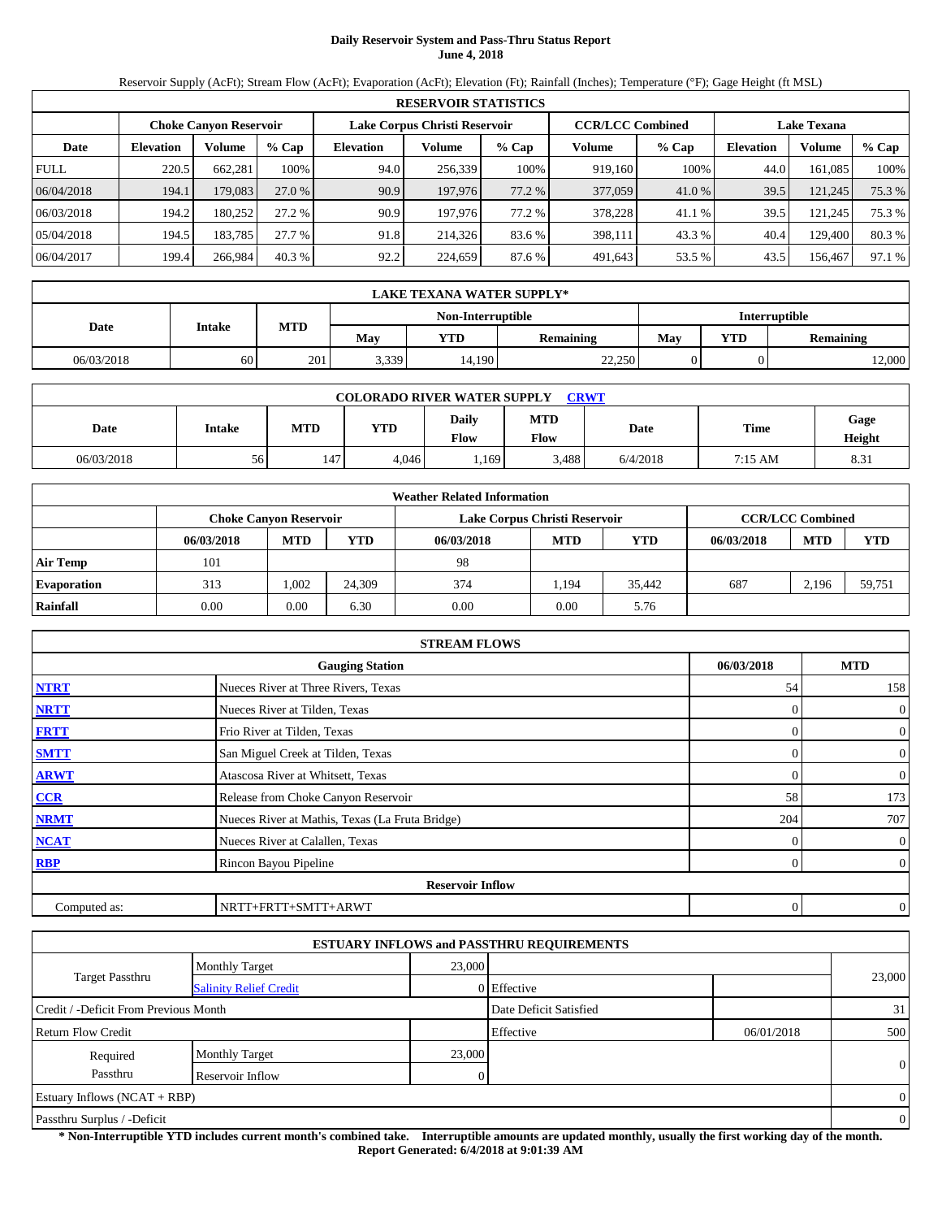# Daily Reservoir System and Pass-Thru Status Report
**June 4, 2018**

Reservoir Supply (AcFt); Stream Flow (AcFt); Evaporation (AcFt); Elevation (Ft); Rainfall (Inches); Temperature (°F); Gage Height (ft MSL)

**RESERVOIR STATISTICS**

| | Choke Canyon Reservoir | | | Lake Corpus Christi Reservoir | | | CCR/LCC Combined | | Lake Texana | | |
|---|---|---|---|---|---|---|---|---|---|---|---|
| Date | Elevation | Volume | % Cap | Elevation | Volume | % Cap | Volume | % Cap | Elevation | Volume | % Cap |
| FULL | 220.5 | 662,281 | 100% | 94.0 | 256,339 | 100% | 919,160 | 100% | 44.0 | 161,085 | 100% |
| 06/04/2018 | 194.1 | 179,083 | 27.0 % | 90.9 | 197,976 | 77.2 % | 377,059 | 41.0 % | 39.5 | 121,245 | 75.3 % |
| 06/03/2018 | 194.2 | 180,252 | 27.2 % | 90.9 | 197,976 | 77.2 % | 378,228 | 41.1 % | 39.5 | 121,245 | 75.3 % |
| 05/04/2018 | 194.5 | 183,785 | 27.7 % | 91.8 | 214,326 | 83.6 % | 398,111 | 43.3 % | 40.4 | 129,400 | 80.3 % |
| 06/04/2017 | 199.4 | 266,984 | 40.3 % | 92.2 | 224,659 | 87.6 % | 491,643 | 53.5 % | 43.5 | 156,467 | 97.1 % |

**LAKE TEXANA WATER SUPPLY***

| Date | Intake | MTD | Non-Interruptible | | | Interruptible | | |
|---|---|---|---|---|---|---|---|---|
| | | | May | YTD | Remaining | May | YTD | Remaining |
| 06/03/2018 | 60 | 201 | 3,339 | 14,190 | 22,250 | 0 | 0 | 12,000 |

**COLORADO RIVER WATER SUPPLY CRWT**

| Date | Intake | MTD | YTD | Daily Flow | MTD Flow | Date | Time | Gage Height |
|---|---|---|---|---|---|---|---|---|
| 06/03/2018 | 56 | 147 | 4,046 | 1,169 | 3,488 | 6/4/2018 | 7:15 AM | 8.31 |

**Weather Related Information**

| | Choke Canyon Reservoir | | | Lake Corpus Christi Reservoir | | | CCR/LCC Combined | | |
|---|---|---|---|---|---|---|---|---|---|
| | 06/03/2018 | MTD | YTD | 06/03/2018 | MTD | YTD | 06/03/2018 | MTD | YTD |
| Air Temp | 101 | | | 98 | | | | | |
| Evaporation | 313 | 1,002 | 24,309 | 374 | 1,194 | 35,442 | 687 | 2,196 | 59,751 |
| Rainfall | 0.00 | 0.00 | 6.30 | 0.00 | 0.00 | 5.76 | | | |

**STREAM FLOWS**

| | Gauging Station | 06/03/2018 | MTD |
|---|---|---|---|
| NTRT | Nueces River at Three Rivers, Texas | 54 | 158 |
| NRTT | Nueces River at Tilden, Texas | 0 | 0 |
| FRTT | Frio River at Tilden, Texas | 0 | 0 |
| SMTT | San Miguel Creek at Tilden, Texas | 0 | 0 |
| ARWT | Atascosa River at Whitsett, Texas | 0 | 0 |
| CCR | Release from Choke Canyon Reservoir | 58 | 173 |
| NRMT | Nueces River at Mathis, Texas (La Fruta Bridge) | 204 | 707 |
| NCAT | Nueces River at Calallen, Texas | 0 | 0 |
| RBP | Rincon Bayou Pipeline | 0 | 0 |
| | **Reservoir Inflow** | | |
| Computed as: | NRTT+FRTT+SMTT+ARWT | 0 | 0 |

**ESTUARY INFLOWS and PASSTHRU REQUIREMENTS**

| | | | | | |
|---|---|---|---|---|---|
| Target Passthru | Monthly Target | 23,000 | | | 23,000 |
| | Salinity Relief Credit | 0 | Effective | | |
| Credit / -Deficit From Previous Month | | | Date Deficit Satisfied | | 31 |
| Return Flow Credit | | | Effective | 06/01/2018 | 500 |
| Required Passthru | Monthly Target | 23,000 | | | 0 |
| | Reservoir Inflow | 0 | | | |
| Estuary Inflows (NCAT + RBP) | | | | | 0 |
| Passthru Surplus / -Deficit | | | | | 0 |

**\* Non-Interruptible YTD includes current month's combined take. Interruptible amounts are updated monthly, usually the first working day of the month.**
**Report Generated: 6/4/2018 at 9:01:39 AM**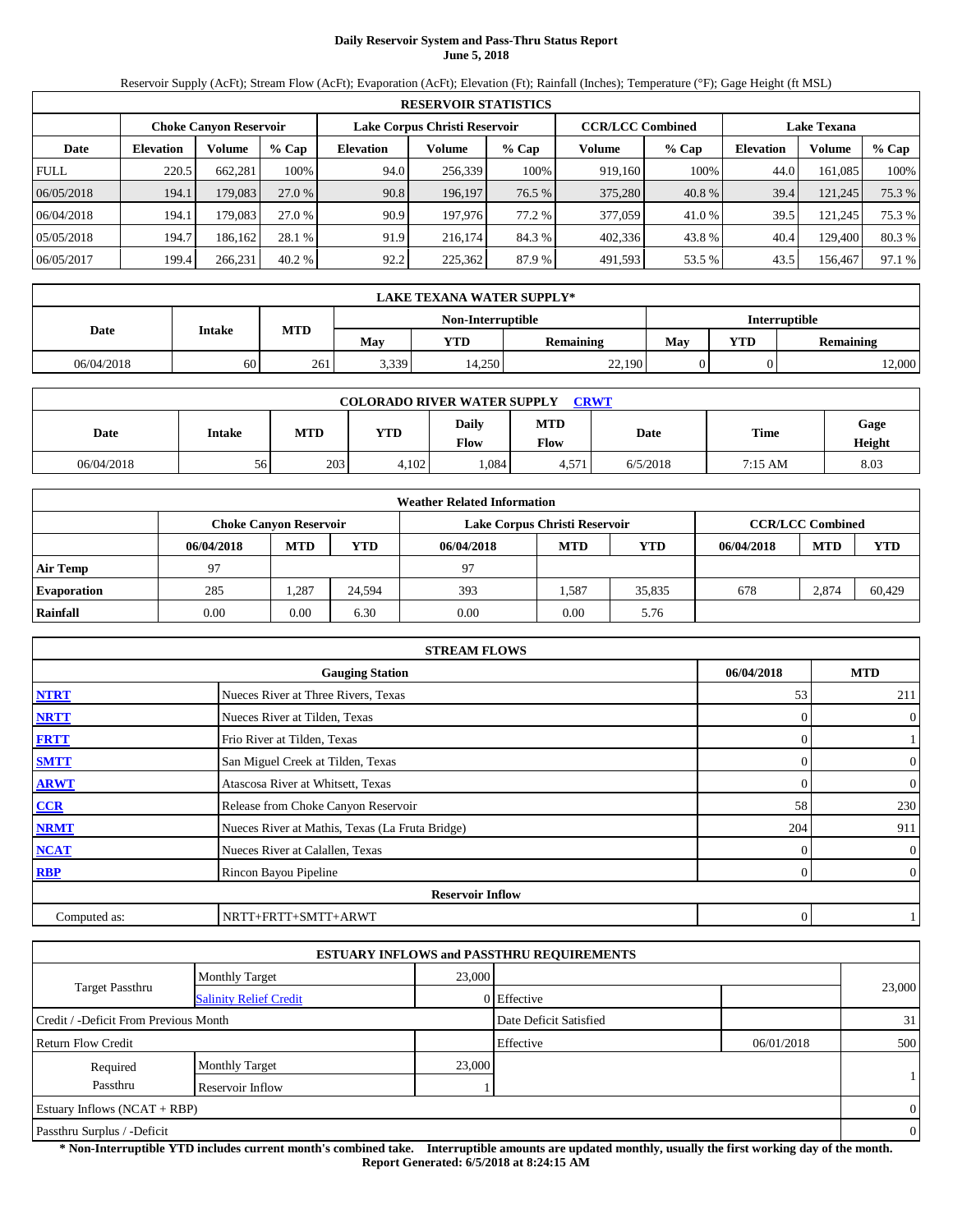# Daily Reservoir System and Pass-Thru Status Report
**June 5, 2018**

Reservoir Supply (AcFt); Stream Flow (AcFt); Evaporation (AcFt); Elevation (Ft); Rainfall (Inches); Temperature (°F); Gage Height (ft MSL)

| RESERVOIR STATISTICS | | | | | | | | | | | |
|---|---|---|---|---|---|---|---|---|---|---|---|
| | Choke Canyon Reservoir | | | Lake Corpus Christi Reservoir | | | CCR/LCC Combined | | Lake Texana | | |
| Date | Elevation | Volume | % Cap | Elevation | Volume | % Cap | Volume | % Cap | Elevation | Volume | % Cap |
| FULL | 220.5 | 662,281 | 100% | 94.0 | 256,339 | 100% | 919,160 | 100% | 44.0 | 161,085 | 100% |
| 06/05/2018 | 194.1 | 179,083 | 27.0 % | 90.8 | 196,197 | 76.5 % | 375,280 | 40.8 % | 39.4 | 121,245 | 75.3 % |
| 06/04/2018 | 194.1 | 179,083 | 27.0 % | 90.9 | 197,976 | 77.2 % | 377,059 | 41.0 % | 39.5 | 121,245 | 75.3 % |
| 05/05/2018 | 194.7 | 186,162 | 28.1 % | 91.9 | 216,174 | 84.3 % | 402,336 | 43.8 % | 40.4 | 129,400 | 80.3 % |
| 06/05/2017 | 199.4 | 266,231 | 40.2 % | 92.2 | 225,362 | 87.9 % | 491,593 | 53.5 % | 43.5 | 156,467 | 97.1 % |

| LAKE TEXANA WATER SUPPLY* | | | | | | | | |
|---|---|---|---|---|---|---|---|---|
| Date | Intake | MTD | Non-Interruptible | | | Interruptible | | |
| | | | May | YTD | Remaining | May | YTD | Remaining |
| 06/04/2018 | 60 | 261 | 3,339 | 14,250 | 22,190 | 0 | 0 | 12,000 |

| COLORADO RIVER WATER SUPPLY CRWT | | | | | | | | |
|---|---|---|---|---|---|---|---|---|
| Date | Intake | MTD | YTD | Daily Flow | MTD Flow | Date | Time | Gage Height |
| 06/04/2018 | 56 | 203 | 4,102 | 1,084 | 4,571 | 6/5/2018 | 7:15 AM | 8.03 |

| Weather Related Information | | | | | | | | | |
|---|---|---|---|---|---|---|---|---|---|
| | Choke Canyon Reservoir | | | Lake Corpus Christi Reservoir | | | CCR/LCC Combined | | |
| | 06/04/2018 | MTD | YTD | 06/04/2018 | MTD | YTD | 06/04/2018 | MTD | YTD |
| Air Temp | 97 | | | 97 | | | | | |
| Evaporation | 285 | 1,287 | 24,594 | 393 | 1,587 | 35,835 | 678 | 2,874 | 60,429 |
| Rainfall | 0.00 | 0.00 | 6.30 | 0.00 | 0.00 | 5.76 | | | |

| STREAM FLOWS | | | |
|---|---|---|---|
| | Gauging Station | 06/04/2018 | MTD |
| NTRT | Nueces River at Three Rivers, Texas | 53 | 211 |
| NRTT | Nueces River at Tilden, Texas | 0 | 0 |
| FRTT | Frio River at Tilden, Texas | 0 | 1 |
| SMTT | San Miguel Creek at Tilden, Texas | 0 | 0 |
| ARWT | Atascosa River at Whitsett, Texas | 0 | 0 |
| CCR | Release from Choke Canyon Reservoir | 58 | 230 |
| NRMT | Nueces River at Mathis, Texas (La Fruta Bridge) | 204 | 911 |
| NCAT | Nueces River at Calallen, Texas | 0 | 0 |
| RBP | Rincon Bayou Pipeline | 0 | 0 |
| | Reservoir Inflow | | |
| Computed as: | NRTT+FRTT+SMTT+ARWT | 0 | 1 |

| ESTUARY INFLOWS and PASSTHRU REQUIREMENTS | | | | | |
|---|---|---|---|---|---|
| Target Passthru | Monthly Target | 23,000 | | | 23,000 |
| | Salinity Relief Credit | 0 | Effective | | |
| Credit / -Deficit From Previous Month | | | Date Deficit Satisfied | | 31 |
| Return Flow Credit | | | Effective | 06/01/2018 | 500 |
| Required Passthru | Monthly Target | 23,000 | | | 1 |
| | Reservoir Inflow | 1 | | | |
| Estuary Inflows (NCAT + RBP) | | | | | 0 |
| Passthru Surplus / -Deficit | | | | | 0 |

**\* Non-Interruptible YTD includes current month's combined take. Interruptible amounts are updated monthly, usually the first working day of the month.**
**Report Generated: 6/5/2018 at 8:24:15 AM**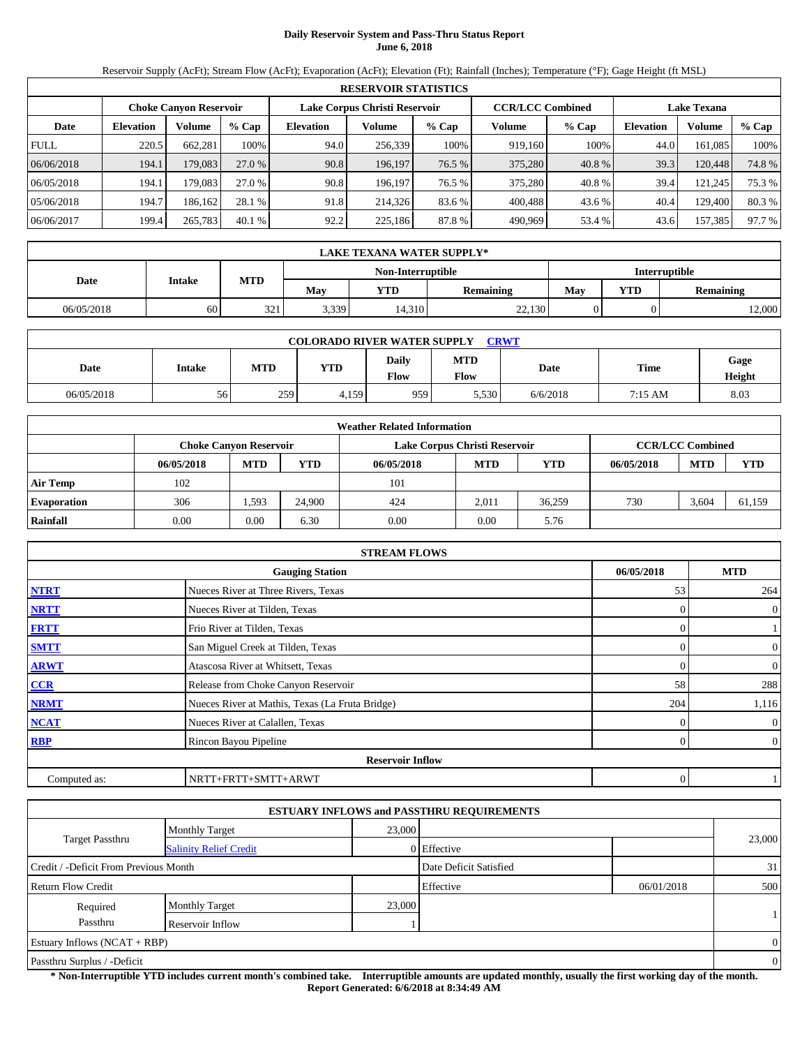# Daily Reservoir System and Pass-Thru Status Report
**June 6, 2018**

Reservoir Supply (AcFt); Stream Flow (AcFt); Evaporation (AcFt); Elevation (Ft); Rainfall (Inches); Temperature (°F); Gage Height (ft MSL)

| RESERVOIR STATISTICS | | | | | | | | | | | |
|---|---|---|---|---|---|---|---|---|---|---|---|
| | Choke Canyon Reservoir | | | Lake Corpus Christi Reservoir | | | CCR/LCC Combined | | Lake Texana | | |
| Date | Elevation | Volume | % Cap | Elevation | Volume | % Cap | Volume | % Cap | Elevation | Volume | % Cap |
| FULL | 220.5 | 662,281 | 100% | 94.0 | 256,339 | 100% | 919,160 | 100% | 44.0 | 161,085 | 100% |
| 06/06/2018 | 194.1 | 179,083 | 27.0 % | 90.8 | 196,197 | 76.5 % | 375,280 | 40.8 % | 39.3 | 120,448 | 74.8 % |
| 06/05/2018 | 194.1 | 179,083 | 27.0 % | 90.8 | 196,197 | 76.5 % | 375,280 | 40.8 % | 39.4 | 121,245 | 75.3 % |
| 05/06/2018 | 194.7 | 186,162 | 28.1 % | 91.8 | 214,326 | 83.6 % | 400,488 | 43.6 % | 40.4 | 129,400 | 80.3 % |
| 06/06/2017 | 199.4 | 265,783 | 40.1 % | 92.2 | 225,186 | 87.8 % | 490,969 | 53.4 % | 43.6 | 157,385 | 97.7 % |

| LAKE TEXANA WATER SUPPLY* | | | | | | | | |
|---|---|---|---|---|---|---|---|---|
| Date | Intake | MTD | Non-Interruptible | | | Interruptible | | |
| | | | May | YTD | Remaining | May | YTD | Remaining |
| 06/05/2018 | 60 | 321 | 3,339 | 14,310 | 22,130 | 0 | 0 | 12,000 |

| COLORADO RIVER WATER SUPPLY CRWT | | | | | | | | |
|---|---|---|---|---|---|---|---|---|
| Date | Intake | MTD | YTD | Daily Flow | MTD Flow | Date | Time | Gage Height |
| 06/05/2018 | 56 | 259 | 4,159 | 959 | 5,530 | 6/6/2018 | 7:15 AM | 8.03 |

| Weather Related Information | | | | | | | | | |
|---|---|---|---|---|---|---|---|---|---|
| | Choke Canyon Reservoir | | | Lake Corpus Christi Reservoir | | | CCR/LCC Combined | | |
| | 06/05/2018 | MTD | YTD | 06/05/2018 | MTD | YTD | 06/05/2018 | MTD | YTD |
| Air Temp | 102 | | | 101 | | | | | |
| Evaporation | 306 | 1,593 | 24,900 | 424 | 2,011 | 36,259 | 730 | 3,604 | 61,159 |
| Rainfall | 0.00 | 0.00 | 6.30 | 0.00 | 0.00 | 5.76 | | | |

| STREAM FLOWS | | | |
|---|---|---|---|
| | Gauging Station | 06/05/2018 | MTD |
| NTRT | Nueces River at Three Rivers, Texas | 53 | 264 |
| NRTT | Nueces River at Tilden, Texas | 0 | 0 |
| FRTT | Frio River at Tilden, Texas | 0 | 1 |
| SMTT | San Miguel Creek at Tilden, Texas | 0 | 0 |
| ARWT | Atascosa River at Whitsett, Texas | 0 | 0 |
| CCR | Release from Choke Canyon Reservoir | 58 | 288 |
| NRMT | Nueces River at Mathis, Texas (La Fruta Bridge) | 204 | 1,116 |
| NCAT | Nueces River at Calallen, Texas | 0 | 0 |
| RBP | Rincon Bayou Pipeline | 0 | 0 |
| | Reservoir Inflow | | |
| Computed as: | NRTT+FRTT+SMTT+ARWT | 0 | 1 |

| ESTUARY INFLOWS and PASSTHRU REQUIREMENTS | | | | | |
|---|---|---|---|---|---|
| Target Passthru | Monthly Target | 23,000 | | | 23,000 |
| | Salinity Relief Credit | 0 | Effective | | |
| Credit / -Deficit From Previous Month | | | Date Deficit Satisfied | | 31 |
| Return Flow Credit | | | Effective | 06/01/2018 | 500 |
| Required Passthru | Monthly Target | 23,000 | | | 1 |
| | Reservoir Inflow | 1 | | | |
| Estuary Inflows (NCAT + RBP) | | | | | 0 |
| Passthru Surplus / -Deficit | | | | | 0 |

**\* Non-Interruptible YTD includes current month's combined take. Interruptible amounts are updated monthly, usually the first working day of the month.**
**Report Generated: 6/6/2018 at 8:34:49 AM**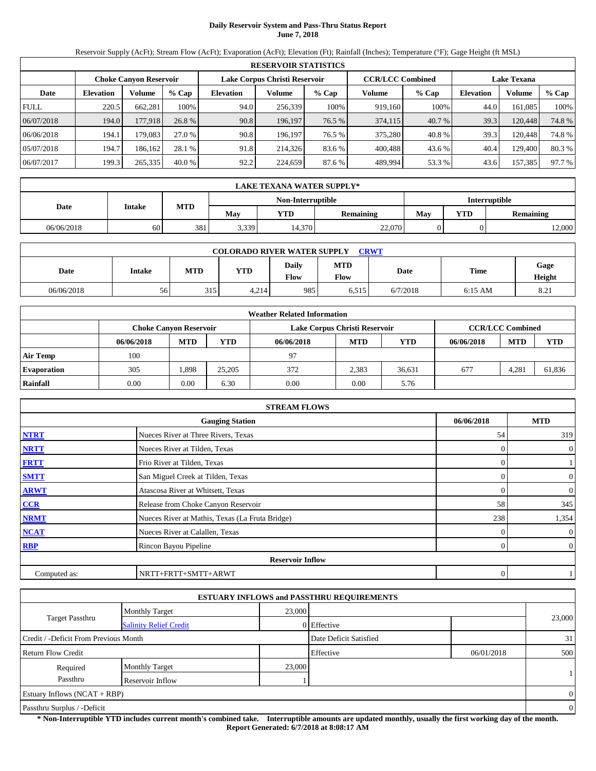# Daily Reservoir System and Pass-Thru Status Report
**June 7, 2018**

Reservoir Supply (AcFt); Stream Flow (AcFt); Evaporation (AcFt); Elevation (Ft); Rainfall (Inches); Temperature (°F); Gage Height (ft MSL)

**RESERVOIR STATISTICS**

| Date | Choke Canyon Reservoir | | | Lake Corpus Christi Reservoir | | | CCR/LCC Combined | | Lake Texana | | |
|---|---|---|---|---|---|---|---|---|---|---|---|
| | Elevation | Volume | % Cap | Elevation | Volume | % Cap | Volume | % Cap | Elevation | Volume | % Cap |
| FULL | 220.5 | 662,281 | 100% | 94.0 | 256,339 | 100% | 919,160 | 100% | 44.0 | 161,085 | 100% |
| 06/07/2018 | 194.0 | 177,918 | 26.8 % | 90.8 | 196,197 | 76.5 % | 374,115 | 40.7 % | 39.3 | 120,448 | 74.8 % |
| 06/06/2018 | 194.1 | 179,083 | 27.0 % | 90.8 | 196,197 | 76.5 % | 375,280 | 40.8 % | 39.3 | 120,448 | 74.8 % |
| 05/07/2018 | 194.7 | 186,162 | 28.1 % | 91.8 | 214,326 | 83.6 % | 400,488 | 43.6 % | 40.4 | 129,400 | 80.3 % |
| 06/07/2017 | 199.3 | 265,335 | 40.0 % | 92.2 | 224,659 | 87.6 % | 489,994 | 53.3 % | 43.6 | 157,385 | 97.7 % |

**LAKE TEXANA WATER SUPPLY***

| Date | Intake | MTD | Non-Interruptible | | | Interruptible | | |
|---|---|---|---|---|---|---|---|---|
| | | | May | YTD | Remaining | May | YTD | Remaining |
| 06/06/2018 | 60 | 381 | 3,339 | 14,370 | 22,070 | 0 | 0 | 12,000 |

**COLORADO RIVER WATER SUPPLY** CRWT

| Date | Intake | MTD | YTD | Daily Flow | MTD Flow | Date | Time | Gage Height |
|---|---|---|---|---|---|---|---|---|
| 06/06/2018 | 56 | 315 | 4,214 | 985 | 6,515 | 6/7/2018 | 6:15 AM | 8.21 |

**Weather Related Information**

| | Choke Canyon Reservoir | | | Lake Corpus Christi Reservoir | | | CCR/LCC Combined | | |
|---|---|---|---|---|---|---|---|---|---|
| | 06/06/2018 | MTD | YTD | 06/06/2018 | MTD | YTD | 06/06/2018 | MTD | YTD |
| Air Temp | 100 | | | 97 | | | | | |
| Evaporation | 305 | 1,898 | 25,205 | 372 | 2,383 | 36,631 | 677 | 4,281 | 61,836 |
| Rainfall | 0.00 | 0.00 | 6.30 | 0.00 | 0.00 | 5.76 | | | |

**STREAM FLOWS**

| | Gauging Station | 06/06/2018 | MTD |
|---|---|---|---|
| NTRT | Nueces River at Three Rivers, Texas | 54 | 319 |
| NRTT | Nueces River at Tilden, Texas | 0 | 0 |
| FRTT | Frio River at Tilden, Texas | 0 | 1 |
| SMTT | San Miguel Creek at Tilden, Texas | 0 | 0 |
| ARWT | Atascosa River at Whitsett, Texas | 0 | 0 |
| CCR | Release from Choke Canyon Reservoir | 58 | 345 |
| NRMT | Nueces River at Mathis, Texas (La Fruta Bridge) | 238 | 1,354 |
| NCAT | Nueces River at Calallen, Texas | 0 | 0 |
| RBP | Rincon Bayou Pipeline | 0 | 0 |
| | **Reservoir Inflow** | | |
| Computed as: | NRTT+FRTT+SMTT+ARWT | 0 | 1 |

**ESTUARY INFLOWS and PASSTHRU REQUIREMENTS**

| | | | | | |
|---|---|---|---|---|---|
| Target Passthru | Monthly Target | 23,000 | | | 23,000 |
| | Salinity Relief Credit | 0 | Effective | | |
| Credit / -Deficit From Previous Month | | | Date Deficit Satisfied | | 31 |
| Return Flow Credit | | | Effective | 06/01/2018 | 500 |
| Required Passthru | Monthly Target | 23,000 | | | 1 |
| | Reservoir Inflow | 1 | | | |
| Estuary Inflows (NCAT + RBP) | | | | | 0 |
| Passthru Surplus / -Deficit | | | | | 0 |

**\* Non-Interruptible YTD includes current month's combined take. Interruptible amounts are updated monthly, usually the first working day of the month.**
**Report Generated: 6/7/2018 at 8:08:17 AM**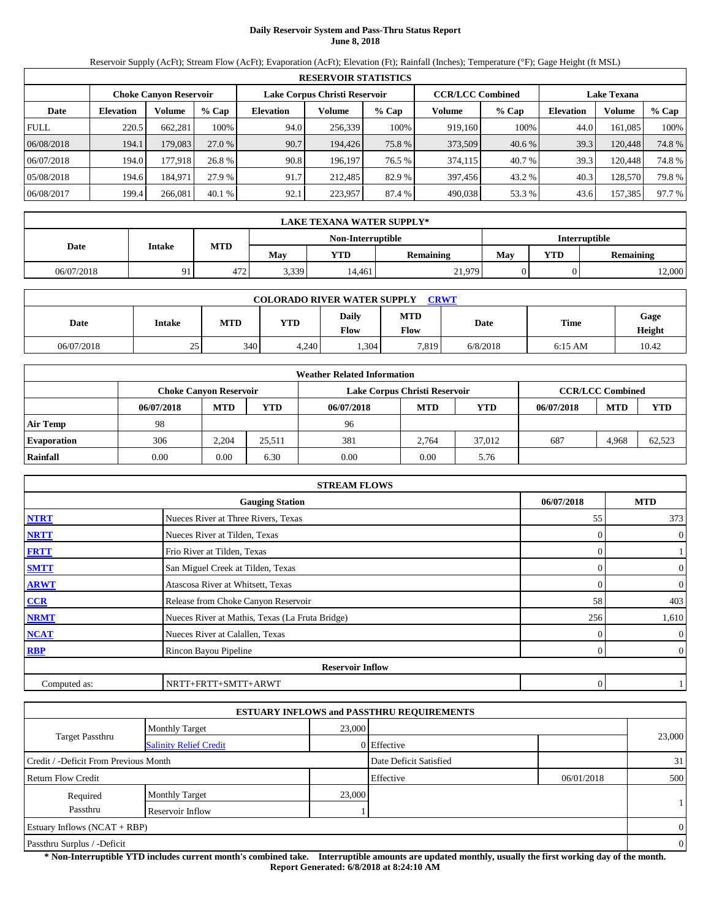# Daily Reservoir System and Pass-Thru Status Report
## June 8, 2018

Reservoir Supply (AcFt); Stream Flow (AcFt); Evaporation (AcFt); Elevation (Ft); Rainfall (Inches); Temperature (°F); Gage Height (ft MSL)

| RESERVOIR STATISTICS | | | | | | | | | | | |
|---|---|---|---|---|---|---|---|---|---|---|---|
| | Choke Canyon Reservoir | | | Lake Corpus Christi Reservoir | | | CCR/LCC Combined | | Lake Texana | | |
| Date | Elevation | Volume | % Cap | Elevation | Volume | % Cap | Volume | % Cap | Elevation | Volume | % Cap |
| FULL | 220.5 | 662,281 | 100% | 94.0 | 256,339 | 100% | 919,160 | 100% | 44.0 | 161,085 | 100% |
| 06/08/2018 | 194.1 | 179,083 | 27.0 % | 90.7 | 194,426 | 75.8 % | 373,509 | 40.6 % | 39.3 | 120,448 | 74.8 % |
| 06/07/2018 | 194.0 | 177,918 | 26.8 % | 90.8 | 196,197 | 76.5 % | 374,115 | 40.7 % | 39.3 | 120,448 | 74.8 % |
| 05/08/2018 | 194.6 | 184,971 | 27.9 % | 91.7 | 212,485 | 82.9 % | 397,456 | 43.2 % | 40.3 | 128,570 | 79.8 % |
| 06/08/2017 | 199.4 | 266,081 | 40.1 % | 92.1 | 223,957 | 87.4 % | 490,038 | 53.3 % | 43.6 | 157,385 | 97.7 % |

| LAKE TEXANA WATER SUPPLY* | | | | | | | | |
|---|---|---|---|---|---|---|---|---|
| Date | Intake | MTD | Non-Interruptible | | | Interruptible | | |
| | | | May | YTD | Remaining | May | YTD | Remaining |
| 06/07/2018 | 91 | 472 | 3,339 | 14,461 | 21,979 | 0 | 0 | 12,000 |

| COLORADO RIVER WATER SUPPLY CRWT | | | | | | | | |
|---|---|---|---|---|---|---|---|---|
| Date | Intake | MTD | YTD | Daily Flow | MTD Flow | Date | Time | Gage Height |
| 06/07/2018 | 25 | 340 | 4,240 | 1,304 | 7,819 | 6/8/2018 | 6:15 AM | 10.42 |

| Weather Related Information | | | | | | | | | |
|---|---|---|---|---|---|---|---|---|---|
| | Choke Canyon Reservoir | | | Lake Corpus Christi Reservoir | | | CCR/LCC Combined | | |
| | 06/07/2018 | MTD | YTD | 06/07/2018 | MTD | YTD | 06/07/2018 | MTD | YTD |
| Air Temp | 98 | | | 96 | | | | | |
| Evaporation | 306 | 2,204 | 25,511 | 381 | 2,764 | 37,012 | 687 | 4,968 | 62,523 |
| Rainfall | 0.00 | 0.00 | 6.30 | 0.00 | 0.00 | 5.76 | | | |

| STREAM FLOWS | | | |
|---|---|---|---|
| | Gauging Station | 06/07/2018 | MTD |
| NTRT | Nueces River at Three Rivers, Texas | 55 | 373 |
| NRTT | Nueces River at Tilden, Texas | 0 | 0 |
| FRTT | Frio River at Tilden, Texas | 0 | 1 |
| SMTT | San Miguel Creek at Tilden, Texas | 0 | 0 |
| ARWT | Atascosa River at Whitsett, Texas | 0 | 0 |
| CCR | Release from Choke Canyon Reservoir | 58 | 403 |
| NRMT | Nueces River at Mathis, Texas (La Fruta Bridge) | 256 | 1,610 |
| NCAT | Nueces River at Calallen, Texas | 0 | 0 |
| RBP | Rincon Bayou Pipeline | 0 | 0 |
| | Reservoir Inflow | | |
| Computed as: | NRTT+FRTT+SMTT+ARWT | 0 | 1 |

| ESTUARY INFLOWS and PASSTHRU REQUIREMENTS | | | | | |
|---|---|---|---|---|---|
| Target Passthru | Monthly Target | 23,000 | | | 23,000 |
| | Salinity Relief Credit | 0 | Effective | | |
| Credit / -Deficit From Previous Month | | | Date Deficit Satisfied | | 31 |
| Return Flow Credit | | | Effective | 06/01/2018 | 500 |
| Required Passthru | Monthly Target | 23,000 | | | 1 |
| | Reservoir Inflow | 1 | | | |
| Estuary Inflows (NCAT + RBP) | | | | | 0 |
| Passthru Surplus / -Deficit | | | | | 0 |

**\* Non-Interruptible YTD includes current month's combined take. Interruptible amounts are updated monthly, usually the first working day of the month.**
**Report Generated: 6/8/2018 at 8:24:10 AM**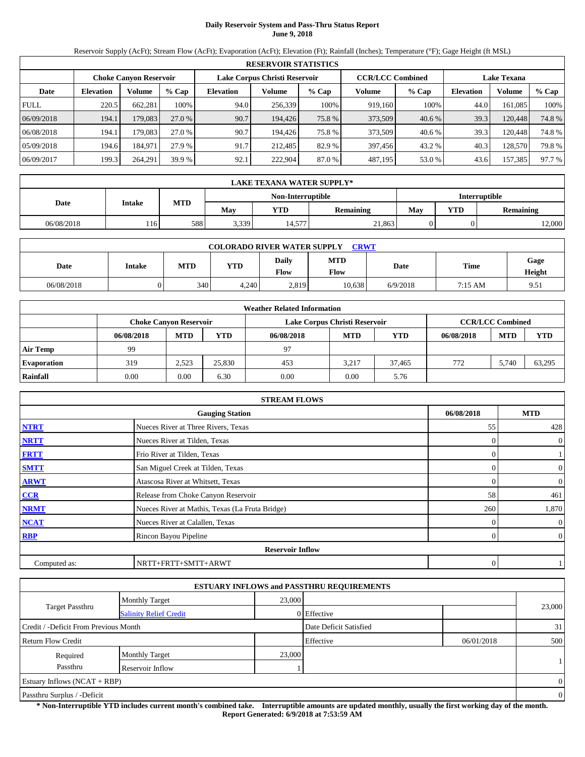# Daily Reservoir System and Pass-Thru Status Report
**June 9, 2018**

Reservoir Supply (AcFt); Stream Flow (AcFt); Evaporation (AcFt); Elevation (Ft); Rainfall (Inches); Temperature (°F); Gage Height (ft MSL)

| RESERVOIR STATISTICS | | | | | | | | | | | |
|---|---|---|---|---|---|---|---|---|---|---|---|
| | Choke Canyon Reservoir | | | Lake Corpus Christi Reservoir | | | CCR/LCC Combined | | Lake Texana | | |
| Date | Elevation | Volume | % Cap | Elevation | Volume | % Cap | Volume | % Cap | Elevation | Volume | % Cap |
| FULL | 220.5 | 662,281 | 100% | 94.0 | 256,339 | 100% | 919,160 | 100% | 44.0 | 161,085 | 100% |
| 06/09/2018 | 194.1 | 179,083 | 27.0 % | 90.7 | 194,426 | 75.8 % | 373,509 | 40.6 % | 39.3 | 120,448 | 74.8 % |
| 06/08/2018 | 194.1 | 179,083 | 27.0 % | 90.7 | 194,426 | 75.8 % | 373,509 | 40.6 % | 39.3 | 120,448 | 74.8 % |
| 05/09/2018 | 194.6 | 184,971 | 27.9 % | 91.7 | 212,485 | 82.9 % | 397,456 | 43.2 % | 40.3 | 128,570 | 79.8 % |
| 06/09/2017 | 199.3 | 264,291 | 39.9 % | 92.1 | 222,904 | 87.0 % | 487,195 | 53.0 % | 43.6 | 157,385 | 97.7 % |

| LAKE TEXANA WATER SUPPLY* | | | | | | | | |
|---|---|---|---|---|---|---|---|---|
| Date | Intake | MTD | Non-Interruptible | | | Interruptible | | |
| | | | May | YTD | Remaining | May | YTD | Remaining |
| 06/08/2018 | 116 | 588 | 3,339 | 14,577 | 21,863 | 0 | 0 | 12,000 |

| COLORADO RIVER WATER SUPPLY CRWT | | | | | | | | |
|---|---|---|---|---|---|---|---|---|
| Date | Intake | MTD | YTD | Daily Flow | MTD Flow | Date | Time | Gage Height |
| 06/08/2018 | 0 | 340 | 4,240 | 2,819 | 10,638 | 6/9/2018 | 7:15 AM | 9.51 |

| Weather Related Information | | | | | | | | | |
|---|---|---|---|---|---|---|---|---|---|
| | Choke Canyon Reservoir | | | Lake Corpus Christi Reservoir | | | CCR/LCC Combined | | |
| | 06/08/2018 | MTD | YTD | 06/08/2018 | MTD | YTD | 06/08/2018 | MTD | YTD |
| Air Temp | 99 | | | 97 | | | | | |
| Evaporation | 319 | 2,523 | 25,830 | 453 | 3,217 | 37,465 | 772 | 5,740 | 63,295 |
| Rainfall | 0.00 | 0.00 | 6.30 | 0.00 | 0.00 | 5.76 | | | |

| STREAM FLOWS | | | |
|---|---|---|---|
| | Gauging Station | 06/08/2018 | MTD |
| NTRT | Nueces River at Three Rivers, Texas | 55 | 428 |
| NRTT | Nueces River at Tilden, Texas | 0 | 0 |
| FRTT | Frio River at Tilden, Texas | 0 | 1 |
| SMTT | San Miguel Creek at Tilden, Texas | 0 | 0 |
| ARWT | Atascosa River at Whitsett, Texas | 0 | 0 |
| CCR | Release from Choke Canyon Reservoir | 58 | 461 |
| NRMT | Nueces River at Mathis, Texas (La Fruta Bridge) | 260 | 1,870 |
| NCAT | Nueces River at Calallen, Texas | 0 | 0 |
| RBP | Rincon Bayou Pipeline | 0 | 0 |
| | Reservoir Inflow | | |
| Computed as: | NRTT+FRTT+SMTT+ARWT | 0 | 1 |

| ESTUARY INFLOWS and PASSTHRU REQUIREMENTS | | | | | |
|---|---|---|---|---|---|
| Target Passthru | Monthly Target | 23,000 | | | 23,000 |
| | Salinity Relief Credit | 0 | Effective | | |
| Credit / -Deficit From Previous Month | | | Date Deficit Satisfied | | 31 |
| Return Flow Credit | | | Effective | 06/01/2018 | 500 |
| Required Passthru | Monthly Target | 23,000 | | | 1 |
| | Reservoir Inflow | 1 | | | |
| Estuary Inflows (NCAT + RBP) | | | | | 0 |
| Passthru Surplus / -Deficit | | | | | 0 |

**\* Non-Interruptible YTD includes current month's combined take. Interruptible amounts are updated monthly, usually the first working day of the month.**
**Report Generated: 6/9/2018 at 7:53:59 AM**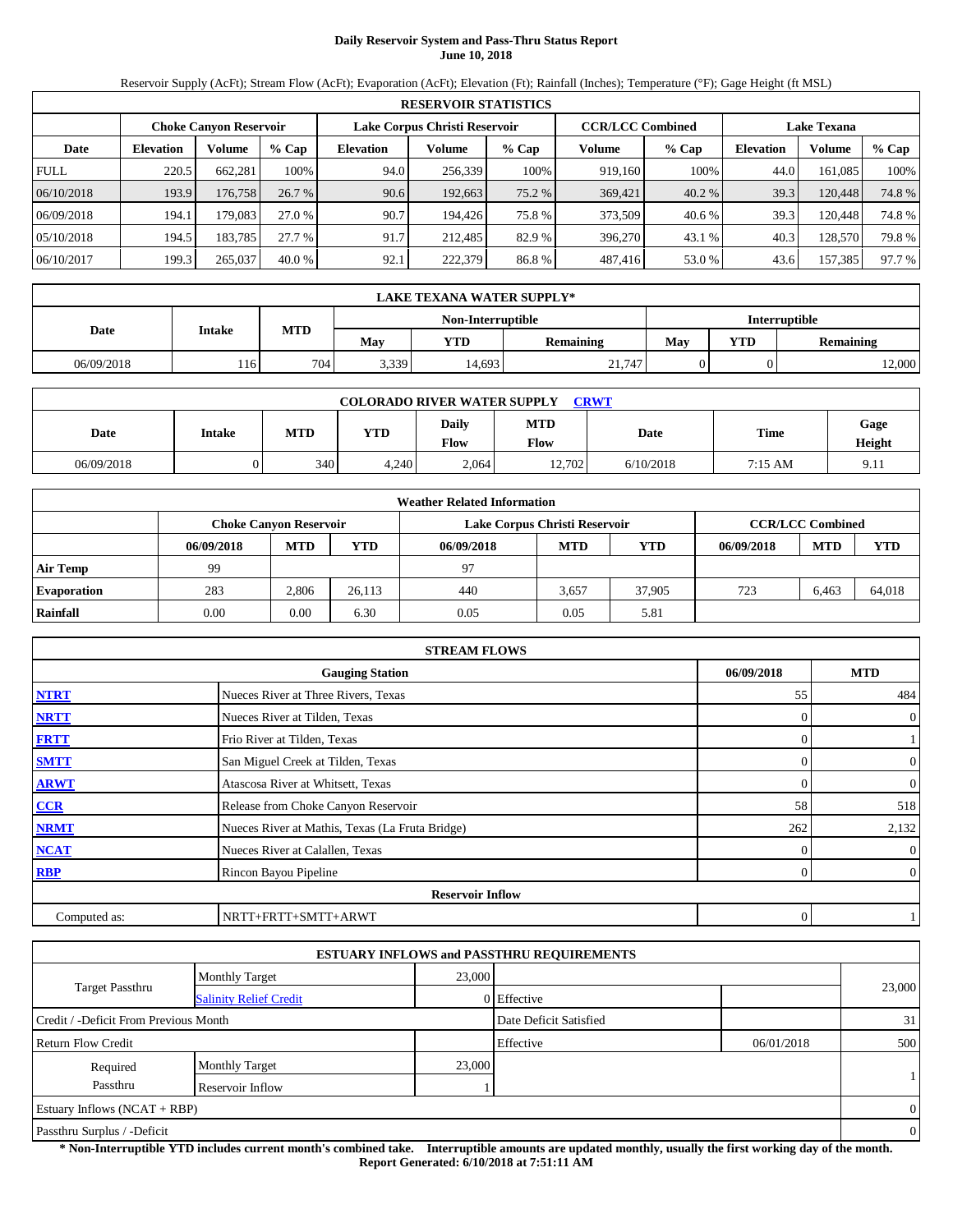# Daily Reservoir System and Pass-Thru Status Report
**June 10, 2018**

Reservoir Supply (AcFt); Stream Flow (AcFt); Evaporation (AcFt); Elevation (Ft); Rainfall (Inches); Temperature (°F); Gage Height (ft MSL)

**RESERVOIR STATISTICS**

| Date | Choke Canyon Reservoir | | | Lake Corpus Christi Reservoir | | | CCR/LCC Combined | | Lake Texana | | |
|---|---|---|---|---|---|---|---|---|---|---|---|
| | Elevation | Volume | % Cap | Elevation | Volume | % Cap | Volume | % Cap | Elevation | Volume | % Cap |
| FULL | 220.5 | 662,281 | 100% | 94.0 | 256,339 | 100% | 919,160 | 100% | 44.0 | 161,085 | 100% |
| 06/10/2018 | 193.9 | 176,758 | 26.7 % | 90.6 | 192,663 | 75.2 % | 369,421 | 40.2 % | 39.3 | 120,448 | 74.8 % |
| 06/09/2018 | 194.1 | 179,083 | 27.0 % | 90.7 | 194,426 | 75.8 % | 373,509 | 40.6 % | 39.3 | 120,448 | 74.8 % |
| 05/10/2018 | 194.5 | 183,785 | 27.7 % | 91.7 | 212,485 | 82.9 % | 396,270 | 43.1 % | 40.3 | 128,570 | 79.8 % |
| 06/10/2017 | 199.3 | 265,037 | 40.0 % | 92.1 | 222,379 | 86.8 % | 487,416 | 53.0 % | 43.6 | 157,385 | 97.7 % |

**LAKE TEXANA WATER SUPPLY***

| Date | Intake | MTD | Non-Interruptible | | | Interruptible | | |
|---|---|---|---|---|---|---|---|---|
| | | | May | YTD | Remaining | May | YTD | Remaining |
| 06/09/2018 | 116 | 704 | 3,339 | 14,693 | 21,747 | 0 | 0 | 12,000 |

**COLORADO RIVER WATER SUPPLY** CRWT

| Date | Intake | MTD | YTD | Daily Flow | MTD Flow | Date | Time | Gage Height |
|---|---|---|---|---|---|---|---|---|
| 06/09/2018 | 0 | 340 | 4,240 | 2,064 | 12,702 | 6/10/2018 | 7:15 AM | 9.11 |

**Weather Related Information**

| | Choke Canyon Reservoir | | | Lake Corpus Christi Reservoir | | | CCR/LCC Combined | | |
|---|---|---|---|---|---|---|---|---|---|
| | 06/09/2018 | MTD | YTD | 06/09/2018 | MTD | YTD | 06/09/2018 | MTD | YTD |
| Air Temp | 99 | | | 97 | | | | | |
| Evaporation | 283 | 2,806 | 26,113 | 440 | 3,657 | 37,905 | 723 | 6,463 | 64,018 |
| Rainfall | 0.00 | 0.00 | 6.30 | 0.05 | 0.05 | 5.81 | | | |

**STREAM FLOWS**

| | Gauging Station | 06/09/2018 | MTD |
|---|---|---|---|
| NTRT | Nueces River at Three Rivers, Texas | 55 | 484 |
| NRTT | Nueces River at Tilden, Texas | 0 | 0 |
| FRTT | Frio River at Tilden, Texas | 0 | 1 |
| SMTT | San Miguel Creek at Tilden, Texas | 0 | 0 |
| ARWT | Atascosa River at Whitsett, Texas | 0 | 0 |
| CCR | Release from Choke Canyon Reservoir | 58 | 518 |
| NRMT | Nueces River at Mathis, Texas (La Fruta Bridge) | 262 | 2,132 |
| NCAT | Nueces River at Calallen, Texas | 0 | 0 |
| RBP | Rincon Bayou Pipeline | 0 | 0 |
| **Reservoir Inflow** | | | |
| Computed as: | NRTT+FRTT+SMTT+ARWT | 0 | 1 |

**ESTUARY INFLOWS and PASSTHRU REQUIREMENTS**

| | | | | | |
|---|---|---|---|---|---|
| Target Passthru | Monthly Target | 23,000 | | | 23,000 |
| | Salinity Relief Credit | 0 | Effective | | |
| Credit / -Deficit From Previous Month | | | Date Deficit Satisfied | | 31 |
| Return Flow Credit | | | Effective | 06/01/2018 | 500 |
| Required Passthru | Monthly Target | 23,000 | | | 1 |
| | Reservoir Inflow | 1 | | | |
| Estuary Inflows (NCAT + RBP) | | | | | 0 |
| Passthru Surplus / -Deficit | | | | | 0 |

**\* Non-Interruptible YTD includes current month's combined take. Interruptible amounts are updated monthly, usually the first working day of the month.**
**Report Generated: 6/10/2018 at 7:51:11 AM**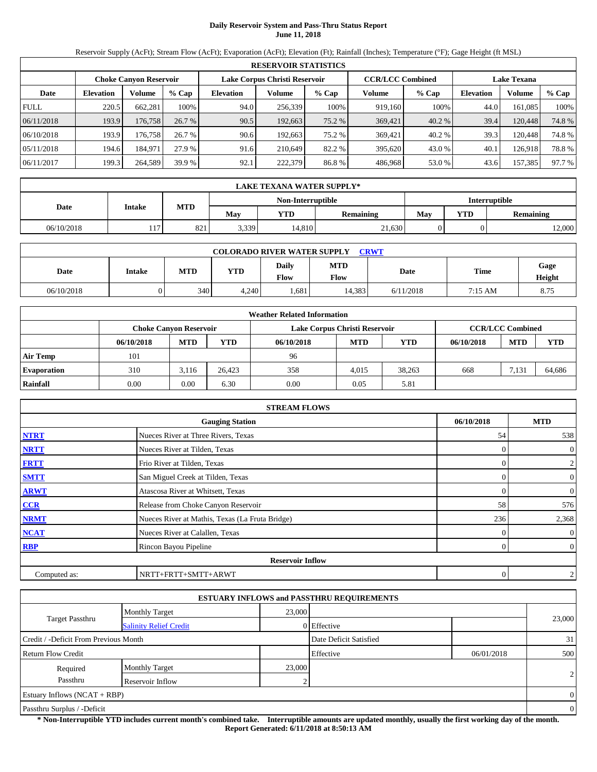# Daily Reservoir System and Pass-Thru Status Report
**June 11, 2018**

Reservoir Supply (AcFt); Stream Flow (AcFt); Evaporation (AcFt); Elevation (Ft); Rainfall (Inches); Temperature (°F); Gage Height (ft MSL)

| RESERVOIR STATISTICS | | | | | | | | | | | |
|---|---|---|---|---|---|---|---|---|---|---|---|
| | Choke Canyon Reservoir | | | Lake Corpus Christi Reservoir | | | CCR/LCC Combined | | Lake Texana | | |
| Date | Elevation | Volume | % Cap | Elevation | Volume | % Cap | Volume | % Cap | Elevation | Volume | % Cap |
| FULL | 220.5 | 662,281 | 100% | 94.0 | 256,339 | 100% | 919,160 | 100% | 44.0 | 161,085 | 100% |
| 06/11/2018 | 193.9 | 176,758 | 26.7 % | 90.5 | 192,663 | 75.2 % | 369,421 | 40.2 % | 39.4 | 120,448 | 74.8 % |
| 06/10/2018 | 193.9 | 176,758 | 26.7 % | 90.6 | 192,663 | 75.2 % | 369,421 | 40.2 % | 39.3 | 120,448 | 74.8 % |
| 05/11/2018 | 194.6 | 184,971 | 27.9 % | 91.6 | 210,649 | 82.2 % | 395,620 | 43.0 % | 40.1 | 126,918 | 78.8 % |
| 06/11/2017 | 199.3 | 264,589 | 39.9 % | 92.1 | 222,379 | 86.8 % | 486,968 | 53.0 % | 43.6 | 157,385 | 97.7 % |

| LAKE TEXANA WATER SUPPLY* | | | | | | | | |
|---|---|---|---|---|---|---|---|---|
| Date | Intake | MTD | Non-Interruptible | | | Interruptible | | |
| | | | May | YTD | Remaining | May | YTD | Remaining |
| 06/10/2018 | 117 | 821 | 3,339 | 14,810 | 21,630 | 0 | 0 | 12,000 |

| COLORADO RIVER WATER SUPPLY CRWT | | | | | | | | |
|---|---|---|---|---|---|---|---|---|
| Date | Intake | MTD | YTD | Daily Flow | MTD Flow | Date | Time | Gage Height |
| 06/10/2018 | 0 | 340 | 4,240 | 1,681 | 14,383 | 6/11/2018 | 7:15 AM | 8.75 |

| Weather Related Information | | | | | | | | | |
|---|---|---|---|---|---|---|---|---|---|
| | Choke Canyon Reservoir | | | Lake Corpus Christi Reservoir | | | CCR/LCC Combined | | |
| | 06/10/2018 | MTD | YTD | 06/10/2018 | MTD | YTD | 06/10/2018 | MTD | YTD |
| Air Temp | 101 | | | 96 | | | | | |
| Evaporation | 310 | 3,116 | 26,423 | 358 | 4,015 | 38,263 | 668 | 7,131 | 64,686 |
| Rainfall | 0.00 | 0.00 | 6.30 | 0.00 | 0.05 | 5.81 | | | |

| STREAM FLOWS | | | |
|---|---|---|---|
| | Gauging Station | 06/10/2018 | MTD |
| NTRT | Nueces River at Three Rivers, Texas | 54 | 538 |
| NRTT | Nueces River at Tilden, Texas | 0 | 0 |
| FRTT | Frio River at Tilden, Texas | 0 | 2 |
| SMTT | San Miguel Creek at Tilden, Texas | 0 | 0 |
| ARWT | Atascosa River at Whitsett, Texas | 0 | 0 |
| CCR | Release from Choke Canyon Reservoir | 58 | 576 |
| NRMT | Nueces River at Mathis, Texas (La Fruta Bridge) | 236 | 2,368 |
| NCAT | Nueces River at Calallen, Texas | 0 | 0 |
| RBP | Rincon Bayou Pipeline | 0 | 0 |
| Reservoir Inflow | | | |
| Computed as: | NRTT+FRTT+SMTT+ARWT | 0 | 2 |

| ESTUARY INFLOWS and PASSTHRU REQUIREMENTS | | | | | |
|---|---|---|---|---|---|
| Target Passthru | Monthly Target | 23,000 | | | 23,000 |
| | Salinity Relief Credit | 0 | Effective | | |
| Credit / -Deficit From Previous Month | | | Date Deficit Satisfied | | 31 |
| Return Flow Credit | | | Effective | 06/01/2018 | 500 |
| Required Passthru | Monthly Target | 23,000 | | | 2 |
| | Reservoir Inflow | 2 | | | |
| Estuary Inflows (NCAT + RBP) | | | | | 0 |
| Passthru Surplus / -Deficit | | | | | 0 |

**\* Non-Interruptible YTD includes current month's combined take. Interruptible amounts are updated monthly, usually the first working day of the month.**
**Report Generated: 6/11/2018 at 8:50:13 AM**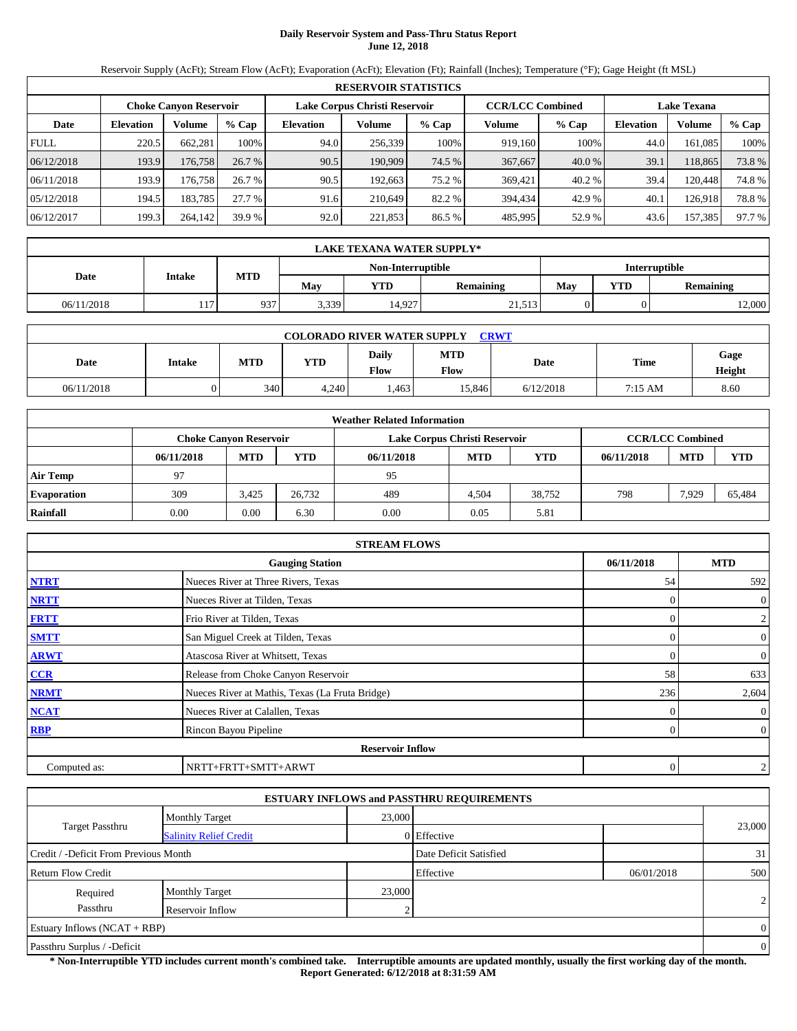**Daily Reservoir System and Pass-Thru Status Report**
**June 12, 2018**

Reservoir Supply (AcFt); Stream Flow (AcFt); Evaporation (AcFt); Elevation (Ft); Rainfall (Inches); Temperature (°F); Gage Height (ft MSL)

| RESERVOIR STATISTICS | | | | | | | | | | | |
|---|---|---|---|---|---|---|---|---|---|---|---|
| | Choke Canyon Reservoir | | | Lake Corpus Christi Reservoir | | | CCR/LCC Combined | | Lake Texana | | |
| Date | Elevation | Volume | % Cap | Elevation | Volume | % Cap | Volume | % Cap | Elevation | Volume | % Cap |
| FULL | 220.5 | 662,281 | 100% | 94.0 | 256,339 | 100% | 919,160 | 100% | 44.0 | 161,085 | 100% |
| 06/12/2018 | 193.9 | 176,758 | 26.7 % | 90.5 | 190,909 | 74.5 % | 367,667 | 40.0 % | 39.1 | 118,865 | 73.8 % |
| 06/11/2018 | 193.9 | 176,758 | 26.7 % | 90.5 | 192,663 | 75.2 % | 369,421 | 40.2 % | 39.4 | 120,448 | 74.8 % |
| 05/12/2018 | 194.5 | 183,785 | 27.7 % | 91.6 | 210,649 | 82.2 % | 394,434 | 42.9 % | 40.1 | 126,918 | 78.8 % |
| 06/12/2017 | 199.3 | 264,142 | 39.9 % | 92.0 | 221,853 | 86.5 % | 485,995 | 52.9 % | 43.6 | 157,385 | 97.7 % |

| LAKE TEXANA WATER SUPPLY* | | | | | | | | |
|---|---|---|---|---|---|---|---|---|
| Date | Intake | MTD | Non-Interruptible | | | Interruptible | | |
| | | | May | YTD | Remaining | May | YTD | Remaining |
| 06/11/2018 | 117 | 937 | 3,339 | 14,927 | 21,513 | 0 | 0 | 12,000 |

| COLORADO RIVER WATER SUPPLY CRWT | | | | | | | | |
|---|---|---|---|---|---|---|---|---|
| Date | Intake | MTD | YTD | Daily Flow | MTD Flow | Date | Time | Gage Height |
| 06/11/2018 | 0 | 340 | 4,240 | 1,463 | 15,846 | 6/12/2018 | 7:15 AM | 8.60 |

| Weather Related Information | | | | | | | | | |
|---|---|---|---|---|---|---|---|---|---|
| | Choke Canyon Reservoir | | | Lake Corpus Christi Reservoir | | | CCR/LCC Combined | | |
| | 06/11/2018 | MTD | YTD | 06/11/2018 | MTD | YTD | 06/11/2018 | MTD | YTD |
| Air Temp | 97 | | | 95 | | | | | |
| Evaporation | 309 | 3,425 | 26,732 | 489 | 4,504 | 38,752 | 798 | 7,929 | 65,484 |
| Rainfall | 0.00 | 0.00 | 6.30 | 0.00 | 0.05 | 5.81 | | | |

| STREAM FLOWS | | | |
|---|---|---|---|
| | Gauging Station | 06/11/2018 | MTD |
| NTRT | Nueces River at Three Rivers, Texas | 54 | 592 |
| NRTT | Nueces River at Tilden, Texas | 0 | 0 |
| FRTT | Frio River at Tilden, Texas | 0 | 2 |
| SMTT | San Miguel Creek at Tilden, Texas | 0 | 0 |
| ARWT | Atascosa River at Whitsett, Texas | 0 | 0 |
| CCR | Release from Choke Canyon Reservoir | 58 | 633 |
| NRMT | Nueces River at Mathis, Texas (La Fruta Bridge) | 236 | 2,604 |
| NCAT | Nueces River at Calallen, Texas | 0 | 0 |
| RBP | Rincon Bayou Pipeline | 0 | 0 |
| | Reservoir Inflow | | |
| Computed as: | NRTT+FRTT+SMTT+ARWT | 0 | 2 |

| ESTUARY INFLOWS and PASSTHRU REQUIREMENTS | | | | | |
|---|---|---|---|---|---|
| Target Passthru | Monthly Target | 23,000 | | | 23,000 |
| | Salinity Relief Credit | 0 | Effective | | |
| Credit / -Deficit From Previous Month | | | Date Deficit Satisfied | | 31 |
| Return Flow Credit | | | Effective | 06/01/2018 | 500 |
| Required Passthru | Monthly Target | 23,000 | | | 2 |
| | Reservoir Inflow | 2 | | | |
| Estuary Inflows (NCAT + RBP) | | | | | 0 |
| Passthru Surplus / -Deficit | | | | | 0 |

**\* Non-Interruptible YTD includes current month's combined take. Interruptible amounts are updated monthly, usually the first working day of the month.**
**Report Generated: 6/12/2018 at 8:31:59 AM**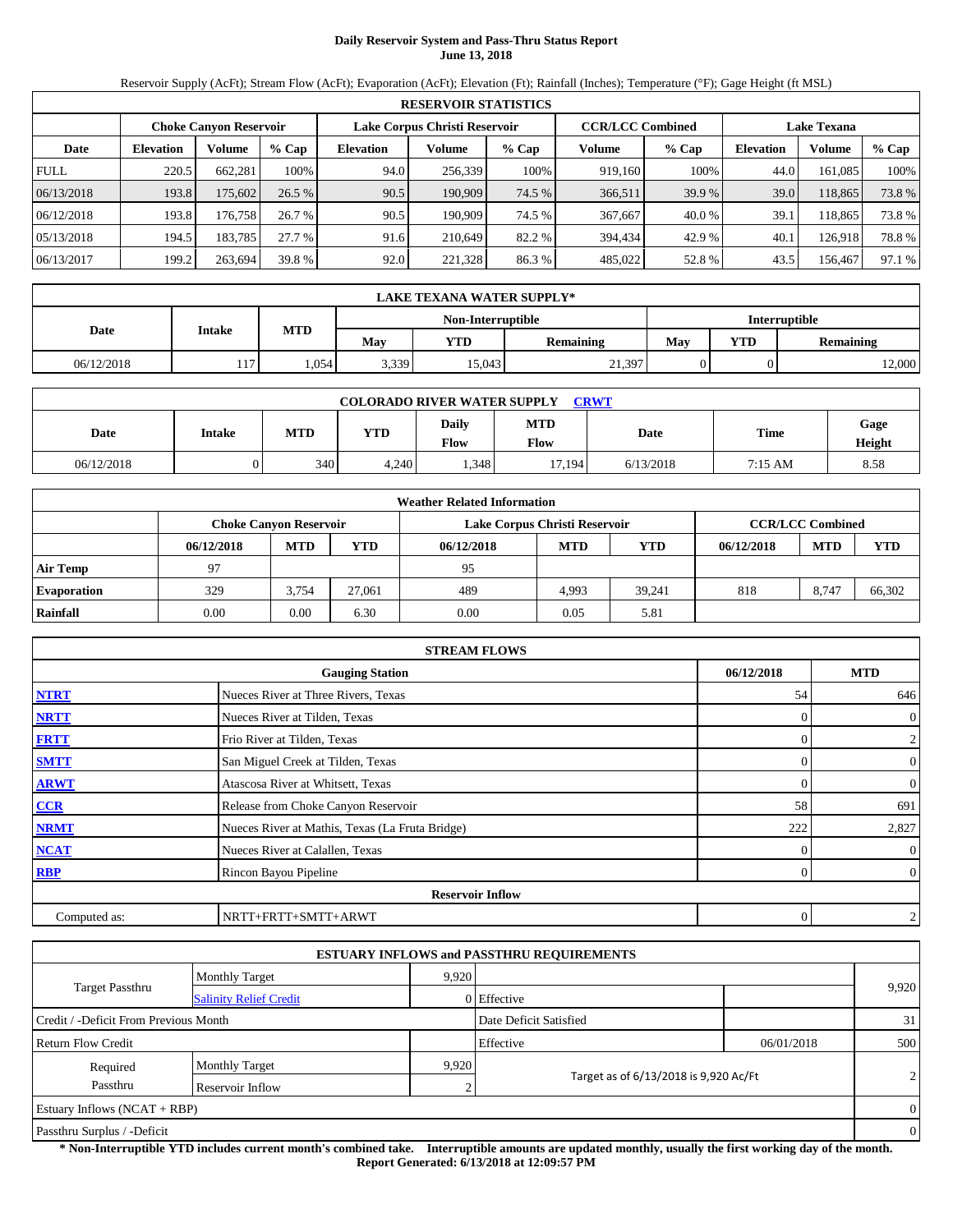# Daily Reservoir System and Pass-Thru Status Report
## June 13, 2018

Reservoir Supply (AcFt); Stream Flow (AcFt); Evaporation (AcFt); Elevation (Ft); Rainfall (Inches); Temperature (°F); Gage Height (ft MSL)

| RESERVOIR STATISTICS | | | | | | | | | | | |
|---|---|---|---|---|---|---|---|---|---|---|---|
| | Choke Canyon Reservoir | | | Lake Corpus Christi Reservoir | | | CCR/LCC Combined | | Lake Texana | | |
| Date | Elevation | Volume | % Cap | Elevation | Volume | % Cap | Volume | % Cap | Elevation | Volume | % Cap |
| FULL | 220.5 | 662,281 | 100% | 94.0 | 256,339 | 100% | 919,160 | 100% | 44.0 | 161,085 | 100% |
| 06/13/2018 | 193.8 | 175,602 | 26.5 % | 90.5 | 190,909 | 74.5 % | 366,511 | 39.9 % | 39.0 | 118,865 | 73.8 % |
| 06/12/2018 | 193.8 | 176,758 | 26.7 % | 90.5 | 190,909 | 74.5 % | 367,667 | 40.0 % | 39.1 | 118,865 | 73.8 % |
| 05/13/2018 | 194.5 | 183,785 | 27.7 % | 91.6 | 210,649 | 82.2 % | 394,434 | 42.9 % | 40.1 | 126,918 | 78.8 % |
| 06/13/2017 | 199.2 | 263,694 | 39.8 % | 92.0 | 221,328 | 86.3 % | 485,022 | 52.8 % | 43.5 | 156,467 | 97.1 % |

| LAKE TEXANA WATER SUPPLY* | | | | | | | | |
|---|---|---|---|---|---|---|---|---|
| Date | Intake | MTD | Non-Interruptible | | | Interruptible | | |
| | | | May | YTD | Remaining | May | YTD | Remaining |
| 06/12/2018 | 117 | 1,054 | 3,339 | 15,043 | 21,397 | 0 | 0 | 12,000 |

| COLORADO RIVER WATER SUPPLY CRWT | | | | | | | | |
|---|---|---|---|---|---|---|---|---|
| Date | Intake | MTD | YTD | Daily Flow | MTD Flow | Date | Time | Gage Height |
| 06/12/2018 | 0 | 340 | 4,240 | 1,348 | 17,194 | 6/13/2018 | 7:15 AM | 8.58 |

| Weather Related Information | | | | | | | | | |
|---|---|---|---|---|---|---|---|---|---|
| | Choke Canyon Reservoir | | | Lake Corpus Christi Reservoir | | | CCR/LCC Combined | | |
| | 06/12/2018 | MTD | YTD | 06/12/2018 | MTD | YTD | 06/12/2018 | MTD | YTD |
| Air Temp | 97 | | | 95 | | | | | |
| Evaporation | 329 | 3,754 | 27,061 | 489 | 4,993 | 39,241 | 818 | 8,747 | 66,302 |
| Rainfall | 0.00 | 0.00 | 6.30 | 0.00 | 0.05 | 5.81 | | | |

| STREAM FLOWS | | | |
|---|---|---|---|
| | Gauging Station | 06/12/2018 | MTD |
| NTRT | Nueces River at Three Rivers, Texas | 54 | 646 |
| NRTT | Nueces River at Tilden, Texas | 0 | 0 |
| FRTT | Frio River at Tilden, Texas | 0 | 2 |
| SMTT | San Miguel Creek at Tilden, Texas | 0 | 0 |
| ARWT | Atascosa River at Whitsett, Texas | 0 | 0 |
| CCR | Release from Choke Canyon Reservoir | 58 | 691 |
| NRMT | Nueces River at Mathis, Texas (La Fruta Bridge) | 222 | 2,827 |
| NCAT | Nueces River at Calallen, Texas | 0 | 0 |
| RBP | Rincon Bayou Pipeline | 0 | 0 |
| Reservoir Inflow | | | |
| Computed as: | NRTT+FRTT+SMTT+ARWT | 0 | 2 |

| ESTUARY INFLOWS and PASSTHRU REQUIREMENTS | | | | | |
|---|---|---|---|---|---|
| Target Passthru | Monthly Target | 9,920 | | | 9,920 |
| | Salinity Relief Credit | 0 | Effective | | |
| Credit / -Deficit From Previous Month | | | Date Deficit Satisfied | | 31 |
| Return Flow Credit | | | Effective | 06/01/2018 | 500 |
| Required Passthru | Monthly Target | 9,920 | Target as of 6/13/2018 is 9,920 Ac/Ft | | 2 |
| | Reservoir Inflow | 2 | | | |
| Estuary Inflows (NCAT + RBP) | | | | | 0 |
| Passthru Surplus / -Deficit | | | | | 0 |

**\* Non-Interruptible YTD includes current month's combined take. Interruptible amounts are updated monthly, usually the first working day of the month.**
**Report Generated: 6/13/2018 at 12:09:57 PM**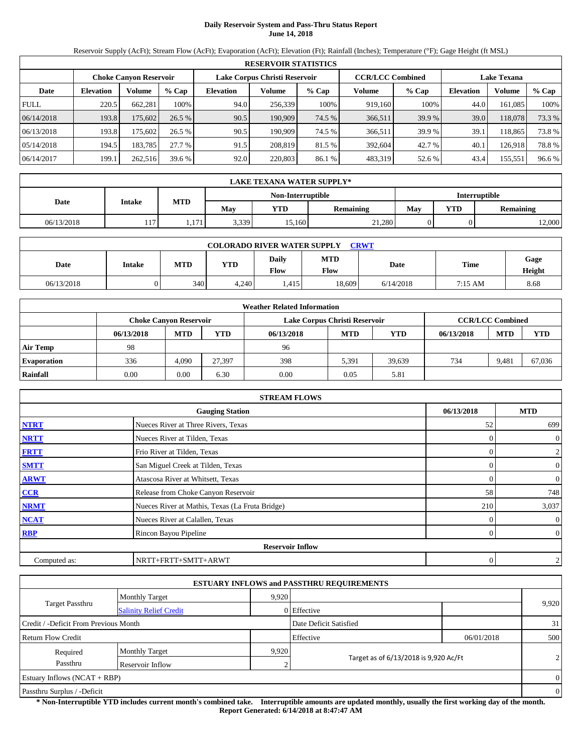# Daily Reservoir System and Pass-Thru Status Report
## June 14, 2018

Reservoir Supply (AcFt); Stream Flow (AcFt); Evaporation (AcFt); Elevation (Ft); Rainfall (Inches); Temperature (°F); Gage Height (ft MSL)

| RESERVOIR STATISTICS | | | | | | | | | | | |
|---|---|---|---|---|---|---|---|---|---|---|---|
| | Choke Canyon Reservoir | | | Lake Corpus Christi Reservoir | | | CCR/LCC Combined | | Lake Texana | | |
| Date | Elevation | Volume | % Cap | Elevation | Volume | % Cap | Volume | % Cap | Elevation | Volume | % Cap |
| FULL | 220.5 | 662,281 | 100% | 94.0 | 256,339 | 100% | 919,160 | 100% | 44.0 | 161,085 | 100% |
| 06/14/2018 | 193.8 | 175,602 | 26.5 % | 90.5 | 190,909 | 74.5 % | 366,511 | 39.9 % | 39.0 | 118,078 | 73.3 % |
| 06/13/2018 | 193.8 | 175,602 | 26.5 % | 90.5 | 190,909 | 74.5 % | 366,511 | 39.9 % | 39.1 | 118,865 | 73.8 % |
| 05/14/2018 | 194.5 | 183,785 | 27.7 % | 91.5 | 208,819 | 81.5 % | 392,604 | 42.7 % | 40.1 | 126,918 | 78.8 % |
| 06/14/2017 | 199.1 | 262,516 | 39.6 % | 92.0 | 220,803 | 86.1 % | 483,319 | 52.6 % | 43.4 | 155,551 | 96.6 % |

| LAKE TEXANA WATER SUPPLY* | | | | | | | | |
|---|---|---|---|---|---|---|---|---|
| Date | Intake | MTD | Non-Interruptible | | | Interruptible | | |
| | | | May | YTD | Remaining | May | YTD | Remaining |
| 06/13/2018 | 117 | 1,171 | 3,339 | 15,160 | 21,280 | 0 | 0 | 12,000 |

| COLORADO RIVER WATER SUPPLY CRWT | | | | | | | | |
|---|---|---|---|---|---|---|---|---|
| Date | Intake | MTD | YTD | Daily Flow | MTD Flow | Date | Time | Gage Height |
| 06/13/2018 | 0 | 340 | 4,240 | 1,415 | 18,609 | 6/14/2018 | 7:15 AM | 8.68 |

| Weather Related Information | | | | | | | | | |
|---|---|---|---|---|---|---|---|---|---|
| | Choke Canyon Reservoir | | | Lake Corpus Christi Reservoir | | | CCR/LCC Combined | | |
| | 06/13/2018 | MTD | YTD | 06/13/2018 | MTD | YTD | 06/13/2018 | MTD | YTD |
| Air Temp | 98 | | | 96 | | | | | |
| Evaporation | 336 | 4,090 | 27,397 | 398 | 5,391 | 39,639 | 734 | 9,481 | 67,036 |
| Rainfall | 0.00 | 0.00 | 6.30 | 0.00 | 0.05 | 5.81 | | | |

| STREAM FLOWS | | | |
|---|---|---|---|
| | Gauging Station | 06/13/2018 | MTD |
| NTRT | Nueces River at Three Rivers, Texas | 52 | 699 |
| NRTT | Nueces River at Tilden, Texas | 0 | 0 |
| FRTT | Frio River at Tilden, Texas | 0 | 2 |
| SMTT | San Miguel Creek at Tilden, Texas | 0 | 0 |
| ARWT | Atascosa River at Whitsett, Texas | 0 | 0 |
| CCR | Release from Choke Canyon Reservoir | 58 | 748 |
| NRMT | Nueces River at Mathis, Texas (La Fruta Bridge) | 210 | 3,037 |
| NCAT | Nueces River at Calallen, Texas | 0 | 0 |
| RBP | Rincon Bayou Pipeline | 0 | 0 |
| Reservoir Inflow | | | |
| Computed as: | NRTT+FRTT+SMTT+ARWT | 0 | 2 |

| ESTUARY INFLOWS and PASSTHRU REQUIREMENTS | | | | | |
|---|---|---|---|---|---|
| Target Passthru | Monthly Target | 9,920 | | | 9,920 |
| | Salinity Relief Credit | 0 | Effective | | |
| Credit / -Deficit From Previous Month | | | Date Deficit Satisfied | | 31 |
| Return Flow Credit | | | Effective | 06/01/2018 | 500 |
| Required Passthru | Monthly Target | 9,920 | Target as of 6/13/2018 is 9,920 Ac/Ft | | 2 |
| | Reservoir Inflow | 2 | | | |
| Estuary Inflows (NCAT + RBP) | | | | | 0 |
| Passthru Surplus / -Deficit | | | | | 0 |

**\* Non-Interruptible YTD includes current month's combined take. Interruptible amounts are updated monthly, usually the first working day of the month.**
**Report Generated: 6/14/2018 at 8:47:47 AM**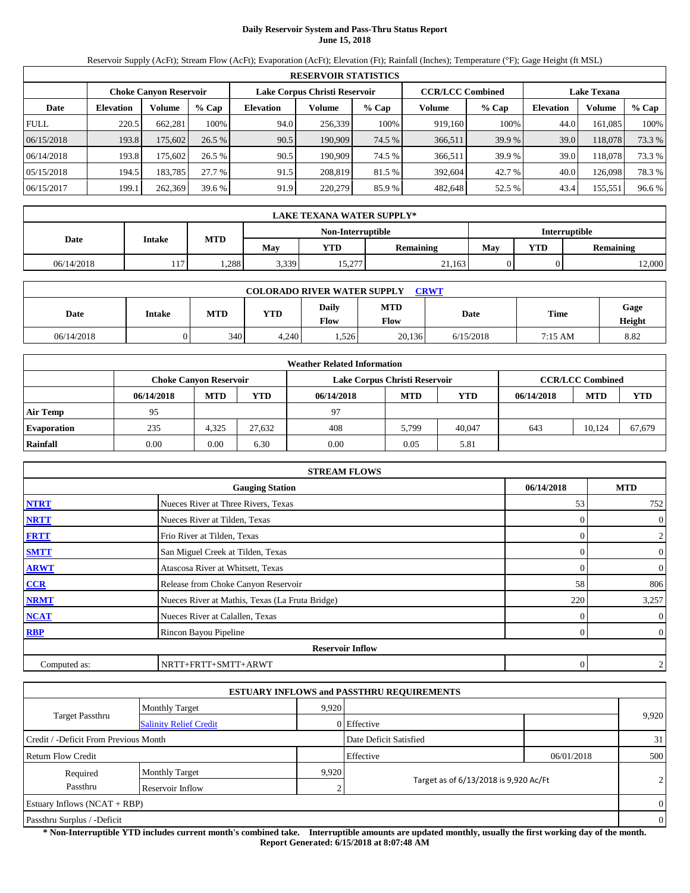# Daily Reservoir System and Pass-Thru Status Report
## June 15, 2018

Reservoir Supply (AcFt); Stream Flow (AcFt); Evaporation (AcFt); Elevation (Ft); Rainfall (Inches); Temperature (°F); Gage Height (ft MSL)

| RESERVOIR STATISTICS | | | | | | | | | | | |
|---|---|---|---|---|---|---|---|---|---|---|---|
| | Choke Canyon Reservoir | | | Lake Corpus Christi Reservoir | | | CCR/LCC Combined | | Lake Texana | | |
| Date | Elevation | Volume | % Cap | Elevation | Volume | % Cap | Volume | % Cap | Elevation | Volume | % Cap |
| FULL | 220.5 | 662,281 | 100% | 94.0 | 256,339 | 100% | 919,160 | 100% | 44.0 | 161,085 | 100% |
| 06/15/2018 | 193.8 | 175,602 | 26.5 % | 90.5 | 190,909 | 74.5 % | 366,511 | 39.9 % | 39.0 | 118,078 | 73.3 % |
| 06/14/2018 | 193.8 | 175,602 | 26.5 % | 90.5 | 190,909 | 74.5 % | 366,511 | 39.9 % | 39.0 | 118,078 | 73.3 % |
| 05/15/2018 | 194.5 | 183,785 | 27.7 % | 91.5 | 208,819 | 81.5 % | 392,604 | 42.7 % | 40.0 | 126,098 | 78.3 % |
| 06/15/2017 | 199.1 | 262,369 | 39.6 % | 91.9 | 220,279 | 85.9 % | 482,648 | 52.5 % | 43.4 | 155,551 | 96.6 % |

| LAKE TEXANA WATER SUPPLY* | | | | | | | | |
|---|---|---|---|---|---|---|---|---|
| Date | Intake | MTD | Non-Interruptible | | | Interruptible | | |
| | | | May | YTD | Remaining | May | YTD | Remaining |
| 06/14/2018 | 117 | 1,288 | 3,339 | 15,277 | 21,163 | 0 | 0 | 12,000 |

| COLORADO RIVER WATER SUPPLY CRWT | | | | | | | | |
|---|---|---|---|---|---|---|---|---|
| Date | Intake | MTD | YTD | Daily Flow | MTD Flow | Date | Time | Gage Height |
| 06/14/2018 | 0 | 340 | 4,240 | 1,526 | 20,136 | 6/15/2018 | 7:15 AM | 8.82 |

| Weather Related Information | | | | | | | | | |
|---|---|---|---|---|---|---|---|---|---|
| | Choke Canyon Reservoir | | | Lake Corpus Christi Reservoir | | | CCR/LCC Combined | | |
| | 06/14/2018 | MTD | YTD | 06/14/2018 | MTD | YTD | 06/14/2018 | MTD | YTD |
| Air Temp | 95 | | | 97 | | | | | |
| Evaporation | 235 | 4,325 | 27,632 | 408 | 5,799 | 40,047 | 643 | 10,124 | 67,679 |
| Rainfall | 0.00 | 0.00 | 6.30 | 0.00 | 0.05 | 5.81 | | | |

| STREAM FLOWS | | | |
|---|---|---|---|
| | Gauging Station | 06/14/2018 | MTD |
| NTRT | Nueces River at Three Rivers, Texas | 53 | 752 |
| NRTT | Nueces River at Tilden, Texas | 0 | 0 |
| FRTT | Frio River at Tilden, Texas | 0 | 2 |
| SMTT | San Miguel Creek at Tilden, Texas | 0 | 0 |
| ARWT | Atascosa River at Whitsett, Texas | 0 | 0 |
| CCR | Release from Choke Canyon Reservoir | 58 | 806 |
| NRMT | Nueces River at Mathis, Texas (La Fruta Bridge) | 220 | 3,257 |
| NCAT | Nueces River at Calallen, Texas | 0 | 0 |
| RBP | Rincon Bayou Pipeline | 0 | 0 |
| | Reservoir Inflow | | |
| Computed as: | NRTT+FRTT+SMTT+ARWT | 0 | 2 |

| ESTUARY INFLOWS and PASSTHRU REQUIREMENTS | | | | | |
|---|---|---|---|---|---|
| Target Passthru | Monthly Target | 9,920 | | | 9,920 |
| | Salinity Relief Credit | 0 | Effective | | |
| Credit / -Deficit From Previous Month | | | Date Deficit Satisfied | | 31 |
| Return Flow Credit | | | Effective | 06/01/2018 | 500 |
| Required Passthru | Monthly Target | 9,920 | Target as of 6/13/2018 is 9,920 Ac/Ft | | 2 |
| | Reservoir Inflow | 2 | | | |
| Estuary Inflows (NCAT + RBP) | | | | | 0 |
| Passthru Surplus / -Deficit | | | | | 0 |

**\* Non-Interruptible YTD includes current month's combined take. Interruptible amounts are updated monthly, usually the first working day of the month.**
**Report Generated: 6/15/2018 at 8:07:48 AM**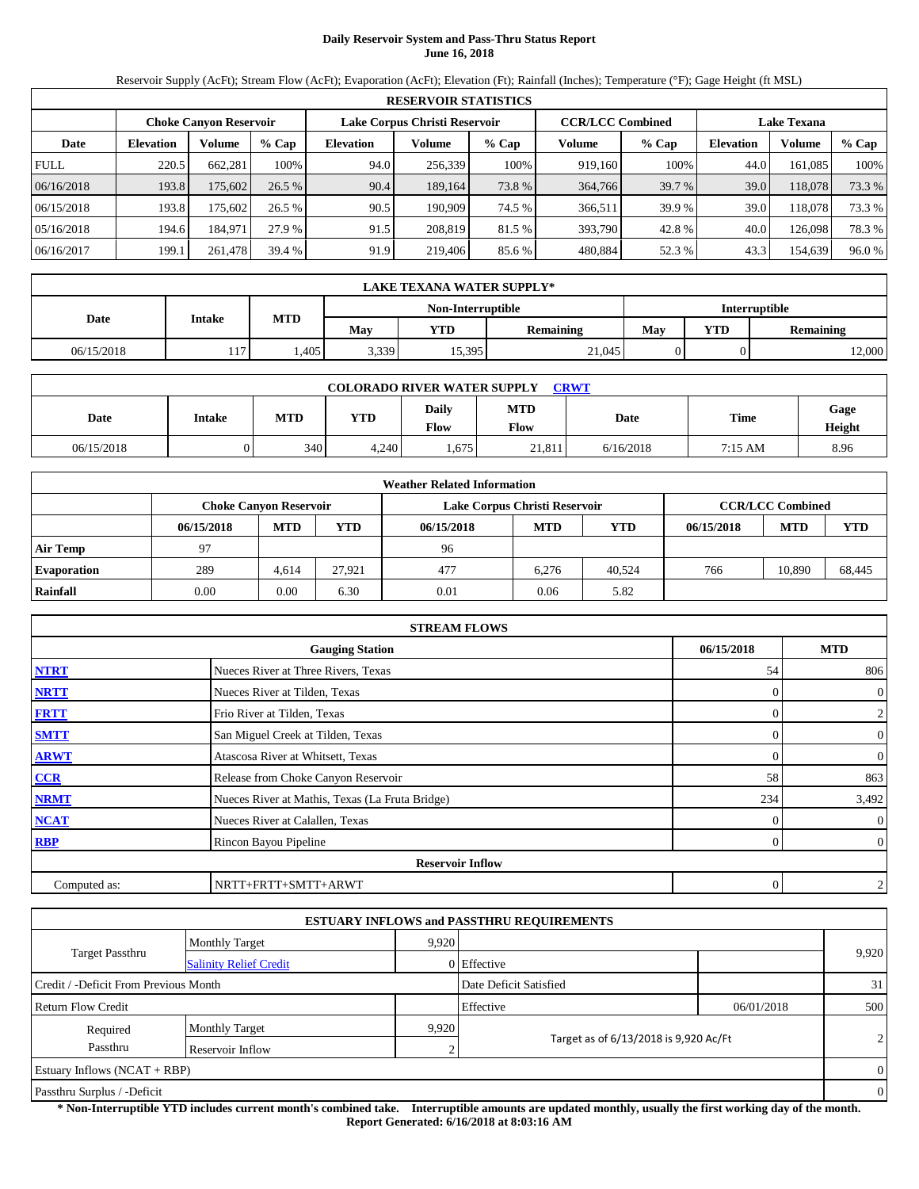# Daily Reservoir System and Pass-Thru Status Report
**June 16, 2018**

Reservoir Supply (AcFt); Stream Flow (AcFt); Evaporation (AcFt); Elevation (Ft); Rainfall (Inches); Temperature (°F); Gage Height (ft MSL)

| RESERVOIR STATISTICS | | | | | | | | | | | |
|---|---|---|---|---|---|---|---|---|---|---|---|
| | Choke Canyon Reservoir | | | Lake Corpus Christi Reservoir | | | CCR/LCC Combined | | Lake Texana | | |
| Date | Elevation | Volume | % Cap | Elevation | Volume | % Cap | Volume | % Cap | Elevation | Volume | % Cap |
| FULL | 220.5 | 662,281 | 100% | 94.0 | 256,339 | 100% | 919,160 | 100% | 44.0 | 161,085 | 100% |
| 06/16/2018 | 193.8 | 175,602 | 26.5 % | 90.4 | 189,164 | 73.8 % | 364,766 | 39.7 % | 39.0 | 118,078 | 73.3 % |
| 06/15/2018 | 193.8 | 175,602 | 26.5 % | 90.5 | 190,909 | 74.5 % | 366,511 | 39.9 % | 39.0 | 118,078 | 73.3 % |
| 05/16/2018 | 194.6 | 184,971 | 27.9 % | 91.5 | 208,819 | 81.5 % | 393,790 | 42.8 % | 40.0 | 126,098 | 78.3 % |
| 06/16/2017 | 199.1 | 261,478 | 39.4 % | 91.9 | 219,406 | 85.6 % | 480,884 | 52.3 % | 43.3 | 154,639 | 96.0 % |

| LAKE TEXANA WATER SUPPLY* | | | | | | | | |
|---|---|---|---|---|---|---|---|---|
| Date | Intake | MTD | Non-Interruptible | | | Interruptible | | |
| | | | May | YTD | Remaining | May | YTD | Remaining |
| 06/15/2018 | 117 | 1,405 | 3,339 | 15,395 | 21,045 | 0 | 0 | 12,000 |

| COLORADO RIVER WATER SUPPLY CRWT | | | | | | | | |
|---|---|---|---|---|---|---|---|---|
| Date | Intake | MTD | YTD | Daily Flow | MTD Flow | Date | Time | Gage Height |
| 06/15/2018 | 0 | 340 | 4,240 | 1,675 | 21,811 | 6/16/2018 | 7:15 AM | 8.96 |

| Weather Related Information | | | | | | | | | |
|---|---|---|---|---|---|---|---|---|---|
| | Choke Canyon Reservoir | | | Lake Corpus Christi Reservoir | | | CCR/LCC Combined | | |
| | 06/15/2018 | MTD | YTD | 06/15/2018 | MTD | YTD | 06/15/2018 | MTD | YTD |
| Air Temp | 97 | | | 96 | | | | | |
| Evaporation | 289 | 4,614 | 27,921 | 477 | 6,276 | 40,524 | 766 | 10,890 | 68,445 |
| Rainfall | 0.00 | 0.00 | 6.30 | 0.01 | 0.06 | 5.82 | | | |

| STREAM FLOWS | | | |
|---|---|---|---|
| | Gauging Station | 06/15/2018 | MTD |
| NTRT | Nueces River at Three Rivers, Texas | 54 | 806 |
| NRTT | Nueces River at Tilden, Texas | 0 | 0 |
| FRTT | Frio River at Tilden, Texas | 0 | 2 |
| SMTT | San Miguel Creek at Tilden, Texas | 0 | 0 |
| ARWT | Atascosa River at Whitsett, Texas | 0 | 0 |
| CCR | Release from Choke Canyon Reservoir | 58 | 863 |
| NRMT | Nueces River at Mathis, Texas (La Fruta Bridge) | 234 | 3,492 |
| NCAT | Nueces River at Calallen, Texas | 0 | 0 |
| RBP | Rincon Bayou Pipeline | 0 | 0 |
| | **Reservoir Inflow** | | |
| Computed as: | NRTT+FRTT+SMTT+ARWT | 0 | 2 |

| ESTUARY INFLOWS and PASSTHRU REQUIREMENTS | | | | | |
|---|---|---|---|---|---|
| Target Passthru | Monthly Target | 9,920 | | | 9,920 |
| | Salinity Relief Credit | 0 | Effective | | |
| Credit / -Deficit From Previous Month | | | Date Deficit Satisfied | | 31 |
| Return Flow Credit | | | Effective | 06/01/2018 | 500 |
| Required Passthru | Monthly Target | 9,920 | Target as of 6/13/2018 is 9,920 Ac/Ft | | 2 |
| | Reservoir Inflow | 2 | | | |
| Estuary Inflows (NCAT + RBP) | | | | | 0 |
| Passthru Surplus / -Deficit | | | | | 0 |

**\* Non-Interruptible YTD includes current month's combined take. Interruptible amounts are updated monthly, usually the first working day of the month.**
**Report Generated: 6/16/2018 at 8:03:16 AM**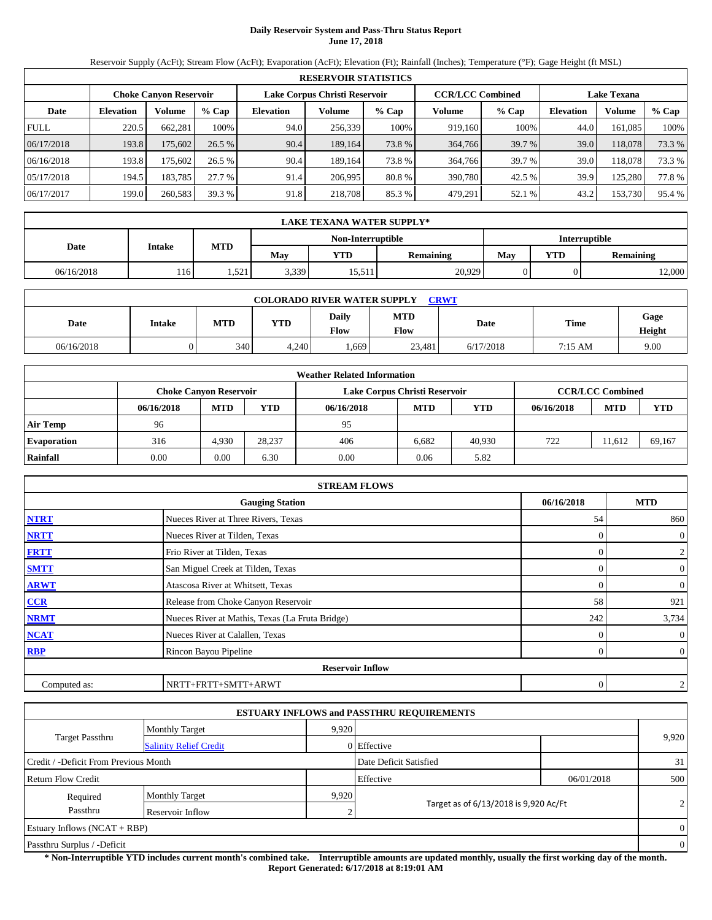# Daily Reservoir System and Pass-Thru Status Report
## June 17, 2018

Reservoir Supply (AcFt); Stream Flow (AcFt); Evaporation (AcFt); Elevation (Ft); Rainfall (Inches); Temperature (°F); Gage Height (ft MSL)

**RESERVOIR STATISTICS**

| Date | Choke Canyon Reservoir | | | Lake Corpus Christi Reservoir | | | CCR/LCC Combined | | Lake Texana | | |
|---|---|---|---|---|---|---|---|---|---|---|---|
| | Elevation | Volume | % Cap | Elevation | Volume | % Cap | Volume | % Cap | Elevation | Volume | % Cap |
| FULL | 220.5 | 662,281 | 100% | 94.0 | 256,339 | 100% | 919,160 | 100% | 44.0 | 161,085 | 100% |
| 06/17/2018 | 193.8 | 175,602 | 26.5 % | 90.4 | 189,164 | 73.8 % | 364,766 | 39.7 % | 39.0 | 118,078 | 73.3 % |
| 06/16/2018 | 193.8 | 175,602 | 26.5 % | 90.4 | 189,164 | 73.8 % | 364,766 | 39.7 % | 39.0 | 118,078 | 73.3 % |
| 05/17/2018 | 194.5 | 183,785 | 27.7 % | 91.4 | 206,995 | 80.8 % | 390,780 | 42.5 % | 39.9 | 125,280 | 77.8 % |
| 06/17/2017 | 199.0 | 260,583 | 39.3 % | 91.8 | 218,708 | 85.3 % | 479,291 | 52.1 % | 43.2 | 153,730 | 95.4 % |

**LAKE TEXANA WATER SUPPLY***

| Date | Intake | MTD | Non-Interruptible | | | Interruptible | | |
|---|---|---|---|---|---|---|---|---|
| | | | May | YTD | Remaining | May | YTD | Remaining |
| 06/16/2018 | 116 | 1,521 | 3,339 | 15,511 | 20,929 | 0 | 0 | 12,000 |

**COLORADO RIVER WATER SUPPLY** CRWT

| Date | Intake | MTD | YTD | Daily Flow | MTD Flow | Date | Time | Gage Height |
|---|---|---|---|---|---|---|---|---|
| 06/16/2018 | 0 | 340 | 4,240 | 1,669 | 23,481 | 6/17/2018 | 7:15 AM | 9.00 |

**Weather Related Information**

| | Choke Canyon Reservoir | | | Lake Corpus Christi Reservoir | | | CCR/LCC Combined | | |
|---|---|---|---|---|---|---|---|---|---|
| | 06/16/2018 | MTD | YTD | 06/16/2018 | MTD | YTD | 06/16/2018 | MTD | YTD |
| Air Temp | 96 | | | 95 | | | | | |
| Evaporation | 316 | 4,930 | 28,237 | 406 | 6,682 | 40,930 | 722 | 11,612 | 69,167 |
| Rainfall | 0.00 | 0.00 | 6.30 | 0.00 | 0.06 | 5.82 | | | |

**STREAM FLOWS**

| | Gauging Station | 06/16/2018 | MTD |
|---|---|---|---|
| NTRT | Nueces River at Three Rivers, Texas | 54 | 860 |
| NRTT | Nueces River at Tilden, Texas | 0 | 0 |
| FRTT | Frio River at Tilden, Texas | 0 | 2 |
| SMTT | San Miguel Creek at Tilden, Texas | 0 | 0 |
| ARWT | Atascosa River at Whitsett, Texas | 0 | 0 |
| CCR | Release from Choke Canyon Reservoir | 58 | 921 |
| NRMT | Nueces River at Mathis, Texas (La Fruta Bridge) | 242 | 3,734 |
| NCAT | Nueces River at Calallen, Texas | 0 | 0 |
| RBP | Rincon Bayou Pipeline | 0 | 0 |
| | **Reservoir Inflow** | | |
| Computed as: | NRTT+FRTT+SMTT+ARWT | 0 | 2 |

**ESTUARY INFLOWS and PASSTHRU REQUIREMENTS**

| | | | | | |
|---|---|---|---|---|---|
| Target Passthru | Monthly Target | 9,920 | | | 9,920 |
| | Salinity Relief Credit | 0 | Effective | | |
| Credit / -Deficit From Previous Month | | | Date Deficit Satisfied | | 31 |
| Return Flow Credit | | | Effective | 06/01/2018 | 500 |
| Required Passthru | Monthly Target | 9,920 | Target as of 6/13/2018 is 9,920 Ac/Ft | | 2 |
| | Reservoir Inflow | 2 | | | |
| Estuary Inflows (NCAT + RBP) | | | | | 0 |
| Passthru Surplus / -Deficit | | | | | 0 |

**\* Non-Interruptible YTD includes current month's combined take. Interruptible amounts are updated monthly, usually the first working day of the month.**
**Report Generated: 6/17/2018 at 8:19:01 AM**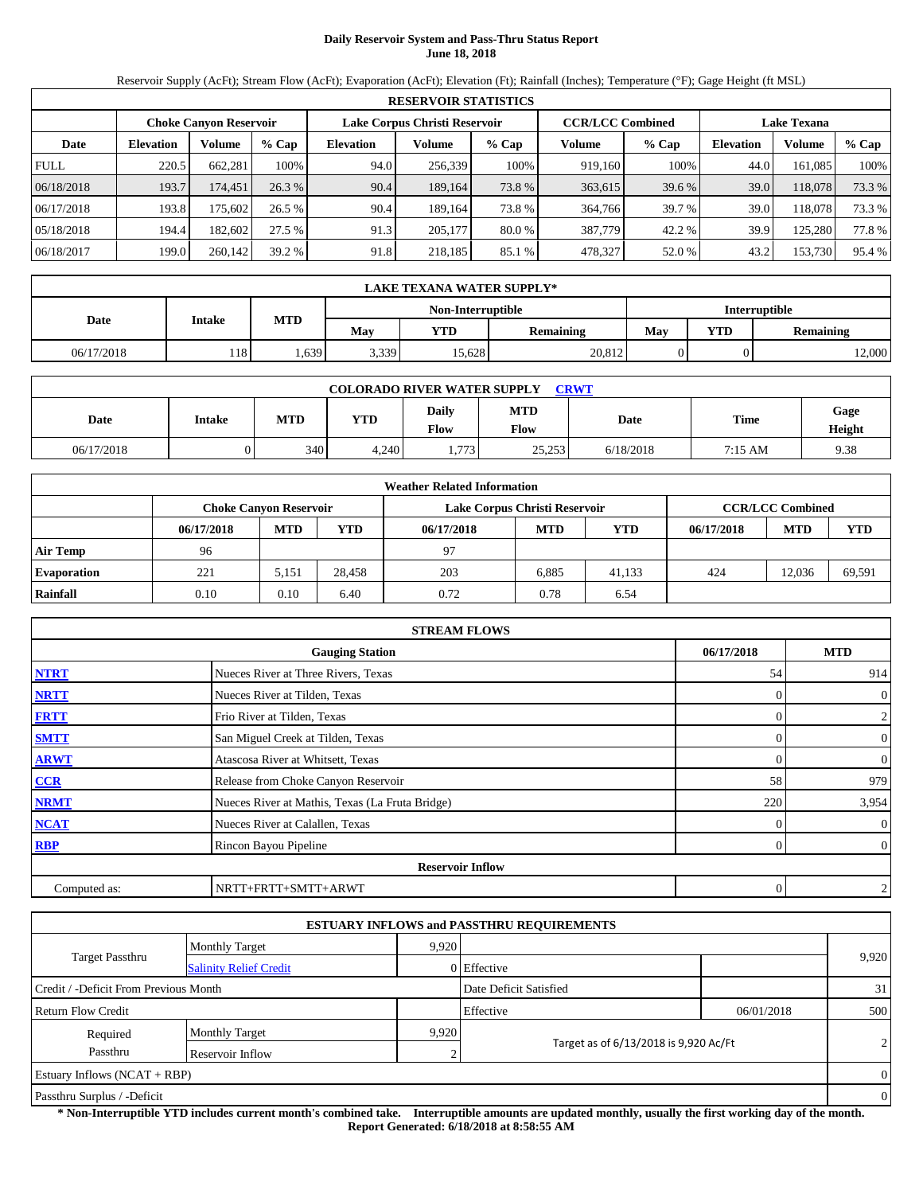# Daily Reservoir System and Pass-Thru Status Report
**June 18, 2018**

Reservoir Supply (AcFt); Stream Flow (AcFt); Evaporation (AcFt); Elevation (Ft); Rainfall (Inches); Temperature (°F); Gage Height (ft MSL)

| RESERVOIR STATISTICS | | | | | | | | | | | |
|---|---|---|---|---|---|---|---|---|---|---|---|
| | Choke Canyon Reservoir | | | Lake Corpus Christi Reservoir | | | CCR/LCC Combined | | Lake Texana | | |
| Date | Elevation | Volume | % Cap | Elevation | Volume | % Cap | Volume | % Cap | Elevation | Volume | % Cap |
| FULL | 220.5 | 662,281 | 100% | 94.0 | 256,339 | 100% | 919,160 | 100% | 44.0 | 161,085 | 100% |
| 06/18/2018 | 193.7 | 174,451 | 26.3 % | 90.4 | 189,164 | 73.8 % | 363,615 | 39.6 % | 39.0 | 118,078 | 73.3 % |
| 06/17/2018 | 193.8 | 175,602 | 26.5 % | 90.4 | 189,164 | 73.8 % | 364,766 | 39.7 % | 39.0 | 118,078 | 73.3 % |
| 05/18/2018 | 194.4 | 182,602 | 27.5 % | 91.3 | 205,177 | 80.0 % | 387,779 | 42.2 % | 39.9 | 125,280 | 77.8 % |
| 06/18/2017 | 199.0 | 260,142 | 39.2 % | 91.8 | 218,185 | 85.1 % | 478,327 | 52.0 % | 43.2 | 153,730 | 95.4 % |

| LAKE TEXANA WATER SUPPLY* | | | | | | | | |
|---|---|---|---|---|---|---|---|---|
| Date | Intake | MTD | Non-Interruptible | | | Interruptible | | |
| | | | May | YTD | Remaining | May | YTD | Remaining |
| 06/17/2018 | 118 | 1,639 | 3,339 | 15,628 | 20,812 | 0 | 0 | 12,000 |

| COLORADO RIVER WATER SUPPLY CRWT | | | | | | | | |
|---|---|---|---|---|---|---|---|---|
| Date | Intake | MTD | YTD | Daily Flow | MTD Flow | Date | Time | Gage Height |
| 06/17/2018 | 0 | 340 | 4,240 | 1,773 | 25,253 | 6/18/2018 | 7:15 AM | 9.38 |

| Weather Related Information | | | | | | | | | |
|---|---|---|---|---|---|---|---|---|---|
| | Choke Canyon Reservoir | | | Lake Corpus Christi Reservoir | | | CCR/LCC Combined | | |
| | 06/17/2018 | MTD | YTD | 06/17/2018 | MTD | YTD | 06/17/2018 | MTD | YTD |
| Air Temp | 96 | | | 97 | | | | | |
| Evaporation | 221 | 5,151 | 28,458 | 203 | 6,885 | 41,133 | 424 | 12,036 | 69,591 |
| Rainfall | 0.10 | 0.10 | 6.40 | 0.72 | 0.78 | 6.54 | | | |

| STREAM FLOWS | | | |
|---|---|---|---|
| | Gauging Station | 06/17/2018 | MTD |
| NTRT | Nueces River at Three Rivers, Texas | 54 | 914 |
| NRTT | Nueces River at Tilden, Texas | 0 | 0 |
| FRTT | Frio River at Tilden, Texas | 0 | 2 |
| SMTT | San Miguel Creek at Tilden, Texas | 0 | 0 |
| ARWT | Atascosa River at Whitsett, Texas | 0 | 0 |
| CCR | Release from Choke Canyon Reservoir | 58 | 979 |
| NRMT | Nueces River at Mathis, Texas (La Fruta Bridge) | 220 | 3,954 |
| NCAT | Nueces River at Calallen, Texas | 0 | 0 |
| RBP | Rincon Bayou Pipeline | 0 | 0 |
| | Reservoir Inflow | | |
| Computed as: | NRTT+FRTT+SMTT+ARWT | 0 | 2 |

| ESTUARY INFLOWS and PASSTHRU REQUIREMENTS | | | | | |
|---|---|---|---|---|---|
| Target Passthru | Monthly Target | 9,920 | | | 9,920 |
| | Salinity Relief Credit | 0 | Effective | | |
| Credit / -Deficit From Previous Month | | | Date Deficit Satisfied | | 31 |
| Return Flow Credit | | | Effective | 06/01/2018 | 500 |
| Required Passthru | Monthly Target | 9,920 | Target as of 6/13/2018 is 9,920 Ac/Ft | | 2 |
| | Reservoir Inflow | 2 | | | |
| Estuary Inflows (NCAT + RBP) | | | | | 0 |
| Passthru Surplus / -Deficit | | | | | 0 |

**\* Non-Interruptible YTD includes current month's combined take. Interruptible amounts are updated monthly, usually the first working day of the month.**
**Report Generated: 6/18/2018 at 8:58:55 AM**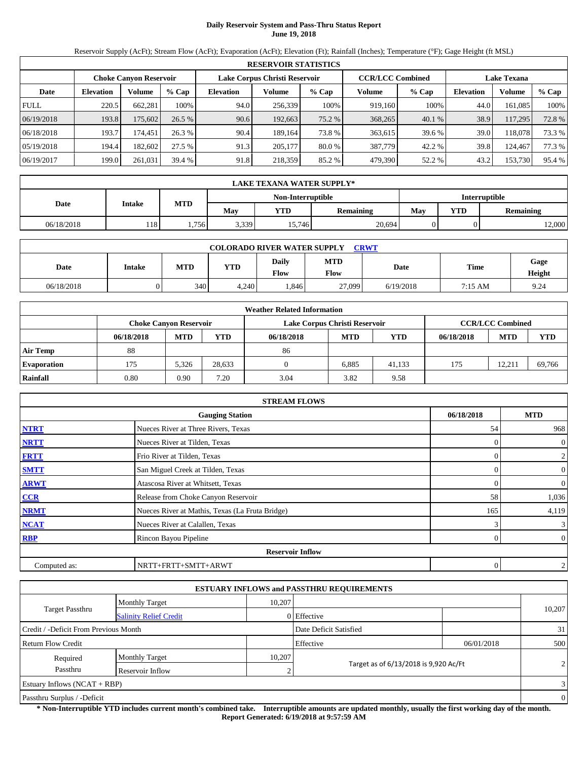# Daily Reservoir System and Pass-Thru Status Report
## June 19, 2018

Reservoir Supply (AcFt); Stream Flow (AcFt); Evaporation (AcFt); Elevation (Ft); Rainfall (Inches); Temperature (°F); Gage Height (ft MSL)

**RESERVOIR STATISTICS**

| | Choke Canyon Reservoir | | | Lake Corpus Christi Reservoir | | | CCR/LCC Combined | | Lake Texana | | |
|---|---|---|---|---|---|---|---|---|---|---|---|
| Date | Elevation | Volume | % Cap | Elevation | Volume | % Cap | Volume | % Cap | Elevation | Volume | % Cap |
| FULL | 220.5 | 662,281 | 100% | 94.0 | 256,339 | 100% | 919,160 | 100% | 44.0 | 161,085 | 100% |
| 06/19/2018 | 193.8 | 175,602 | 26.5 % | 90.6 | 192,663 | 75.2 % | 368,265 | 40.1 % | 38.9 | 117,295 | 72.8 % |
| 06/18/2018 | 193.7 | 174,451 | 26.3 % | 90.4 | 189,164 | 73.8 % | 363,615 | 39.6 % | 39.0 | 118,078 | 73.3 % |
| 05/19/2018 | 194.4 | 182,602 | 27.5 % | 91.3 | 205,177 | 80.0 % | 387,779 | 42.2 % | 39.8 | 124,467 | 77.3 % |
| 06/19/2017 | 199.0 | 261,031 | 39.4 % | 91.8 | 218,359 | 85.2 % | 479,390 | 52.2 % | 43.2 | 153,730 | 95.4 % |

**LAKE TEXANA WATER SUPPLY***

| Date | Intake | MTD | Non-Interruptible | | | Interruptible | | |
|---|---|---|---|---|---|---|---|---|
| | | | May | YTD | Remaining | May | YTD | Remaining |
| 06/18/2018 | 118 | 1,756 | 3,339 | 15,746 | 20,694 | 0 | 0 | 12,000 |

**COLORADO RIVER WATER SUPPLY** CRWT

| Date | Intake | MTD | YTD | Daily Flow | MTD Flow | Date | Time | Gage Height |
|---|---|---|---|---|---|---|---|---|
| 06/18/2018 | 0 | 340 | 4,240 | 1,846 | 27,099 | 6/19/2018 | 7:15 AM | 9.24 |

**Weather Related Information**

| | Choke Canyon Reservoir | | | Lake Corpus Christi Reservoir | | | CCR/LCC Combined | | |
|---|---|---|---|---|---|---|---|---|---|
| | 06/18/2018 | MTD | YTD | 06/18/2018 | MTD | YTD | 06/18/2018 | MTD | YTD |
| Air Temp | 88 | | | 86 | | | | | |
| Evaporation | 175 | 5,326 | 28,633 | 0 | 6,885 | 41,133 | 175 | 12,211 | 69,766 |
| Rainfall | 0.80 | 0.90 | 7.20 | 3.04 | 3.82 | 9.58 | | | |

**STREAM FLOWS**

| | Gauging Station | 06/18/2018 | MTD |
|---|---|---|---|
| NTRT | Nueces River at Three Rivers, Texas | 54 | 968 |
| NRTT | Nueces River at Tilden, Texas | 0 | 0 |
| FRTT | Frio River at Tilden, Texas | 0 | 2 |
| SMTT | San Miguel Creek at Tilden, Texas | 0 | 0 |
| ARWT | Atascosa River at Whitsett, Texas | 0 | 0 |
| CCR | Release from Choke Canyon Reservoir | 58 | 1,036 |
| NRMT | Nueces River at Mathis, Texas (La Fruta Bridge) | 165 | 4,119 |
| NCAT | Nueces River at Calallen, Texas | 3 | 3 |
| RBP | Rincon Bayou Pipeline | 0 | 0 |
| | **Reservoir Inflow** | | |
| Computed as: | NRTT+FRTT+SMTT+ARWT | 0 | 2 |

**ESTUARY INFLOWS and PASSTHRU REQUIREMENTS**

| | | | | | |
|---|---|---|---|---|---|
| Target Passthru | Monthly Target | 10,207 | | | 10,207 |
| | Salinity Relief Credit | 0 | Effective | | |
| Credit / -Deficit From Previous Month | | | Date Deficit Satisfied | | 31 |
| Return Flow Credit | | | Effective | 06/01/2018 | 500 |
| Required Passthru | Monthly Target | 10,207 | Target as of 6/13/2018 is 9,920 Ac/Ft | | 2 |
| | Reservoir Inflow | 2 | | | |
| Estuary Inflows (NCAT + RBP) | | | | | 3 |
| Passthru Surplus / -Deficit | | | | | 0 |

**\* Non-Interruptible YTD includes current month's combined take. Interruptible amounts are updated monthly, usually the first working day of the month.**
**Report Generated: 6/19/2018 at 9:57:59 AM**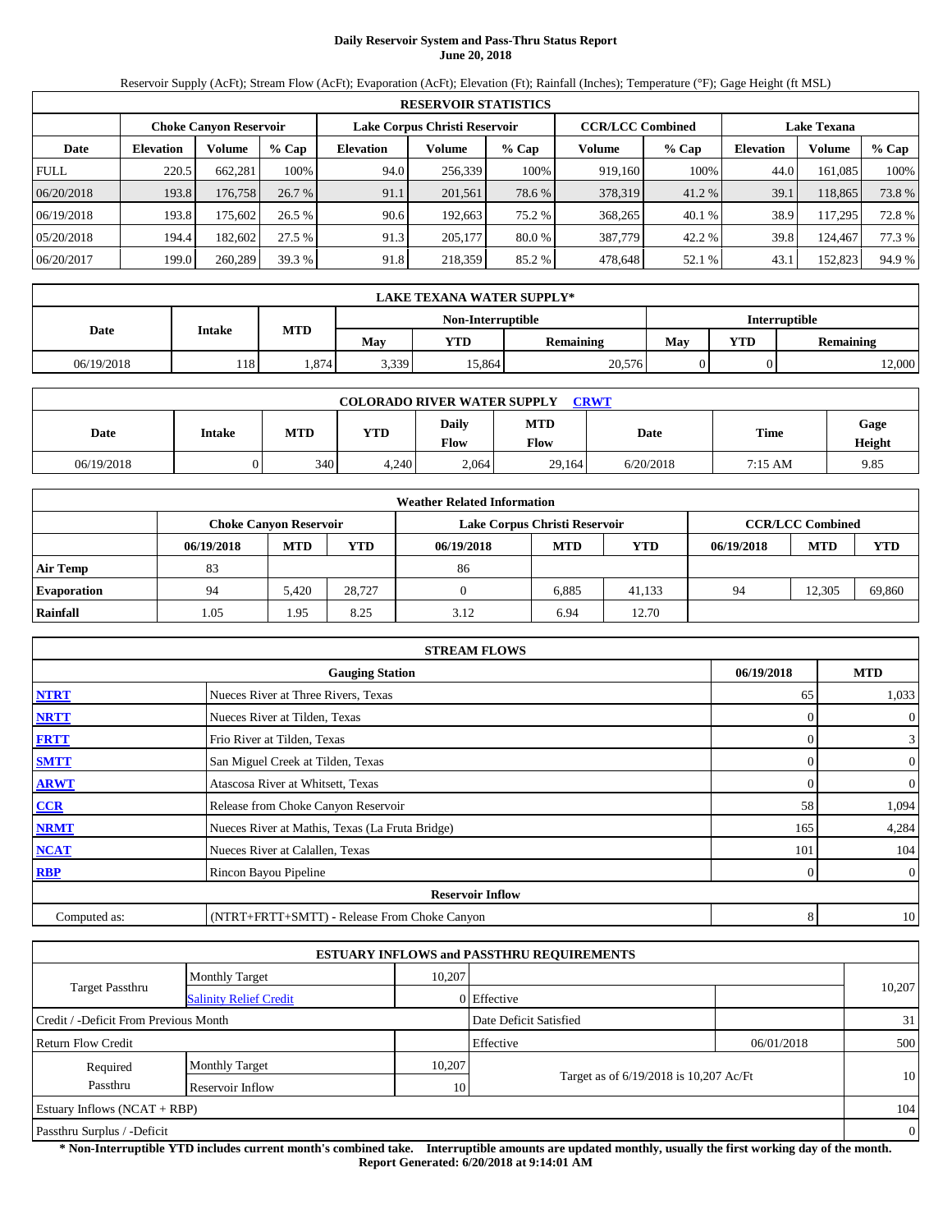# Daily Reservoir System and Pass-Thru Status Report
## June 20, 2018

Reservoir Supply (AcFt); Stream Flow (AcFt); Evaporation (AcFt); Elevation (Ft); Rainfall (Inches); Temperature (°F); Gage Height (ft MSL)

| RESERVOIR STATISTICS | | | | | | | | | | | |
|---|---|---|---|---|---|---|---|---|---|---|---|
| | Choke Canyon Reservoir | | | Lake Corpus Christi Reservoir | | | CCR/LCC Combined | | Lake Texana | | |
| Date | Elevation | Volume | % Cap | Elevation | Volume | % Cap | Volume | % Cap | Elevation | Volume | % Cap |
| FULL | 220.5 | 662,281 | 100% | 94.0 | 256,339 | 100% | 919,160 | 100% | 44.0 | 161,085 | 100% |
| 06/20/2018 | 193.8 | 176,758 | 26.7 % | 91.1 | 201,561 | 78.6 % | 378,319 | 41.2 % | 39.1 | 118,865 | 73.8 % |
| 06/19/2018 | 193.8 | 175,602 | 26.5 % | 90.6 | 192,663 | 75.2 % | 368,265 | 40.1 % | 38.9 | 117,295 | 72.8 % |
| 05/20/2018 | 194.4 | 182,602 | 27.5 % | 91.3 | 205,177 | 80.0 % | 387,779 | 42.2 % | 39.8 | 124,467 | 77.3 % |
| 06/20/2017 | 199.0 | 260,289 | 39.3 % | 91.8 | 218,359 | 85.2 % | 478,648 | 52.1 % | 43.1 | 152,823 | 94.9 % |

| LAKE TEXANA WATER SUPPLY* | | | | | | | | |
|---|---|---|---|---|---|---|---|---|
| Date | Intake | MTD | Non-Interruptible | | | Interruptible | | |
| | | | May | YTD | Remaining | May | YTD | Remaining |
| 06/19/2018 | 118 | 1,874 | 3,339 | 15,864 | 20,576 | 0 | 0 | 12,000 |

| COLORADO RIVER WATER SUPPLY CRWT | | | | | | | | |
|---|---|---|---|---|---|---|---|---|
| Date | Intake | MTD | YTD | Daily Flow | MTD Flow | Date | Time | Gage Height |
| 06/19/2018 | 0 | 340 | 4,240 | 2,064 | 29,164 | 6/20/2018 | 7:15 AM | 9.85 |

| Weather Related Information | | | | | | | | | |
|---|---|---|---|---|---|---|---|---|---|
| | Choke Canyon Reservoir | | | Lake Corpus Christi Reservoir | | | CCR/LCC Combined | | |
| | 06/19/2018 | MTD | YTD | 06/19/2018 | MTD | YTD | 06/19/2018 | MTD | YTD |
| Air Temp | 83 | | | 86 | | | | | |
| Evaporation | 94 | 5,420 | 28,727 | 0 | 6,885 | 41,133 | 94 | 12,305 | 69,860 |
| Rainfall | 1.05 | 1.95 | 8.25 | 3.12 | 6.94 | 12.70 | | | |

| STREAM FLOWS | | | |
|---|---|---|---|
| | Gauging Station | 06/19/2018 | MTD |
| NTRT | Nueces River at Three Rivers, Texas | 65 | 1,033 |
| NRTT | Nueces River at Tilden, Texas | 0 | 0 |
| FRTT | Frio River at Tilden, Texas | 0 | 3 |
| SMTT | San Miguel Creek at Tilden, Texas | 0 | 0 |
| ARWT | Atascosa River at Whitsett, Texas | 0 | 0 |
| CCR | Release from Choke Canyon Reservoir | 58 | 1,094 |
| NRMT | Nueces River at Mathis, Texas (La Fruta Bridge) | 165 | 4,284 |
| NCAT | Nueces River at Calallen, Texas | 101 | 104 |
| RBP | Rincon Bayou Pipeline | 0 | 0 |
| | Reservoir Inflow | | |
| Computed as: | (NTRT+FRTT+SMTT) - Release From Choke Canyon | 8 | 10 |

| ESTUARY INFLOWS and PASSTHRU REQUIREMENTS | | | | | |
|---|---|---|---|---|---|
| Target Passthru | Monthly Target | 10,207 | | | 10,207 |
| | Salinity Relief Credit | 0 | Effective | | |
| Credit / -Deficit From Previous Month | | | Date Deficit Satisfied | | 31 |
| Return Flow Credit | | | Effective | 06/01/2018 | 500 |
| Required Passthru | Monthly Target | 10,207 | Target as of 6/19/2018 is 10,207 Ac/Ft | | 10 |
| | Reservoir Inflow | 10 | | | |
| Estuary Inflows (NCAT + RBP) | | | | | 104 |
| Passthru Surplus / -Deficit | | | | | 0 |

**\* Non-Interruptible YTD includes current month's combined take. Interruptible amounts are updated monthly, usually the first working day of the month.**
**Report Generated: 6/20/2018 at 9:14:01 AM**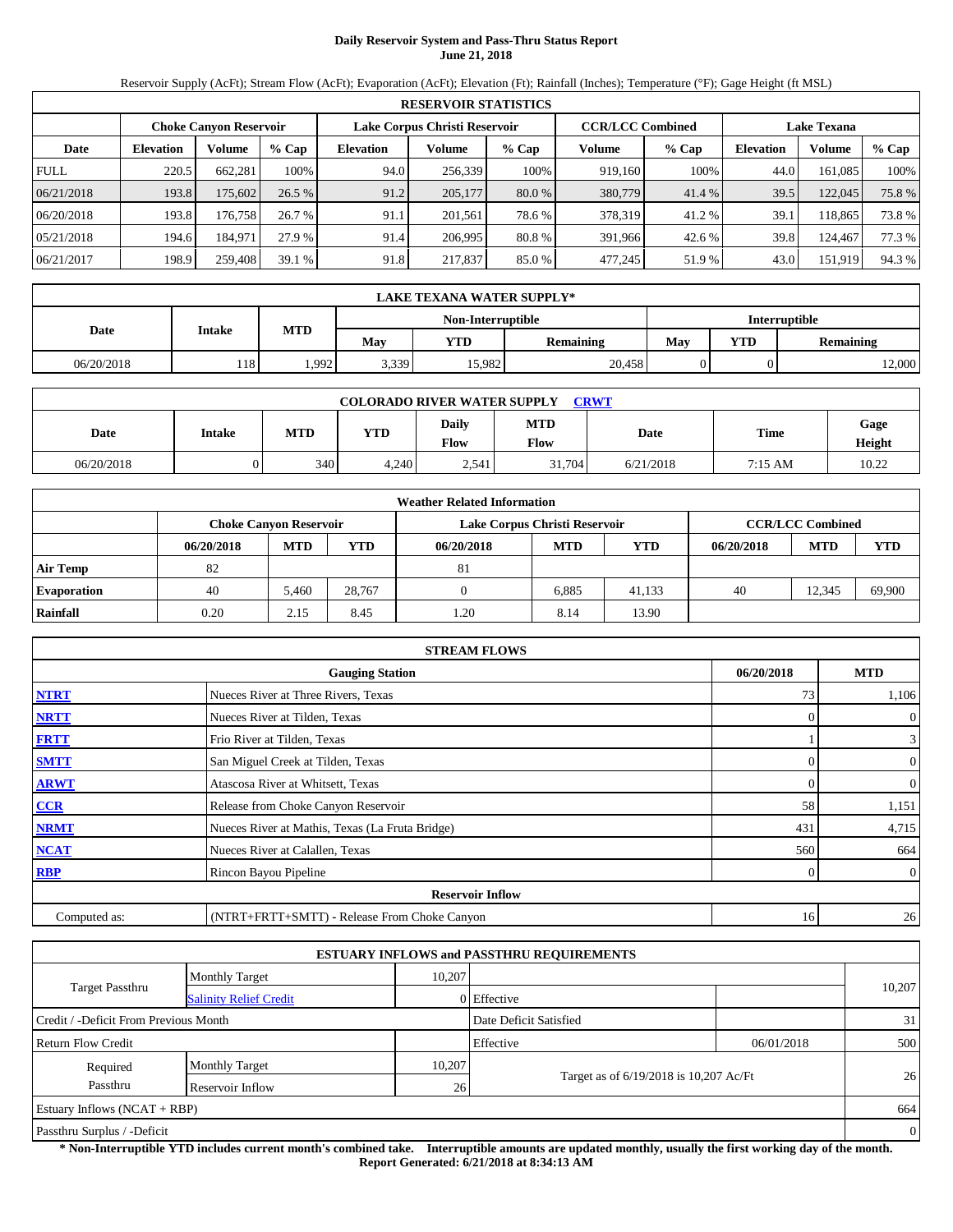# Daily Reservoir System and Pass-Thru Status Report
**June 21, 2018**

Reservoir Supply (AcFt); Stream Flow (AcFt); Evaporation (AcFt); Elevation (Ft); Rainfall (Inches); Temperature (°F); Gage Height (ft MSL)

| RESERVOIR STATISTICS | | | | | | | | | | | |
|---|---|---|---|---|---|---|---|---|---|---|---|
| | Choke Canyon Reservoir | | | Lake Corpus Christi Reservoir | | | CCR/LCC Combined | | Lake Texana | | |
| Date | Elevation | Volume | % Cap | Elevation | Volume | % Cap | Volume | % Cap | Elevation | Volume | % Cap |
| FULL | 220.5 | 662,281 | 100% | 94.0 | 256,339 | 100% | 919,160 | 100% | 44.0 | 161,085 | 100% |
| 06/21/2018 | 193.8 | 175,602 | 26.5 % | 91.2 | 205,177 | 80.0 % | 380,779 | 41.4 % | 39.5 | 122,045 | 75.8 % |
| 06/20/2018 | 193.8 | 176,758 | 26.7 % | 91.1 | 201,561 | 78.6 % | 378,319 | 41.2 % | 39.1 | 118,865 | 73.8 % |
| 05/21/2018 | 194.6 | 184,971 | 27.9 % | 91.4 | 206,995 | 80.8 % | 391,966 | 42.6 % | 39.8 | 124,467 | 77.3 % |
| 06/21/2017 | 198.9 | 259,408 | 39.1 % | 91.8 | 217,837 | 85.0 % | 477,245 | 51.9 % | 43.0 | 151,919 | 94.3 % |

| LAKE TEXANA WATER SUPPLY* | | | | | | | | |
|---|---|---|---|---|---|---|---|---|
| Date | Intake | MTD | Non-Interruptible | | | Interruptible | | |
| | | | May | YTD | Remaining | May | YTD | Remaining |
| 06/20/2018 | 118 | 1,992 | 3,339 | 15,982 | 20,458 | 0 | 0 | 12,000 |

| COLORADO RIVER WATER SUPPLY CRWT | | | | | | | | |
|---|---|---|---|---|---|---|---|---|
| Date | Intake | MTD | YTD | Daily Flow | MTD Flow | Date | Time | Gage Height |
| 06/20/2018 | 0 | 340 | 4,240 | 2,541 | 31,704 | 6/21/2018 | 7:15 AM | 10.22 |

| Weather Related Information | | | | | | | | | |
|---|---|---|---|---|---|---|---|---|---|
| | Choke Canyon Reservoir | | | Lake Corpus Christi Reservoir | | | CCR/LCC Combined | | |
| | 06/20/2018 | MTD | YTD | 06/20/2018 | MTD | YTD | 06/20/2018 | MTD | YTD |
| Air Temp | 82 | | | 81 | | | | | |
| Evaporation | 40 | 5,460 | 28,767 | 0 | 6,885 | 41,133 | 40 | 12,345 | 69,900 |
| Rainfall | 0.20 | 2.15 | 8.45 | 1.20 | 8.14 | 13.90 | | | |

| STREAM FLOWS | | | |
|---|---|---|---|
| | Gauging Station | 06/20/2018 | MTD |
| NTRT | Nueces River at Three Rivers, Texas | 73 | 1,106 |
| NRTT | Nueces River at Tilden, Texas | 0 | 0 |
| FRTT | Frio River at Tilden, Texas | 1 | 3 |
| SMTT | San Miguel Creek at Tilden, Texas | 0 | 0 |
| ARWT | Atascosa River at Whitsett, Texas | 0 | 0 |
| CCR | Release from Choke Canyon Reservoir | 58 | 1,151 |
| NRMT | Nueces River at Mathis, Texas (La Fruta Bridge) | 431 | 4,715 |
| NCAT | Nueces River at Calallen, Texas | 560 | 664 |
| RBP | Rincon Bayou Pipeline | 0 | 0 |
| | **Reservoir Inflow** | | |
| Computed as: | (NTRT+FRTT+SMTT) - Release From Choke Canyon | 16 | 26 |

| ESTUARY INFLOWS and PASSTHRU REQUIREMENTS | | | | | |
|---|---|---|---|---|---|
| Target Passthru | Monthly Target | 10,207 | | | 10,207 |
| | Salinity Relief Credit | 0 | Effective | | |
| Credit / -Deficit From Previous Month | | | Date Deficit Satisfied | | 31 |
| Return Flow Credit | | | Effective | 06/01/2018 | 500 |
| Required Passthru | Monthly Target | 10,207 | Target as of 6/19/2018 is 10,207 Ac/Ft | | 26 |
| | Reservoir Inflow | 26 | | | |
| Estuary Inflows (NCAT + RBP) | | | | | 664 |
| Passthru Surplus / -Deficit | | | | | 0 |

**\* Non-Interruptible YTD includes current month's combined take. Interruptible amounts are updated monthly, usually the first working day of the month.**
**Report Generated: 6/21/2018 at 8:34:13 AM**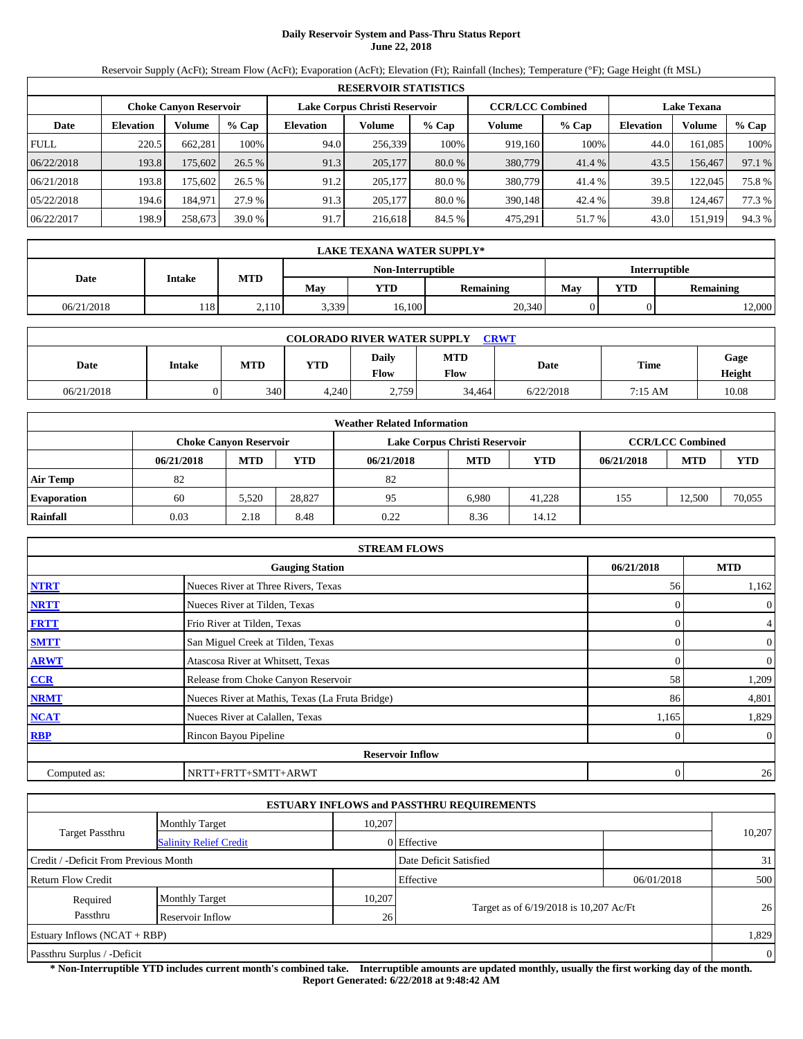# Daily Reservoir System and Pass-Thru Status Report
**June 22, 2018**

Reservoir Supply (AcFt); Stream Flow (AcFt); Evaporation (AcFt); Elevation (Ft); Rainfall (Inches); Temperature (°F); Gage Height (ft MSL)

| RESERVOIR STATISTICS | | | | | | | | | | | |
|---|---|---|---|---|---|---|---|---|---|---|---|
| | Choke Canyon Reservoir | | | Lake Corpus Christi Reservoir | | | CCR/LCC Combined | | Lake Texana | | |
| Date | Elevation | Volume | % Cap | Elevation | Volume | % Cap | Volume | % Cap | Elevation | Volume | % Cap |
| FULL | 220.5 | 662,281 | 100% | 94.0 | 256,339 | 100% | 919,160 | 100% | 44.0 | 161,085 | 100% |
| 06/22/2018 | 193.8 | 175,602 | 26.5 % | 91.3 | 205,177 | 80.0 % | 380,779 | 41.4 % | 43.5 | 156,467 | 97.1 % |
| 06/21/2018 | 193.8 | 175,602 | 26.5 % | 91.2 | 205,177 | 80.0 % | 380,779 | 41.4 % | 39.5 | 122,045 | 75.8 % |
| 05/22/2018 | 194.6 | 184,971 | 27.9 % | 91.3 | 205,177 | 80.0 % | 390,148 | 42.4 % | 39.8 | 124,467 | 77.3 % |
| 06/22/2017 | 198.9 | 258,673 | 39.0 % | 91.7 | 216,618 | 84.5 % | 475,291 | 51.7 % | 43.0 | 151,919 | 94.3 % |

| LAKE TEXANA WATER SUPPLY* | | | | | | | | |
|---|---|---|---|---|---|---|---|---|
| Date | Intake | MTD | Non-Interruptible | | | Interruptible | | |
| | | | May | YTD | Remaining | May | YTD | Remaining |
| 06/21/2018 | 118 | 2,110 | 3,339 | 16,100 | 20,340 | 0 | 0 | 12,000 |

| COLORADO RIVER WATER SUPPLY CRWT | | | | | | | | |
|---|---|---|---|---|---|---|---|---|
| Date | Intake | MTD | YTD | Daily Flow | MTD Flow | Date | Time | Gage Height |
| 06/21/2018 | 0 | 340 | 4,240 | 2,759 | 34,464 | 6/22/2018 | 7:15 AM | 10.08 |

| Weather Related Information | | | | | | | | | |
|---|---|---|---|---|---|---|---|---|---|
| | Choke Canyon Reservoir | | | Lake Corpus Christi Reservoir | | | CCR/LCC Combined | | |
| | 06/21/2018 | MTD | YTD | 06/21/2018 | MTD | YTD | 06/21/2018 | MTD | YTD |
| Air Temp | 82 | | | 82 | | | | | |
| Evaporation | 60 | 5,520 | 28,827 | 95 | 6,980 | 41,228 | 155 | 12,500 | 70,055 |
| Rainfall | 0.03 | 2.18 | 8.48 | 0.22 | 8.36 | 14.12 | | | |

| STREAM FLOWS | | | |
|---|---|---|---|
| | Gauging Station | 06/21/2018 | MTD |
| NTRT | Nueces River at Three Rivers, Texas | 56 | 1,162 |
| NRTT | Nueces River at Tilden, Texas | 0 | 0 |
| FRTT | Frio River at Tilden, Texas | 0 | 4 |
| SMTT | San Miguel Creek at Tilden, Texas | 0 | 0 |
| ARWT | Atascosa River at Whitsett, Texas | 0 | 0 |
| CCR | Release from Choke Canyon Reservoir | 58 | 1,209 |
| NRMT | Nueces River at Mathis, Texas (La Fruta Bridge) | 86 | 4,801 |
| NCAT | Nueces River at Calallen, Texas | 1,165 | 1,829 |
| RBP | Rincon Bayou Pipeline | 0 | 0 |
| | Reservoir Inflow | | |
| Computed as: | NRTT+FRTT+SMTT+ARWT | 0 | 26 |

| ESTUARY INFLOWS and PASSTHRU REQUIREMENTS | | | | | |
|---|---|---|---|---|---|
| Target Passthru | Monthly Target | 10,207 | | | 10,207 |
| | Salinity Relief Credit | 0 | Effective | | |
| Credit / -Deficit From Previous Month | | | Date Deficit Satisfied | | 31 |
| Return Flow Credit | | | Effective | 06/01/2018 | 500 |
| Required Passthru | Monthly Target | 10,207 | Target as of 6/19/2018 is 10,207 Ac/Ft | | 26 |
| | Reservoir Inflow | 26 | | | |
| Estuary Inflows (NCAT + RBP) | | | | | 1,829 |
| Passthru Surplus / -Deficit | | | | | 0 |

**\* Non-Interruptible YTD includes current month's combined take. Interruptible amounts are updated monthly, usually the first working day of the month.**
**Report Generated: 6/22/2018 at 9:48:42 AM**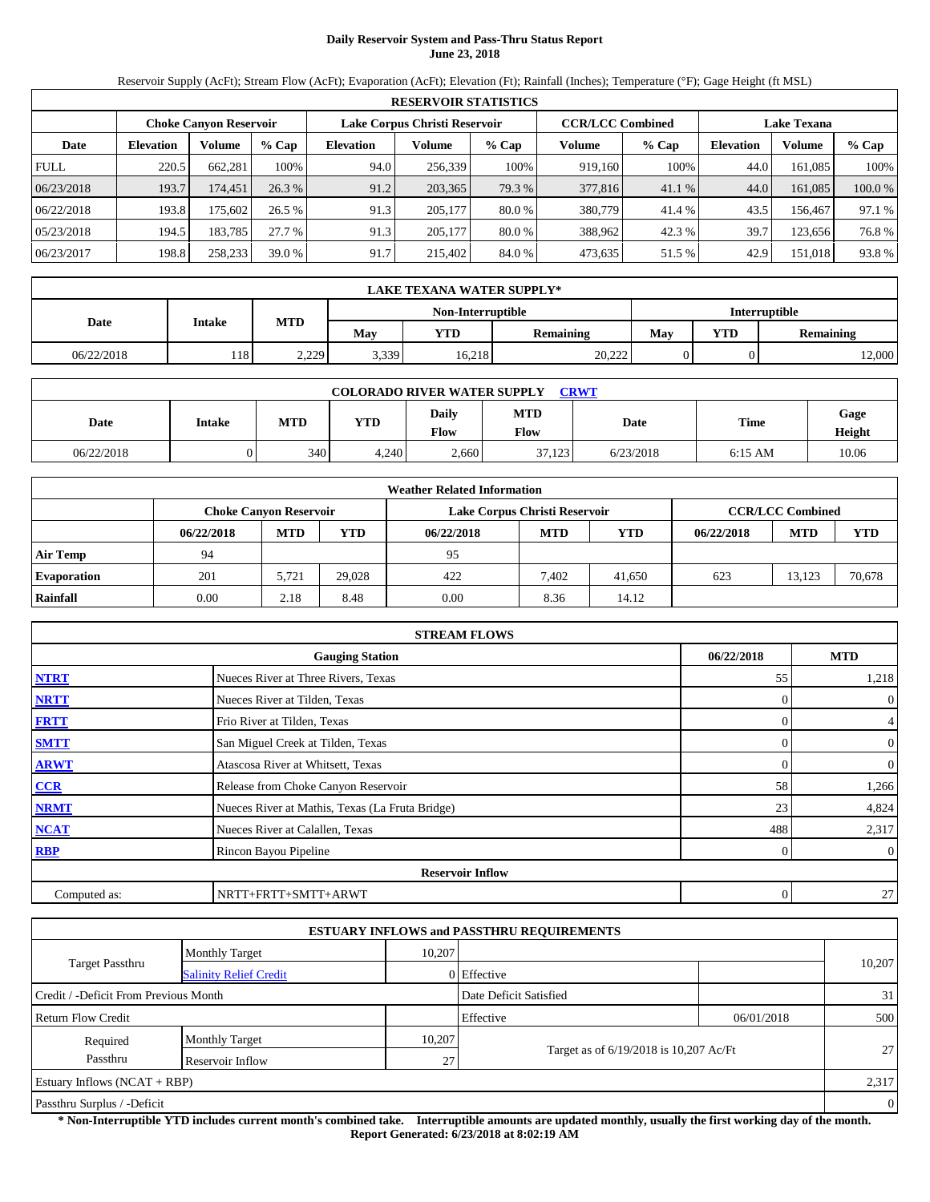# Daily Reservoir System and Pass-Thru Status Report
## June 23, 2018

Reservoir Supply (AcFt); Stream Flow (AcFt); Evaporation (AcFt); Elevation (Ft); Rainfall (Inches); Temperature (°F); Gage Height (ft MSL)

| RESERVOIR STATISTICS | | | | | | | | | | | |
|---|---|---|---|---|---|---|---|---|---|---|---|
| | Choke Canyon Reservoir | | | Lake Corpus Christi Reservoir | | | CCR/LCC Combined | | Lake Texana | | |
| Date | Elevation | Volume | % Cap | Elevation | Volume | % Cap | Volume | % Cap | Elevation | Volume | % Cap |
| FULL | 220.5 | 662,281 | 100% | 94.0 | 256,339 | 100% | 919,160 | 100% | 44.0 | 161,085 | 100% |
| 06/23/2018 | 193.7 | 174,451 | 26.3 % | 91.2 | 203,365 | 79.3 % | 377,816 | 41.1 % | 44.0 | 161,085 | 100.0 % |
| 06/22/2018 | 193.8 | 175,602 | 26.5 % | 91.3 | 205,177 | 80.0 % | 380,779 | 41.4 % | 43.5 | 156,467 | 97.1 % |
| 05/23/2018 | 194.5 | 183,785 | 27.7 % | 91.3 | 205,177 | 80.0 % | 388,962 | 42.3 % | 39.7 | 123,656 | 76.8 % |
| 06/23/2017 | 198.8 | 258,233 | 39.0 % | 91.7 | 215,402 | 84.0 % | 473,635 | 51.5 % | 42.9 | 151,018 | 93.8 % |

| LAKE TEXANA WATER SUPPLY* | | | | | | | | |
|---|---|---|---|---|---|---|---|---|
| Date | Intake | MTD | Non-Interruptible | | | Interruptible | | |
| | | | May | YTD | Remaining | May | YTD | Remaining |
| 06/22/2018 | 118 | 2,229 | 3,339 | 16,218 | 20,222 | 0 | 0 | 12,000 |

| COLORADO RIVER WATER SUPPLY CRWT | | | | | | | | |
|---|---|---|---|---|---|---|---|---|
| Date | Intake | MTD | YTD | Daily Flow | MTD Flow | Date | Time | Gage Height |
| 06/22/2018 | 0 | 340 | 4,240 | 2,660 | 37,123 | 6/23/2018 | 6:15 AM | 10.06 |

| Weather Related Information | | | | | | | | | |
|---|---|---|---|---|---|---|---|---|---|
| | Choke Canyon Reservoir | | | Lake Corpus Christi Reservoir | | | CCR/LCC Combined | | |
| | 06/22/2018 | MTD | YTD | 06/22/2018 | MTD | YTD | 06/22/2018 | MTD | YTD |
| Air Temp | 94 | | | 95 | | | | | |
| Evaporation | 201 | 5,721 | 29,028 | 422 | 7,402 | 41,650 | 623 | 13,123 | 70,678 |
| Rainfall | 0.00 | 2.18 | 8.48 | 0.00 | 8.36 | 14.12 | | | |

| STREAM FLOWS | | | |
|---|---|---|---|
| Gauging Station | | 06/22/2018 | MTD |
| NTRT | Nueces River at Three Rivers, Texas | 55 | 1,218 |
| NRTT | Nueces River at Tilden, Texas | 0 | 0 |
| FRTT | Frio River at Tilden, Texas | 0 | 4 |
| SMTT | San Miguel Creek at Tilden, Texas | 0 | 0 |
| ARWT | Atascosa River at Whitsett, Texas | 0 | 0 |
| CCR | Release from Choke Canyon Reservoir | 58 | 1,266 |
| NRMT | Nueces River at Mathis, Texas (La Fruta Bridge) | 23 | 4,824 |
| NCAT | Nueces River at Calallen, Texas | 488 | 2,317 |
| RBP | Rincon Bayou Pipeline | 0 | 0 |
| Reservoir Inflow | | | |
| Computed as: | NRTT+FRTT+SMTT+ARWT | 0 | 27 |

| ESTUARY INFLOWS and PASSTHRU REQUIREMENTS | | | | | |
|---|---|---|---|---|---|
| Target Passthru | Monthly Target | 10,207 | | | 10,207 |
| | Salinity Relief Credit | 0 | Effective | | |
| Credit / -Deficit From Previous Month | | | Date Deficit Satisfied | | 31 |
| Return Flow Credit | | | Effective | 06/01/2018 | 500 |
| Required Passthru | Monthly Target | 10,207 | Target as of 6/19/2018 is 10,207 Ac/Ft | | 27 |
| | Reservoir Inflow | 27 | | | |
| Estuary Inflows (NCAT + RBP) | | | | | 2,317 |
| Passthru Surplus / -Deficit | | | | | 0 |

**\* Non-Interruptible YTD includes current month's combined take. Interruptible amounts are updated monthly, usually the first working day of the month.**
**Report Generated: 6/23/2018 at 8:02:19 AM**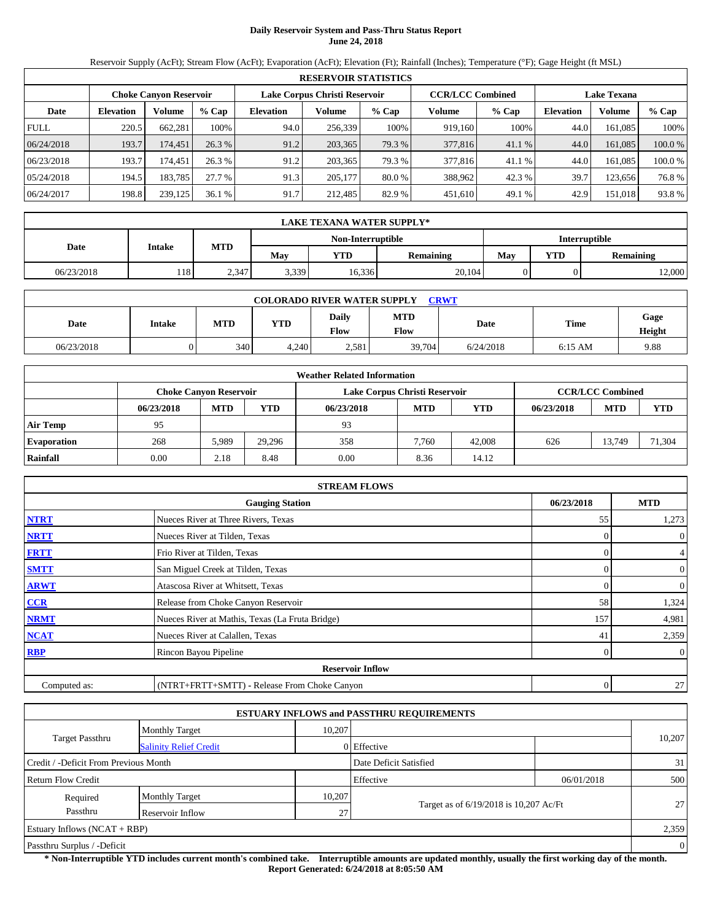# Daily Reservoir System and Pass-Thru Status Report
**June 24, 2018**

Reservoir Supply (AcFt); Stream Flow (AcFt); Evaporation (AcFt); Elevation (Ft); Rainfall (Inches); Temperature (°F); Gage Height (ft MSL)

| RESERVOIR STATISTICS | | | | | | | | | | | |
|---|---|---|---|---|---|---|---|---|---|---|---|
| | Choke Canyon Reservoir | | | Lake Corpus Christi Reservoir | | | CCR/LCC Combined | | Lake Texana | | |
| Date | Elevation | Volume | % Cap | Elevation | Volume | % Cap | Volume | % Cap | Elevation | Volume | % Cap |
| FULL | 220.5 | 662,281 | 100% | 94.0 | 256,339 | 100% | 919,160 | 100% | 44.0 | 161,085 | 100% |
| 06/24/2018 | 193.7 | 174,451 | 26.3 % | 91.2 | 203,365 | 79.3 % | 377,816 | 41.1 % | 44.0 | 161,085 | 100.0 % |
| 06/23/2018 | 193.7 | 174,451 | 26.3 % | 91.2 | 203,365 | 79.3 % | 377,816 | 41.1 % | 44.0 | 161,085 | 100.0 % |
| 05/24/2018 | 194.5 | 183,785 | 27.7 % | 91.3 | 205,177 | 80.0 % | 388,962 | 42.3 % | 39.7 | 123,656 | 76.8 % |
| 06/24/2017 | 198.8 | 239,125 | 36.1 % | 91.7 | 212,485 | 82.9 % | 451,610 | 49.1 % | 42.9 | 151,018 | 93.8 % |

| LAKE TEXANA WATER SUPPLY* | | | | | | | | |
|---|---|---|---|---|---|---|---|---|
| Date | Intake | MTD | Non-Interruptible | | | Interruptible | | |
| | | | May | YTD | Remaining | May | YTD | Remaining |
| 06/23/2018 | 118 | 2,347 | 3,339 | 16,336 | 20,104 | 0 | 0 | 12,000 |

| COLORADO RIVER WATER SUPPLY CRWT | | | | | | | | |
|---|---|---|---|---|---|---|---|---|
| Date | Intake | MTD | YTD | Daily Flow | MTD Flow | Date | Time | Gage Height |
| 06/23/2018 | 0 | 340 | 4,240 | 2,581 | 39,704 | 6/24/2018 | 6:15 AM | 9.88 |

| Weather Related Information | | | | | | | | | |
|---|---|---|---|---|---|---|---|---|---|
| | Choke Canyon Reservoir | | | Lake Corpus Christi Reservoir | | | CCR/LCC Combined | | |
| | 06/23/2018 | MTD | YTD | 06/23/2018 | MTD | YTD | 06/23/2018 | MTD | YTD |
| Air Temp | 95 | | | 93 | | | | | |
| Evaporation | 268 | 5,989 | 29,296 | 358 | 7,760 | 42,008 | 626 | 13,749 | 71,304 |
| Rainfall | 0.00 | 2.18 | 8.48 | 0.00 | 8.36 | 14.12 | | | |

| STREAM FLOWS | | | |
|---|---|---|---|
| | Gauging Station | 06/23/2018 | MTD |
| NTRT | Nueces River at Three Rivers, Texas | 55 | 1,273 |
| NRTT | Nueces River at Tilden, Texas | 0 | 0 |
| FRTT | Frio River at Tilden, Texas | 0 | 4 |
| SMTT | San Miguel Creek at Tilden, Texas | 0 | 0 |
| ARWT | Atascosa River at Whitsett, Texas | 0 | 0 |
| CCR | Release from Choke Canyon Reservoir | 58 | 1,324 |
| NRMT | Nueces River at Mathis, Texas (La Fruta Bridge) | 157 | 4,981 |
| NCAT | Nueces River at Calallen, Texas | 41 | 2,359 |
| RBP | Rincon Bayou Pipeline | 0 | 0 |
| | Reservoir Inflow | | |
| Computed as: | (NTRT+FRTT+SMTT) - Release From Choke Canyon | 0 | 27 |

| ESTUARY INFLOWS and PASSTHRU REQUIREMENTS | | | | | |
|---|---|---|---|---|---|
| Target Passthru | Monthly Target | 10,207 | | | 10,207 |
| | Salinity Relief Credit | 0 | Effective | | |
| Credit / -Deficit From Previous Month | | | Date Deficit Satisfied | | 31 |
| Return Flow Credit | | | Effective | 06/01/2018 | 500 |
| Required Passthru | Monthly Target | 10,207 | Target as of 6/19/2018 is 10,207 Ac/Ft | | 27 |
| | Reservoir Inflow | 27 | | | |
| Estuary Inflows (NCAT + RBP) | | | | | 2,359 |
| Passthru Surplus / -Deficit | | | | | 0 |

**\* Non-Interruptible YTD includes current month's combined take. Interruptible amounts are updated monthly, usually the first working day of the month.**
**Report Generated: 6/24/2018 at 8:05:50 AM**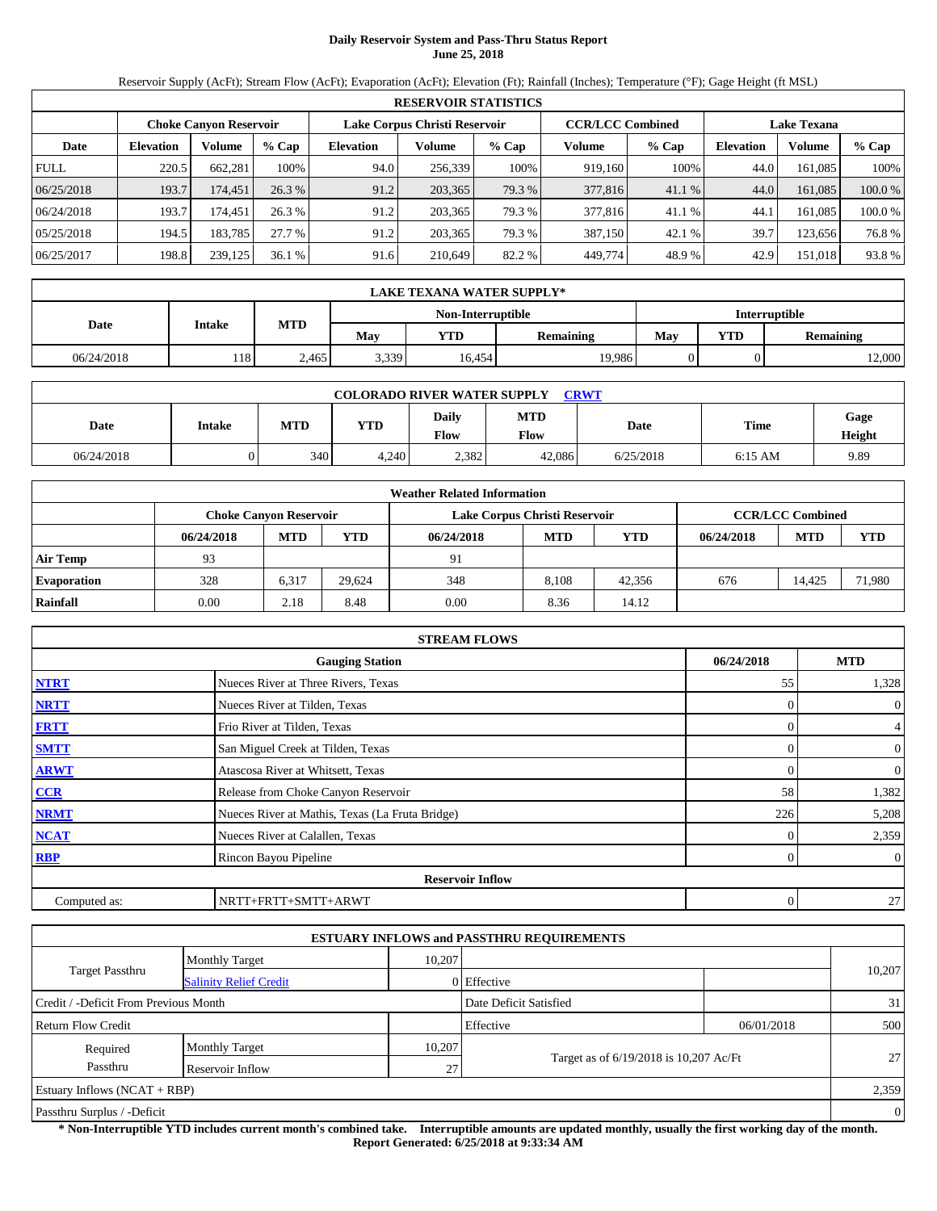**Daily Reservoir System and Pass-Thru Status Report**
**June 25, 2018**

Reservoir Supply (AcFt); Stream Flow (AcFt); Evaporation (AcFt); Elevation (Ft); Rainfall (Inches); Temperature (°F); Gage Height (ft MSL)

| RESERVOIR STATISTICS | | | | | | | | | | | |
|---|---|---|---|---|---|---|---|---|---|---|---|
| | Choke Canyon Reservoir | | | Lake Corpus Christi Reservoir | | | CCR/LCC Combined | | Lake Texana | | |
| Date | Elevation | Volume | % Cap | Elevation | Volume | % Cap | Volume | % Cap | Elevation | Volume | % Cap |
| FULL | 220.5 | 662,281 | 100% | 94.0 | 256,339 | 100% | 919,160 | 100% | 44.0 | 161,085 | 100% |
| 06/25/2018 | 193.7 | 174,451 | 26.3 % | 91.2 | 203,365 | 79.3 % | 377,816 | 41.1 % | 44.0 | 161,085 | 100.0 % |
| 06/24/2018 | 193.7 | 174,451 | 26.3 % | 91.2 | 203,365 | 79.3 % | 377,816 | 41.1 % | 44.1 | 161,085 | 100.0 % |
| 05/25/2018 | 194.5 | 183,785 | 27.7 % | 91.2 | 203,365 | 79.3 % | 387,150 | 42.1 % | 39.7 | 123,656 | 76.8 % |
| 06/25/2017 | 198.8 | 239,125 | 36.1 % | 91.6 | 210,649 | 82.2 % | 449,774 | 48.9 % | 42.9 | 151,018 | 93.8 % |

| LAKE TEXANA WATER SUPPLY* | | | | | | | | |
|---|---|---|---|---|---|---|---|---|
| Date | Intake | MTD | Non-Interruptible | | | Interruptible | | |
| | | | May | YTD | Remaining | May | YTD | Remaining |
| 06/24/2018 | 118 | 2,465 | 3,339 | 16,454 | 19,986 | 0 | 0 | 12,000 |

| COLORADO RIVER WATER SUPPLY CRWT | | | | | | | | |
|---|---|---|---|---|---|---|---|---|
| Date | Intake | MTD | YTD | Daily Flow | MTD Flow | Date | Time | Gage Height |
| 06/24/2018 | 0 | 340 | 4,240 | 2,382 | 42,086 | 6/25/2018 | 6:15 AM | 9.89 |

| Weather Related Information | | | | | | | | | |
|---|---|---|---|---|---|---|---|---|---|
| | Choke Canyon Reservoir | | | Lake Corpus Christi Reservoir | | | CCR/LCC Combined | | |
| | 06/24/2018 | MTD | YTD | 06/24/2018 | MTD | YTD | 06/24/2018 | MTD | YTD |
| Air Temp | 93 | | | 91 | | | | | |
| Evaporation | 328 | 6,317 | 29,624 | 348 | 8,108 | 42,356 | 676 | 14,425 | 71,980 |
| Rainfall | 0.00 | 2.18 | 8.48 | 0.00 | 8.36 | 14.12 | | | |

| STREAM FLOWS | | | |
|---|---|---|---|
| | Gauging Station | 06/24/2018 | MTD |
| NTRT | Nueces River at Three Rivers, Texas | 55 | 1,328 |
| NRTT | Nueces River at Tilden, Texas | 0 | 0 |
| FRTT | Frio River at Tilden, Texas | 0 | 4 |
| SMTT | San Miguel Creek at Tilden, Texas | 0 | 0 |
| ARWT | Atascosa River at Whitsett, Texas | 0 | 0 |
| CCR | Release from Choke Canyon Reservoir | 58 | 1,382 |
| NRMT | Nueces River at Mathis, Texas (La Fruta Bridge) | 226 | 5,208 |
| NCAT | Nueces River at Calallen, Texas | 0 | 2,359 |
| RBP | Rincon Bayou Pipeline | 0 | 0 |
| | Reservoir Inflow | | |
| Computed as: | NRTT+FRTT+SMTT+ARWT | 0 | 27 |

| ESTUARY INFLOWS and PASSTHRU REQUIREMENTS | | | | | |
|---|---|---|---|---|---|
| Target Passthru | Monthly Target | 10,207 | | | 10,207 |
| | Salinity Relief Credit | 0 | Effective | | |
| Credit / -Deficit From Previous Month | | | Date Deficit Satisfied | | 31 |
| Return Flow Credit | | | Effective | 06/01/2018 | 500 |
| Required Passthru | Monthly Target | 10,207 | Target as of 6/19/2018 is 10,207 Ac/Ft | | 27 |
| | Reservoir Inflow | 27 | | | |
| Estuary Inflows (NCAT + RBP) | | | | | 2,359 |
| Passthru Surplus / -Deficit | | | | | 0 |

**\* Non-Interruptible YTD includes current month's combined take. Interruptible amounts are updated monthly, usually the first working day of the month.**
**Report Generated: 6/25/2018 at 9:33:34 AM**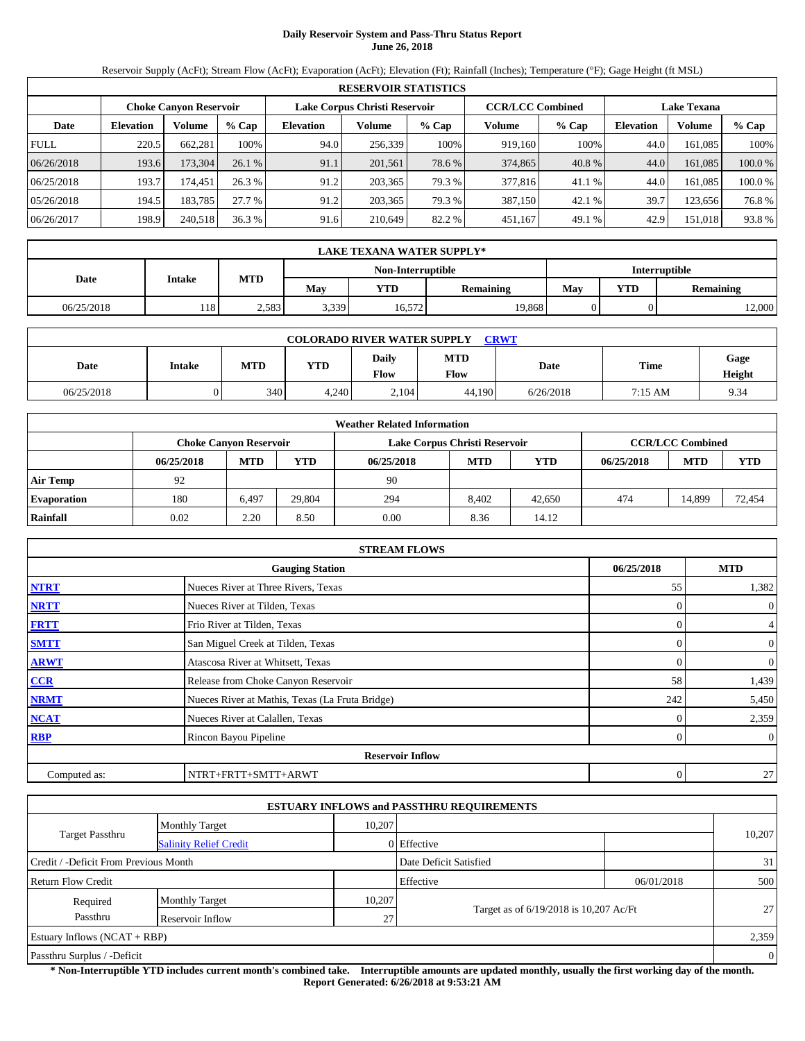**Daily Reservoir System and Pass-Thru Status Report**
**June 26, 2018**

Reservoir Supply (AcFt); Stream Flow (AcFt); Evaporation (AcFt); Elevation (Ft); Rainfall (Inches); Temperature (°F); Gage Height (ft MSL)

| RESERVOIR STATISTICS | | | | | | | | | | | |
|---|---|---|---|---|---|---|---|---|---|---|---|
| | Choke Canyon Reservoir | | | Lake Corpus Christi Reservoir | | | CCR/LCC Combined | | Lake Texana | | |
| Date | Elevation | Volume | % Cap | Elevation | Volume | % Cap | Volume | % Cap | Elevation | Volume | % Cap |
| FULL | 220.5 | 662,281 | 100% | 94.0 | 256,339 | 100% | 919,160 | 100% | 44.0 | 161,085 | 100% |
| 06/26/2018 | 193.6 | 173,304 | 26.1 % | 91.1 | 201,561 | 78.6 % | 374,865 | 40.8 % | 44.0 | 161,085 | 100.0 % |
| 06/25/2018 | 193.7 | 174,451 | 26.3 % | 91.2 | 203,365 | 79.3 % | 377,816 | 41.1 % | 44.0 | 161,085 | 100.0 % |
| 05/26/2018 | 194.5 | 183,785 | 27.7 % | 91.2 | 203,365 | 79.3 % | 387,150 | 42.1 % | 39.7 | 123,656 | 76.8 % |
| 06/26/2017 | 198.9 | 240,518 | 36.3 % | 91.6 | 210,649 | 82.2 % | 451,167 | 49.1 % | 42.9 | 151,018 | 93.8 % |

| LAKE TEXANA WATER SUPPLY* | | | | | | | | |
|---|---|---|---|---|---|---|---|---|
| Date | Intake | MTD | Non-Interruptible | | | Interruptible | | |
| | | | May | YTD | Remaining | May | YTD | Remaining |
| 06/25/2018 | 118 | 2,583 | 3,339 | 16,572 | 19,868 | 0 | 0 | 12,000 |

| COLORADO RIVER WATER SUPPLY CRWT | | | | | | | | |
|---|---|---|---|---|---|---|---|---|
| Date | Intake | MTD | YTD | Daily Flow | MTD Flow | Date | Time | Gage Height |
| 06/25/2018 | 0 | 340 | 4,240 | 2,104 | 44,190 | 6/26/2018 | 7:15 AM | 9.34 |

| Weather Related Information | | | | | | | | | |
|---|---|---|---|---|---|---|---|---|---|
| | Choke Canyon Reservoir | | | Lake Corpus Christi Reservoir | | | CCR/LCC Combined | | |
| | 06/25/2018 | MTD | YTD | 06/25/2018 | MTD | YTD | 06/25/2018 | MTD | YTD |
| Air Temp | 92 | | | 90 | | | | | |
| Evaporation | 180 | 6,497 | 29,804 | 294 | 8,402 | 42,650 | 474 | 14,899 | 72,454 |
| Rainfall | 0.02 | 2.20 | 8.50 | 0.00 | 8.36 | 14.12 | | | |

| STREAM FLOWS | | | |
|---|---|---|---|
| | Gauging Station | 06/25/2018 | MTD |
| NTRT | Nueces River at Three Rivers, Texas | 55 | 1,382 |
| NRTT | Nueces River at Tilden, Texas | 0 | 0 |
| FRTT | Frio River at Tilden, Texas | 0 | 4 |
| SMTT | San Miguel Creek at Tilden, Texas | 0 | 0 |
| ARWT | Atascosa River at Whitsett, Texas | 0 | 0 |
| CCR | Release from Choke Canyon Reservoir | 58 | 1,439 |
| NRMT | Nueces River at Mathis, Texas (La Fruta Bridge) | 242 | 5,450 |
| NCAT | Nueces River at Calallen, Texas | 0 | 2,359 |
| RBP | Rincon Bayou Pipeline | 0 | 0 |
| | Reservoir Inflow | | |
| Computed as: | NTRT+FRTT+SMTT+ARWT | 0 | 27 |

| ESTUARY INFLOWS and PASSTHRU REQUIREMENTS | | | | | |
|---|---|---|---|---|---|
| Target Passthru | Monthly Target | 10,207 | | | 10,207 |
| | Salinity Relief Credit | 0 | Effective | | |
| Credit / -Deficit From Previous Month | | | Date Deficit Satisfied | | 31 |
| Return Flow Credit | | | Effective | 06/01/2018 | 500 |
| Required Passthru | Monthly Target | 10,207 | Target as of 6/19/2018 is 10,207 Ac/Ft | | 27 |
| | Reservoir Inflow | 27 | | | |
| Estuary Inflows (NCAT + RBP) | | | | | 2,359 |
| Passthru Surplus / -Deficit | | | | | 0 |

**\* Non-Interruptible YTD includes current month's combined take. Interruptible amounts are updated monthly, usually the first working day of the month.**
**Report Generated: 6/26/2018 at 9:53:21 AM**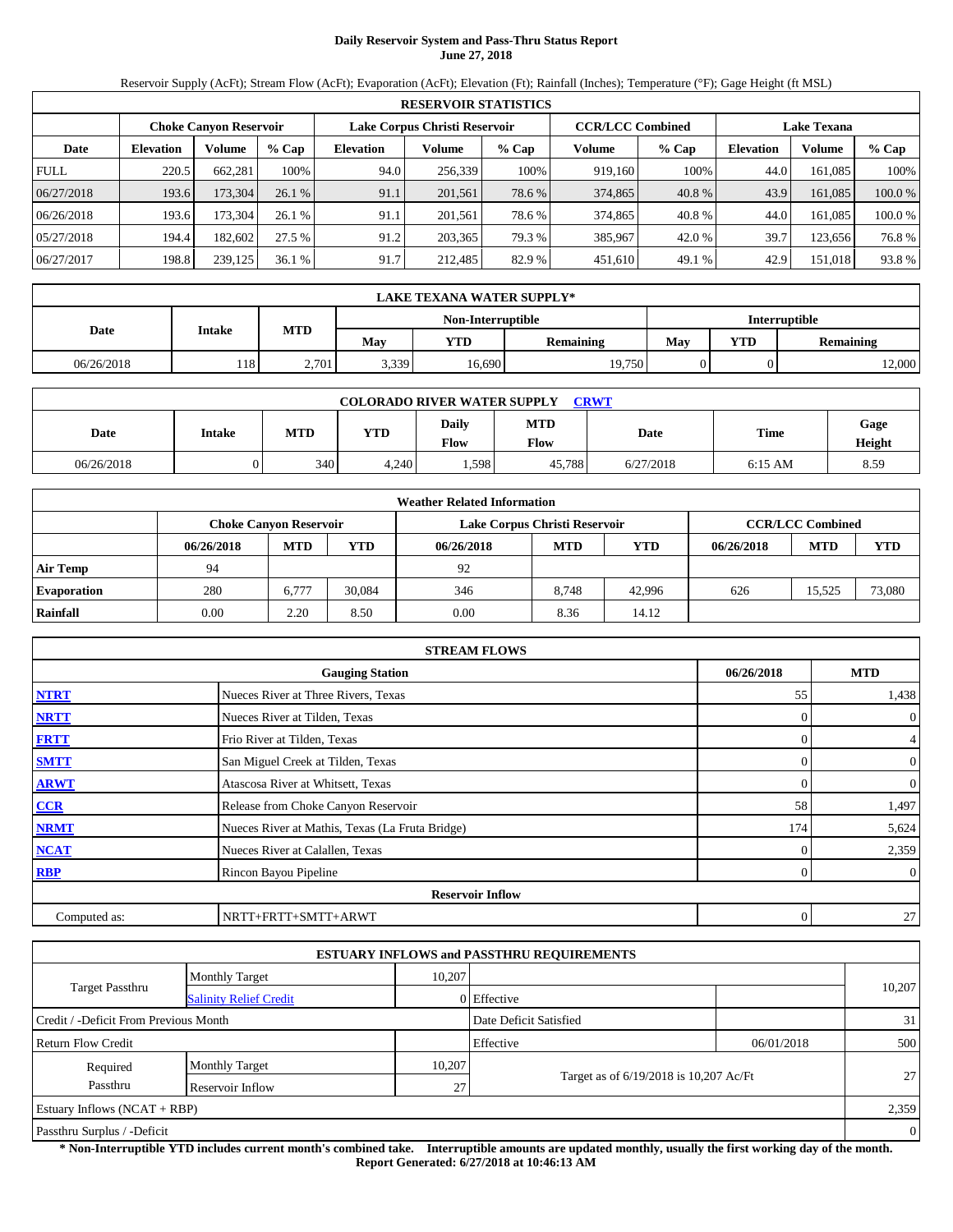# Daily Reservoir System and Pass-Thru Status Report
## June 27, 2018

Reservoir Supply (AcFt); Stream Flow (AcFt); Evaporation (AcFt); Elevation (Ft); Rainfall (Inches); Temperature (°F); Gage Height (ft MSL)

| RESERVOIR STATISTICS | | | | | | | | | | | |
|---|---|---|---|---|---|---|---|---|---|---|---|
| | Choke Canyon Reservoir | | | Lake Corpus Christi Reservoir | | | CCR/LCC Combined | | Lake Texana | | |
| Date | Elevation | Volume | % Cap | Elevation | Volume | % Cap | Volume | % Cap | Elevation | Volume | % Cap |
| FULL | 220.5 | 662,281 | 100% | 94.0 | 256,339 | 100% | 919,160 | 100% | 44.0 | 161,085 | 100% |
| 06/27/2018 | 193.6 | 173,304 | 26.1 % | 91.1 | 201,561 | 78.6 % | 374,865 | 40.8 % | 43.9 | 161,085 | 100.0 % |
| 06/26/2018 | 193.6 | 173,304 | 26.1 % | 91.1 | 201,561 | 78.6 % | 374,865 | 40.8 % | 44.0 | 161,085 | 100.0 % |
| 05/27/2018 | 194.4 | 182,602 | 27.5 % | 91.2 | 203,365 | 79.3 % | 385,967 | 42.0 % | 39.7 | 123,656 | 76.8 % |
| 06/27/2017 | 198.8 | 239,125 | 36.1 % | 91.7 | 212,485 | 82.9 % | 451,610 | 49.1 % | 42.9 | 151,018 | 93.8 % |

| LAKE TEXANA WATER SUPPLY* | | | | | | | | |
|---|---|---|---|---|---|---|---|---|
| Date | Intake | MTD | Non-Interruptible | | | Interruptible | | |
| | | | May | YTD | Remaining | May | YTD | Remaining |
| 06/26/2018 | 118 | 2,701 | 3,339 | 16,690 | 19,750 | 0 | 0 | 12,000 |

| COLORADO RIVER WATER SUPPLY CRWT | | | | | | | | |
|---|---|---|---|---|---|---|---|---|
| Date | Intake | MTD | YTD | Daily Flow | MTD Flow | Date | Time | Gage Height |
| 06/26/2018 | 0 | 340 | 4,240 | 1,598 | 45,788 | 6/27/2018 | 6:15 AM | 8.59 |

| Weather Related Information | | | | | | | | | |
|---|---|---|---|---|---|---|---|---|---|
| | Choke Canyon Reservoir | | | Lake Corpus Christi Reservoir | | | CCR/LCC Combined | | |
| | 06/26/2018 | MTD | YTD | 06/26/2018 | MTD | YTD | 06/26/2018 | MTD | YTD |
| Air Temp | 94 | | | 92 | | | | | |
| Evaporation | 280 | 6,777 | 30,084 | 346 | 8,748 | 42,996 | 626 | 15,525 | 73,080 |
| Rainfall | 0.00 | 2.20 | 8.50 | 0.00 | 8.36 | 14.12 | | | |

| STREAM FLOWS | | | |
|---|---|---|---|
| | Gauging Station | 06/26/2018 | MTD |
| NTRT | Nueces River at Three Rivers, Texas | 55 | 1,438 |
| NRTT | Nueces River at Tilden, Texas | 0 | 0 |
| FRTT | Frio River at Tilden, Texas | 0 | 4 |
| SMTT | San Miguel Creek at Tilden, Texas | 0 | 0 |
| ARWT | Atascosa River at Whitsett, Texas | 0 | 0 |
| CCR | Release from Choke Canyon Reservoir | 58 | 1,497 |
| NRMT | Nueces River at Mathis, Texas (La Fruta Bridge) | 174 | 5,624 |
| NCAT | Nueces River at Calallen, Texas | 0 | 2,359 |
| RBP | Rincon Bayou Pipeline | 0 | 0 |
| Reservoir Inflow | | | |
| Computed as: | NRTT+FRTT+SMTT+ARWT | 0 | 27 |

| ESTUARY INFLOWS and PASSTHRU REQUIREMENTS | | | | | |
|---|---|---|---|---|---|
| Target Passthru | Monthly Target | 10,207 | | | 10,207 |
| | Salinity Relief Credit | 0 | Effective | | |
| Credit / -Deficit From Previous Month | | | Date Deficit Satisfied | | 31 |
| Return Flow Credit | | | Effective | 06/01/2018 | 500 |
| Required Passthru | Monthly Target | 10,207 | Target as of 6/19/2018 is 10,207 Ac/Ft | | 27 |
| | Reservoir Inflow | 27 | | | |
| Estuary Inflows (NCAT + RBP) | | | | | 2,359 |
| Passthru Surplus / -Deficit | | | | | 0 |

**\* Non-Interruptible YTD includes current month's combined take. Interruptible amounts are updated monthly, usually the first working day of the month.**
**Report Generated: 6/27/2018 at 10:46:13 AM**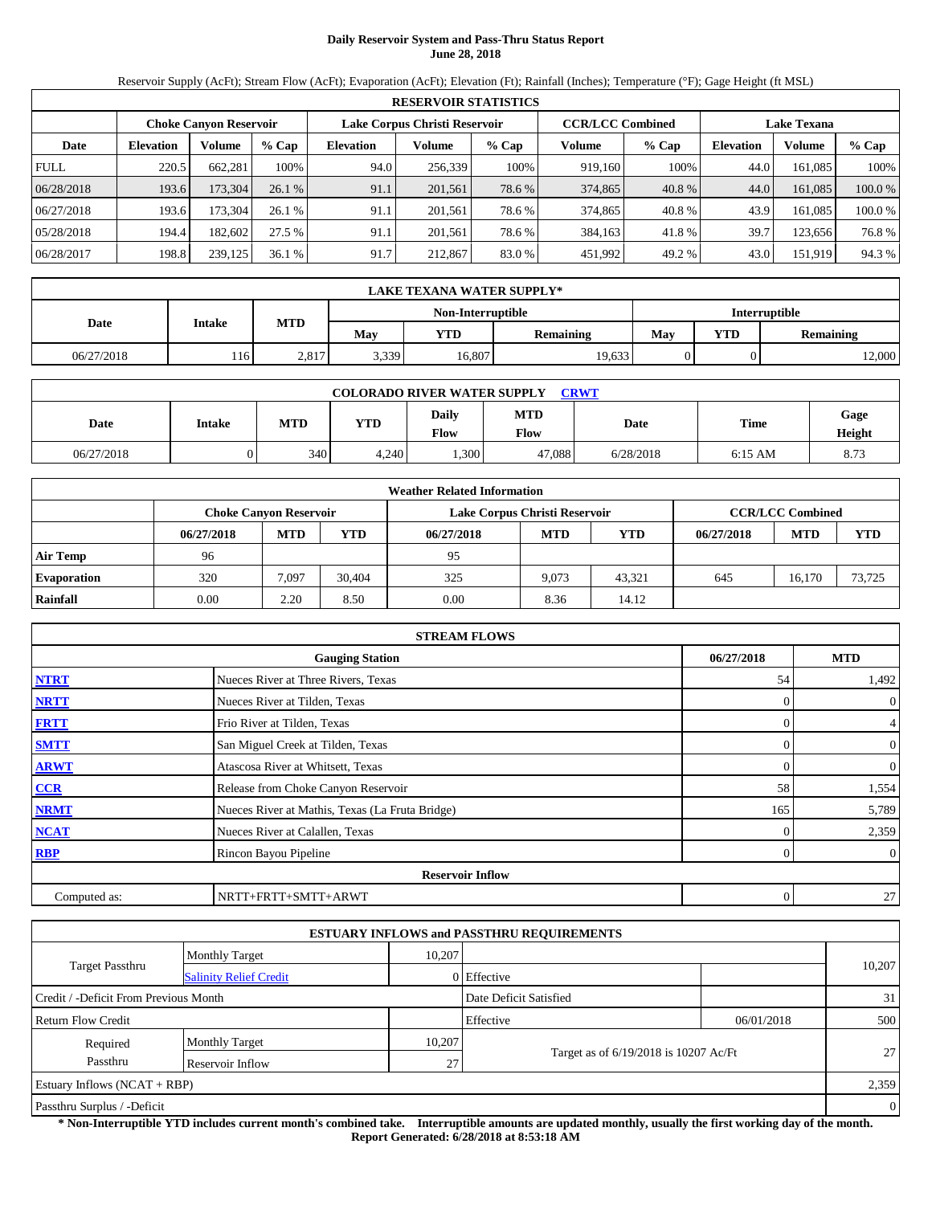# Daily Reservoir System and Pass-Thru Status Report
## June 28, 2018

Reservoir Supply (AcFt); Stream Flow (AcFt); Evaporation (AcFt); Elevation (Ft); Rainfall (Inches); Temperature (°F); Gage Height (ft MSL)

| RESERVOIR STATISTICS | | | | | | | | | | | |
|---|---|---|---|---|---|---|---|---|---|---|---|
| | Choke Canyon Reservoir | | | Lake Corpus Christi Reservoir | | | CCR/LCC Combined | | Lake Texana | | |
| Date | Elevation | Volume | % Cap | Elevation | Volume | % Cap | Volume | % Cap | Elevation | Volume | % Cap |
| FULL | 220.5 | 662,281 | 100% | 94.0 | 256,339 | 100% | 919,160 | 100% | 44.0 | 161,085 | 100% |
| 06/28/2018 | 193.6 | 173,304 | 26.1 % | 91.1 | 201,561 | 78.6 % | 374,865 | 40.8 % | 44.0 | 161,085 | 100.0 % |
| 06/27/2018 | 193.6 | 173,304 | 26.1 % | 91.1 | 201,561 | 78.6 % | 374,865 | 40.8 % | 43.9 | 161,085 | 100.0 % |
| 05/28/2018 | 194.4 | 182,602 | 27.5 % | 91.1 | 201,561 | 78.6 % | 384,163 | 41.8 % | 39.7 | 123,656 | 76.8 % |
| 06/28/2017 | 198.8 | 239,125 | 36.1 % | 91.7 | 212,867 | 83.0 % | 451,992 | 49.2 % | 43.0 | 151,919 | 94.3 % |

| LAKE TEXANA WATER SUPPLY* | | | | | | | | |
|---|---|---|---|---|---|---|---|---|
| Date | Intake | MTD | Non-Interruptible | | | Interruptible | | |
| | | | May | YTD | Remaining | May | YTD | Remaining |
| 06/27/2018 | 116 | 2,817 | 3,339 | 16,807 | 19,633 | 0 | 0 | 12,000 |

| COLORADO RIVER WATER SUPPLY CRWT | | | | | | | | |
|---|---|---|---|---|---|---|---|---|
| Date | Intake | MTD | YTD | Daily Flow | MTD Flow | Date | Time | Gage Height |
| 06/27/2018 | 0 | 340 | 4,240 | 1,300 | 47,088 | 6/28/2018 | 6:15 AM | 8.73 |

| Weather Related Information | | | | | | | | | |
|---|---|---|---|---|---|---|---|---|---|
| | Choke Canyon Reservoir | | | Lake Corpus Christi Reservoir | | | CCR/LCC Combined | | |
| | 06/27/2018 | MTD | YTD | 06/27/2018 | MTD | YTD | 06/27/2018 | MTD | YTD |
| Air Temp | 96 | | | 95 | | | | | |
| Evaporation | 320 | 7,097 | 30,404 | 325 | 9,073 | 43,321 | 645 | 16,170 | 73,725 |
| Rainfall | 0.00 | 2.20 | 8.50 | 0.00 | 8.36 | 14.12 | | | |

| STREAM FLOWS | | | |
|---|---|---|---|
| Gauging Station | | 06/27/2018 | MTD |
| NTRT | Nueces River at Three Rivers, Texas | 54 | 1,492 |
| NRTT | Nueces River at Tilden, Texas | 0 | 0 |
| FRTT | Frio River at Tilden, Texas | 0 | 4 |
| SMTT | San Miguel Creek at Tilden, Texas | 0 | 0 |
| ARWT | Atascosa River at Whitsett, Texas | 0 | 0 |
| CCR | Release from Choke Canyon Reservoir | 58 | 1,554 |
| NRMT | Nueces River at Mathis, Texas (La Fruta Bridge) | 165 | 5,789 |
| NCAT | Nueces River at Calallen, Texas | 0 | 2,359 |
| RBP | Rincon Bayou Pipeline | 0 | 0 |
| Reservoir Inflow | | | |
| Computed as: | NRTT+FRTT+SMTT+ARWT | 0 | 27 |

| ESTUARY INFLOWS and PASSTHRU REQUIREMENTS | | | | | |
|---|---|---|---|---|---|
| Target Passthru | Monthly Target | 10,207 | | | 10,207 |
| | Salinity Relief Credit | 0 | Effective | | |
| Credit / -Deficit From Previous Month | | | Date Deficit Satisfied | | 31 |
| Return Flow Credit | | | Effective | 06/01/2018 | 500 |
| Required Passthru | Monthly Target | 10,207 | Target as of 6/19/2018 is 10207 Ac/Ft | | 27 |
| | Reservoir Inflow | 27 | | | |
| Estuary Inflows (NCAT + RBP) | | | | | 2,359 |
| Passthru Surplus / -Deficit | | | | | 0 |

**\* Non-Interruptible YTD includes current month's combined take. Interruptible amounts are updated monthly, usually the first working day of the month.**
**Report Generated: 6/28/2018 at 8:53:18 AM**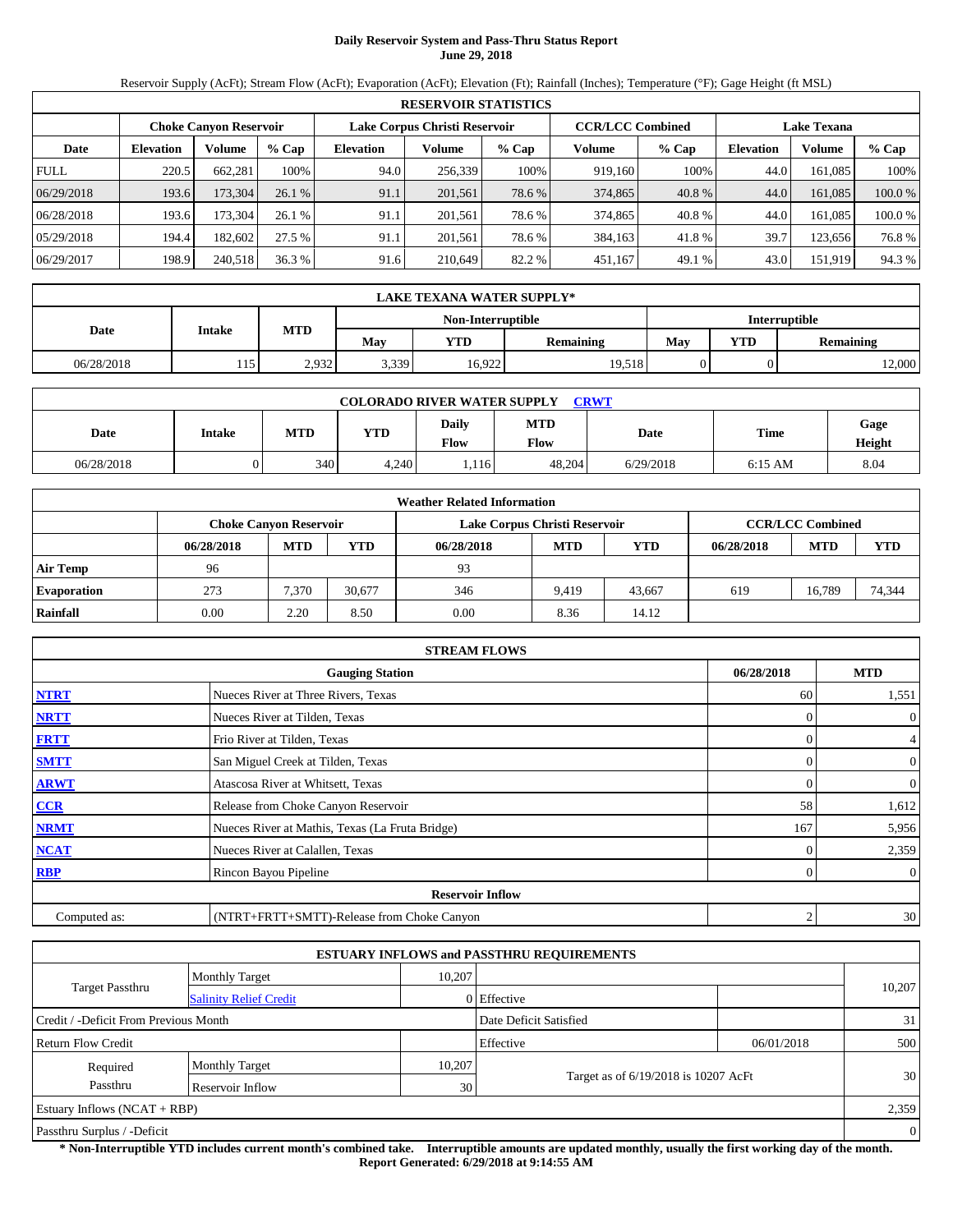# Daily Reservoir System and Pass-Thru Status Report
## June 29, 2018

Reservoir Supply (AcFt); Stream Flow (AcFt); Evaporation (AcFt); Elevation (Ft); Rainfall (Inches); Temperature (°F); Gage Height (ft MSL)

| RESERVOIR STATISTICS | | | | | | | | | | | |
|---|---|---|---|---|---|---|---|---|---|---|---|
| | Choke Canyon Reservoir | | | Lake Corpus Christi Reservoir | | | CCR/LCC Combined | | Lake Texana | | |
| Date | Elevation | Volume | % Cap | Elevation | Volume | % Cap | Volume | % Cap | Elevation | Volume | % Cap |
| FULL | 220.5 | 662,281 | 100% | 94.0 | 256,339 | 100% | 919,160 | 100% | 44.0 | 161,085 | 100% |
| 06/29/2018 | 193.6 | 173,304 | 26.1 % | 91.1 | 201,561 | 78.6 % | 374,865 | 40.8 % | 44.0 | 161,085 | 100.0 % |
| 06/28/2018 | 193.6 | 173,304 | 26.1 % | 91.1 | 201,561 | 78.6 % | 374,865 | 40.8 % | 44.0 | 161,085 | 100.0 % |
| 05/29/2018 | 194.4 | 182,602 | 27.5 % | 91.1 | 201,561 | 78.6 % | 384,163 | 41.8 % | 39.7 | 123,656 | 76.8 % |
| 06/29/2017 | 198.9 | 240,518 | 36.3 % | 91.6 | 210,649 | 82.2 % | 451,167 | 49.1 % | 43.0 | 151,919 | 94.3 % |

| LAKE TEXANA WATER SUPPLY* | | | | | | | | |
|---|---|---|---|---|---|---|---|---|
| Date | Intake | MTD | Non-Interruptible | | | Interruptible | | |
| | | | May | YTD | Remaining | May | YTD | Remaining |
| 06/28/2018 | 115 | 2,932 | 3,339 | 16,922 | 19,518 | 0 | 0 | 12,000 |

| COLORADO RIVER WATER SUPPLY CRWT | | | | | | | | |
|---|---|---|---|---|---|---|---|---|
| Date | Intake | MTD | YTD | Daily Flow | MTD Flow | Date | Time | Gage Height |
| 06/28/2018 | 0 | 340 | 4,240 | 1,116 | 48,204 | 6/29/2018 | 6:15 AM | 8.04 |

| Weather Related Information | | | | | | | | | |
|---|---|---|---|---|---|---|---|---|---|
| | Choke Canyon Reservoir | | | Lake Corpus Christi Reservoir | | | CCR/LCC Combined | | |
| | 06/28/2018 | MTD | YTD | 06/28/2018 | MTD | YTD | 06/28/2018 | MTD | YTD |
| Air Temp | 96 | | | 93 | | | | | |
| Evaporation | 273 | 7,370 | 30,677 | 346 | 9,419 | 43,667 | 619 | 16,789 | 74,344 |
| Rainfall | 0.00 | 2.20 | 8.50 | 0.00 | 8.36 | 14.12 | | | |

| STREAM FLOWS | | | |
|---|---|---|---|
| Gauging Station | | 06/28/2018 | MTD |
| NTRT | Nueces River at Three Rivers, Texas | 60 | 1,551 |
| NRTT | Nueces River at Tilden, Texas | 0 | 0 |
| FRTT | Frio River at Tilden, Texas | 0 | 4 |
| SMTT | San Miguel Creek at Tilden, Texas | 0 | 0 |
| ARWT | Atascosa River at Whitsett, Texas | 0 | 0 |
| CCR | Release from Choke Canyon Reservoir | 58 | 1,612 |
| NRMT | Nueces River at Mathis, Texas (La Fruta Bridge) | 167 | 5,956 |
| NCAT | Nueces River at Calallen, Texas | 0 | 2,359 |
| RBP | Rincon Bayou Pipeline | 0 | 0 |
| Reservoir Inflow | | | |
| Computed as: | (NTRT+FRTT+SMTT)-Release from Choke Canyon | 2 | 30 |

| ESTUARY INFLOWS and PASSTHRU REQUIREMENTS | | | | | |
|---|---|---|---|---|---|
| Target Passthru | Monthly Target | 10,207 | | | 10,207 |
| | Salinity Relief Credit | 0 | Effective | | |
| Credit / -Deficit From Previous Month | | | Date Deficit Satisfied | | 31 |
| Return Flow Credit | | | Effective | 06/01/2018 | 500 |
| Required Passthru | Monthly Target | 10,207 | Target as of 6/19/2018 is 10207 AcFt | | 30 |
| | Reservoir Inflow | 30 | | | |
| Estuary Inflows (NCAT + RBP) | | | | | 2,359 |
| Passthru Surplus / -Deficit | | | | | 0 |

**\* Non-Interruptible YTD includes current month's combined take. Interruptible amounts are updated monthly, usually the first working day of the month.**
**Report Generated: 6/29/2018 at 9:14:55 AM**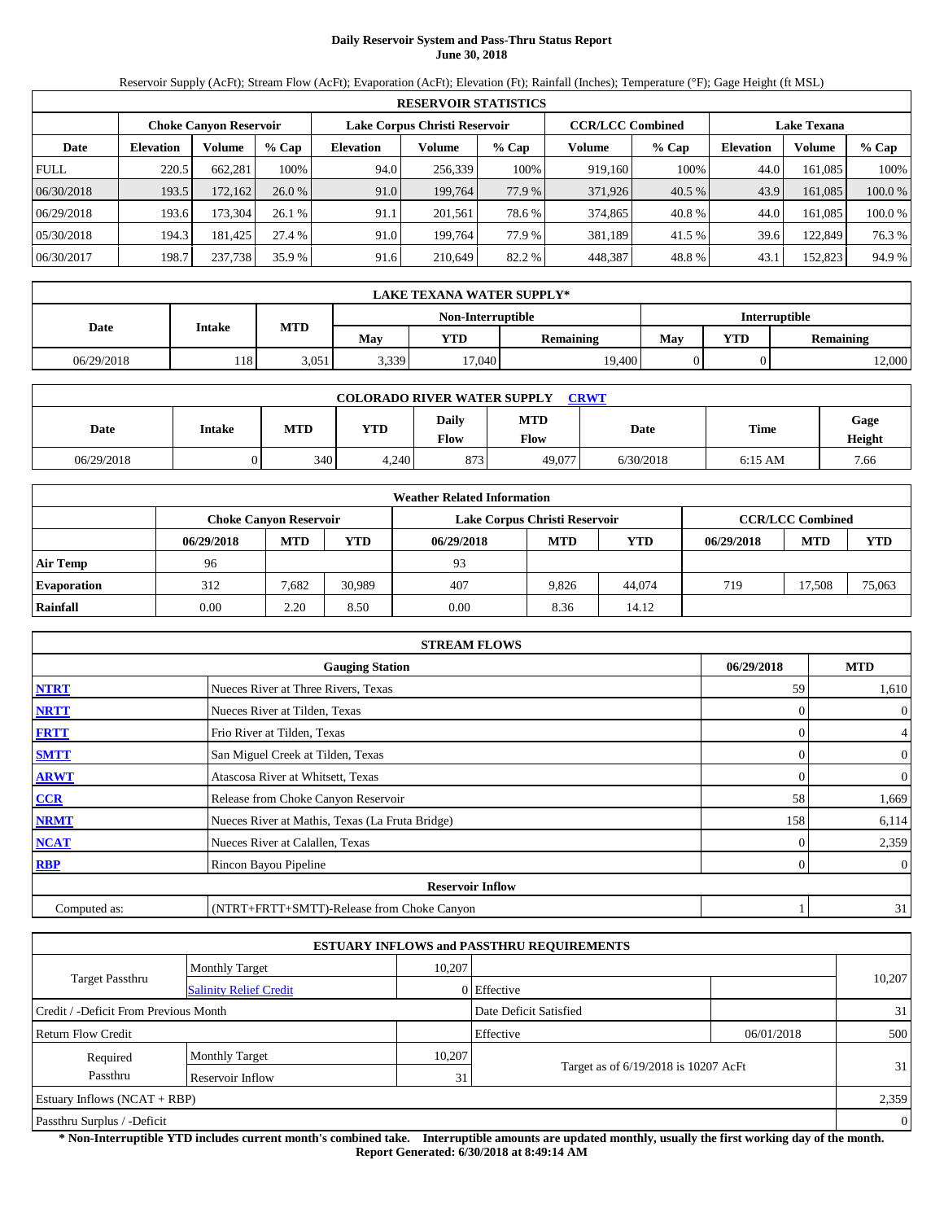# Daily Reservoir System and Pass-Thru Status Report
## June 30, 2018

Reservoir Supply (AcFt); Stream Flow (AcFt); Evaporation (AcFt); Elevation (Ft); Rainfall (Inches); Temperature (°F); Gage Height (ft MSL)

| RESERVOIR STATISTICS | | | | | | | | | | | |
|---|---|---|---|---|---|---|---|---|---|---|---|
| | Choke Canyon Reservoir | | | Lake Corpus Christi Reservoir | | | CCR/LCC Combined | | Lake Texana | | |
| Date | Elevation | Volume | % Cap | Elevation | Volume | % Cap | Volume | % Cap | Elevation | Volume | % Cap |
| FULL | 220.5 | 662,281 | 100% | 94.0 | 256,339 | 100% | 919,160 | 100% | 44.0 | 161,085 | 100% |
| 06/30/2018 | 193.5 | 172,162 | 26.0 % | 91.0 | 199,764 | 77.9 % | 371,926 | 40.5 % | 43.9 | 161,085 | 100.0 % |
| 06/29/2018 | 193.6 | 173,304 | 26.1 % | 91.1 | 201,561 | 78.6 % | 374,865 | 40.8 % | 44.0 | 161,085 | 100.0 % |
| 05/30/2018 | 194.3 | 181,425 | 27.4 % | 91.0 | 199,764 | 77.9 % | 381,189 | 41.5 % | 39.6 | 122,849 | 76.3 % |
| 06/30/2017 | 198.7 | 237,738 | 35.9 % | 91.6 | 210,649 | 82.2 % | 448,387 | 48.8 % | 43.1 | 152,823 | 94.9 % |

| LAKE TEXANA WATER SUPPLY* | | | | | | | | |
|---|---|---|---|---|---|---|---|---|
| Date | Intake | MTD | Non-Interruptible | | | Interruptible | | |
| | | | May | YTD | Remaining | May | YTD | Remaining |
| 06/29/2018 | 118 | 3,051 | 3,339 | 17,040 | 19,400 | 0 | 0 | 12,000 |

| COLORADO RIVER WATER SUPPLY CRWT | | | | | | | | |
|---|---|---|---|---|---|---|---|---|
| Date | Intake | MTD | YTD | Daily Flow | MTD Flow | Date | Time | Gage Height |
| 06/29/2018 | 0 | 340 | 4,240 | 873 | 49,077 | 6/30/2018 | 6:15 AM | 7.66 |

| Weather Related Information | | | | | | | | | |
|---|---|---|---|---|---|---|---|---|---|
| | Choke Canyon Reservoir | | | Lake Corpus Christi Reservoir | | | CCR/LCC Combined | | |
| | 06/29/2018 | MTD | YTD | 06/29/2018 | MTD | YTD | 06/29/2018 | MTD | YTD |
| Air Temp | 96 | | | 93 | | | | | |
| Evaporation | 312 | 7,682 | 30,989 | 407 | 9,826 | 44,074 | 719 | 17,508 | 75,063 |
| Rainfall | 0.00 | 2.20 | 8.50 | 0.00 | 8.36 | 14.12 | | | |

| STREAM FLOWS | | | |
|---|---|---|---|
| Gauging Station | | 06/29/2018 | MTD |
| NTRT | Nueces River at Three Rivers, Texas | 59 | 1,610 |
| NRTT | Nueces River at Tilden, Texas | 0 | 0 |
| FRTT | Frio River at Tilden, Texas | 0 | 4 |
| SMTT | San Miguel Creek at Tilden, Texas | 0 | 0 |
| ARWT | Atascosa River at Whitsett, Texas | 0 | 0 |
| CCR | Release from Choke Canyon Reservoir | 58 | 1,669 |
| NRMT | Nueces River at Mathis, Texas (La Fruta Bridge) | 158 | 6,114 |
| NCAT | Nueces River at Calallen, Texas | 0 | 2,359 |
| RBP | Rincon Bayou Pipeline | 0 | 0 |
| Reservoir Inflow | | | |
| Computed as: | (NTRT+FRTT+SMTT)-Release from Choke Canyon | 1 | 31 |

| ESTUARY INFLOWS and PASSTHRU REQUIREMENTS | | | | | |
|---|---|---|---|---|---|
| Target Passthru | Monthly Target | 10,207 | | | 10,207 |
| | Salinity Relief Credit | 0 | Effective | | |
| Credit / -Deficit From Previous Month | | | Date Deficit Satisfied | | 31 |
| Return Flow Credit | | | Effective | 06/01/2018 | 500 |
| Required Passthru | Monthly Target | 10,207 | Target as of 6/19/2018 is 10207 AcFt | | 31 |
| | Reservoir Inflow | 31 | | | |
| Estuary Inflows (NCAT + RBP) | | | | | 2,359 |
| Passthru Surplus / -Deficit | | | | | 0 |

**\* Non-Interruptible YTD includes current month's combined take. Interruptible amounts are updated monthly, usually the first working day of the month.**
**Report Generated: 6/30/2018 at 8:49:14 AM**